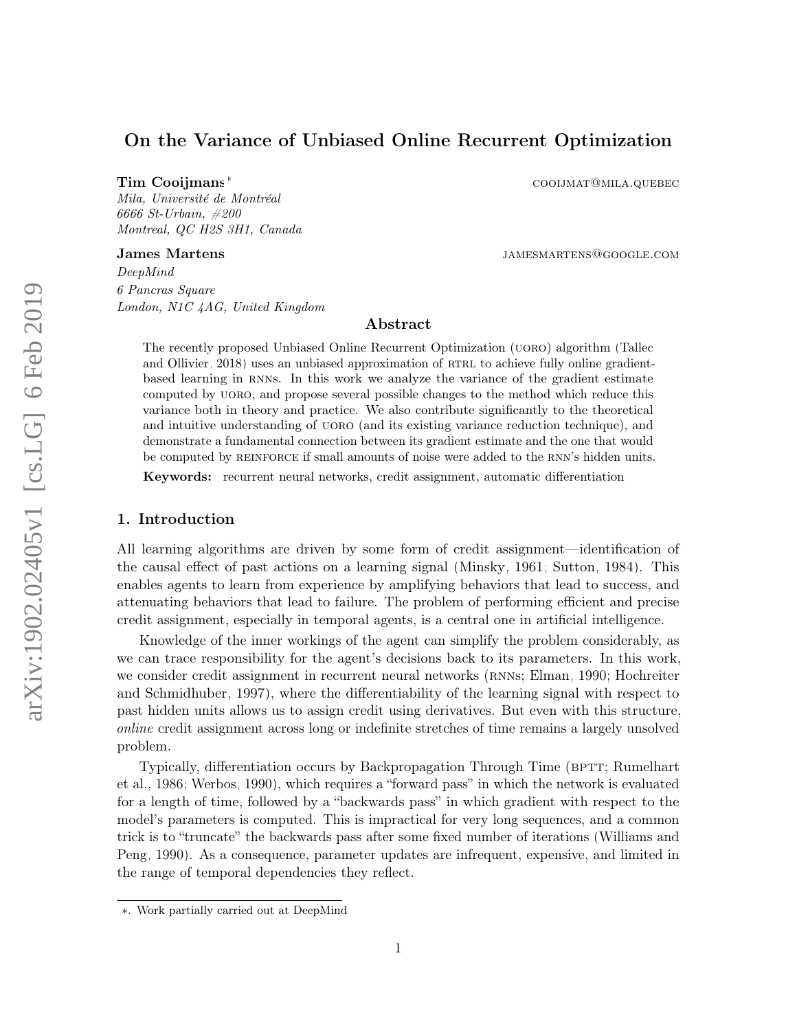# On the Variance of Unbiased Online Recurrent Optimization

**Tim Cooijmans**[*] cooijmat@mila.quebec
*Mila, Université de Montréal*
*6666 St-Urbain, #200*
*Montreal, QC H2S 3H1, Canada*

**James Martens** jamesmartens@google.com
*DeepMind*
*6 Pancras Square*
*London, N1C 4AG, United Kingdom*

## Abstract

The recently proposed Unbiased Online Recurrent Optimization (UORO) algorithm (Tallec and Ollivier, 2018) uses an unbiased approximation of RTRL to achieve fully online gradient-based learning in RNNs. In this work we analyze the variance of the gradient estimate computed by UORO, and propose several possible changes to the method which reduce this variance both in theory and practice. We also contribute significantly to the theoretical and intuitive understanding of UORO (and its existing variance reduction technique), and demonstrate a fundamental connection between its gradient estimate and the one that would be computed by REINFORCE if small amounts of noise were added to the RNN's hidden units.

**Keywords:** recurrent neural networks, credit assignment, automatic differentiation

## 1. Introduction

All learning algorithms are driven by some form of credit assignment—identification of the causal effect of past actions on a learning signal (Minsky, 1961; Sutton, 1984). This enables agents to learn from experience by amplifying behaviors that lead to success, and attenuating behaviors that lead to failure. The problem of performing efficient and precise credit assignment, especially in temporal agents, is a central one in artificial intelligence.

Knowledge of the inner workings of the agent can simplify the problem considerably, as we can trace responsibility for the agent's decisions back to its parameters. In this work, we consider credit assignment in recurrent neural networks (RNNs; Elman, 1990; Hochreiter and Schmidhuber, 1997), where the differentiability of the learning signal with respect to past hidden units allows us to assign credit using derivatives. But even with this structure, *online* credit assignment across long or indefinite stretches of time remains a largely unsolved problem.

Typically, differentiation occurs by Backpropagation Through Time (BPTT; Rumelhart et al., 1986; Werbos, 1990), which requires a "forward pass" in which the network is evaluated for a length of time, followed by a "backwards pass" in which gradient with respect to the model's parameters is computed. This is impractical for very long sequences, and a common trick is to "truncate" the backwards pass after some fixed number of iterations (Williams and Peng, 1990). As a consequence, parameter updates are infrequent, expensive, and limited in the range of temporal dependencies they reflect.

[*] Work partially carried out at DeepMind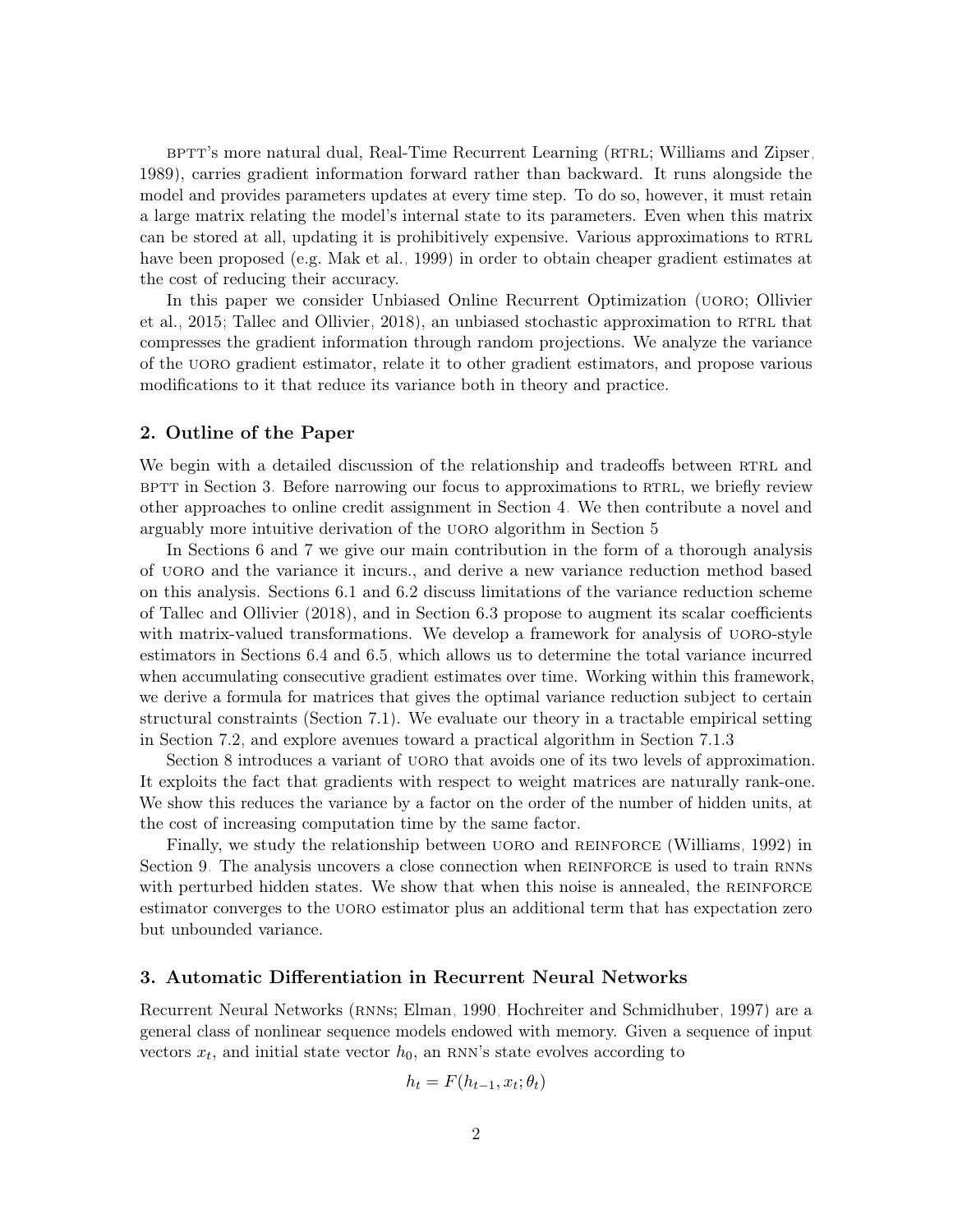BPTT's more natural dual, Real-Time Recurrent Learning (RTRL; Williams and Zipser, 1989), carries gradient information forward rather than backward. It runs alongside the model and provides parameters updates at every time step. To do so, however, it must retain a large matrix relating the model's internal state to its parameters. Even when this matrix can be stored at all, updating it is prohibitively expensive. Various approximations to RTRL have been proposed (e.g. Mak et al., 1999) in order to obtain cheaper gradient estimates at the cost of reducing their accuracy.

In this paper we consider Unbiased Online Recurrent Optimization (UORO; Ollivier et al., 2015; Tallec and Ollivier, 2018), an unbiased stochastic approximation to RTRL that compresses the gradient information through random projections. We analyze the variance of the UORO gradient estimator, relate it to other gradient estimators, and propose various modifications to it that reduce its variance both in theory and practice.

## 2. Outline of the Paper

We begin with a detailed discussion of the relationship and tradeoffs between RTRL and BPTT in Section 3. Before narrowing our focus to approximations to RTRL, we briefly review other approaches to online credit assignment in Section 4. We then contribute a novel and arguably more intuitive derivation of the UORO algorithm in Section 5.

In Sections 6 and 7 we give our main contribution in the form of a thorough analysis of UORO and the variance it incurs., and derive a new variance reduction method based on this analysis. Sections 6.1 and 6.2 discuss limitations of the variance reduction scheme of Tallec and Ollivier (2018), and in Section 6.3 propose to augment its scalar coefficients with matrix-valued transformations. We develop a framework for analysis of UORO-style estimators in Sections 6.4 and 6.5, which allows us to determine the total variance incurred when accumulating consecutive gradient estimates over time. Working within this framework, we derive a formula for matrices that gives the optimal variance reduction subject to certain structural constraints (Section 7.1). We evaluate our theory in a tractable empirical setting in Section 7.2, and explore avenues toward a practical algorithm in Section 7.1.3.

Section 8 introduces a variant of UORO that avoids one of its two levels of approximation. It exploits the fact that gradients with respect to weight matrices are naturally rank-one. We show this reduces the variance by a factor on the order of the number of hidden units, at the cost of increasing computation time by the same factor.

Finally, we study the relationship between UORO and REINFORCE (Williams, 1992) in Section 9. The analysis uncovers a close connection when REINFORCE is used to train RNNs with perturbed hidden states. We show that when this noise is annealed, the REINFORCE estimator converges to the UORO estimator plus an additional term that has expectation zero but unbounded variance.

## 3. Automatic Differentiation in Recurrent Neural Networks

Recurrent Neural Networks (RNNs; Elman, 1990, Hochreiter and Schmidhuber, 1997) are a general class of nonlinear sequence models endowed with memory. Given a sequence of input vectors $x_t$, and initial state vector $h_0$, an RNN's state evolves according to

$$h_t = F(h_{t-1}, x_t; \theta_t)$$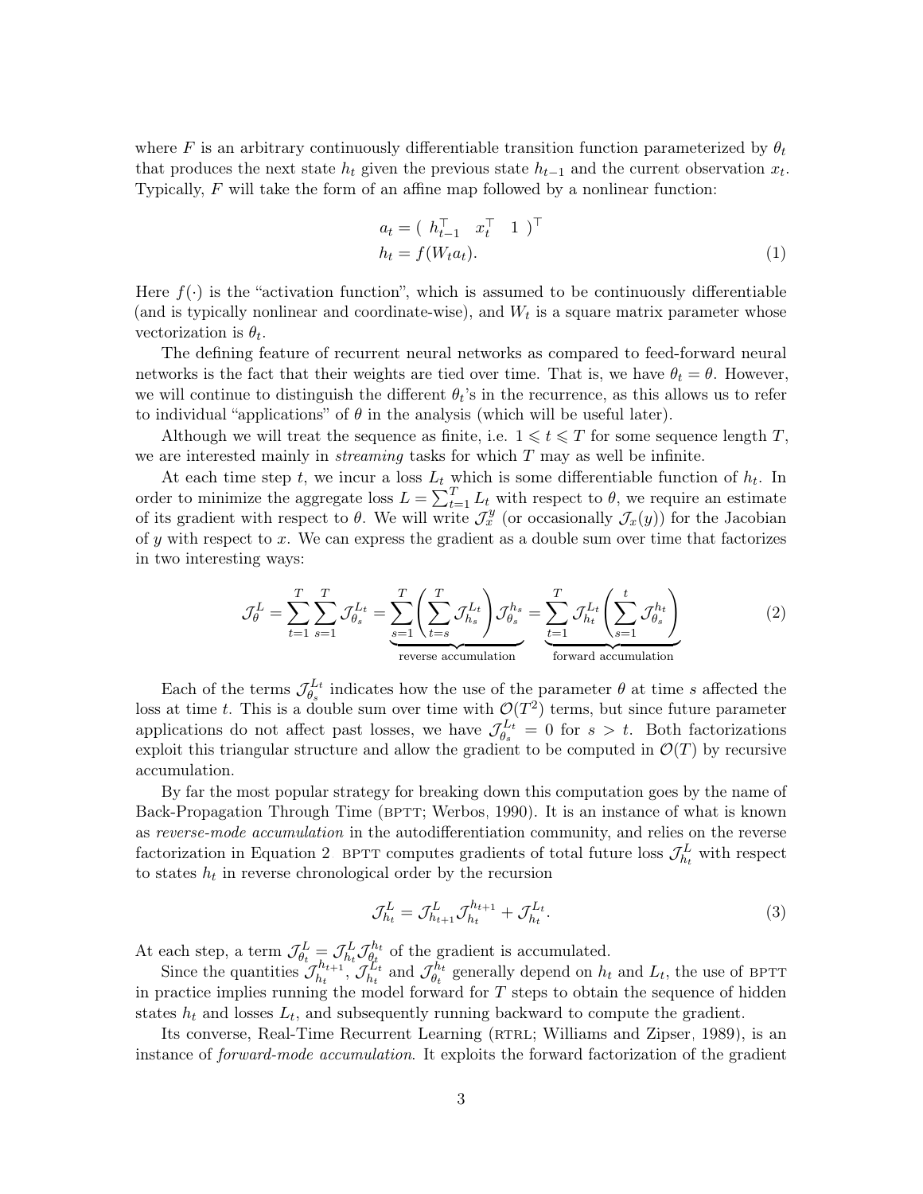where $F$ is an arbitrary continuously differentiable transition function parameterized by $\theta_t$ that produces the next state $h_t$ given the previous state $h_{t-1}$ and the current observation $x_t$. Typically, $F$ will take the form of an affine map followed by a nonlinear function:

$$
\begin{aligned}
a_t &= (\ h_{t-1}^\top \quad x_t^\top \quad 1\ )^\top \\
h_t &= f(W_t a_t).
\end{aligned} \tag{1}
$$

Here $f(\cdot)$ is the "activation function", which is assumed to be continuously differentiable (and is typically nonlinear and coordinate-wise), and $W_t$ is a square matrix parameter whose vectorization is $\theta_t$.

The defining feature of recurrent neural networks as compared to feed-forward neural networks is the fact that their weights are tied over time. That is, we have $\theta_t = \theta$. However, we will continue to distinguish the different $\theta_t$'s in the recurrence, as this allows us to refer to individual "applications" of $\theta$ in the analysis (which will be useful later).

Although we will treat the sequence as finite, i.e. $1 \leqslant t \leqslant T$ for some sequence length $T$, we are interested mainly in *streaming* tasks for which $T$ may as well be infinite.

At each time step $t$, we incur a loss $L_t$ which is some differentiable function of $h_t$. In order to minimize the aggregate loss $L = \sum_{t=1}^{T} L_t$ with respect to $\theta$, we require an estimate of its gradient with respect to $\theta$. We will write $\mathcal{J}_x^y$ (or occasionally $\mathcal{J}_x(y)$) for the Jacobian of $y$ with respect to $x$. We can express the gradient as a double sum over time that factorizes in two interesting ways:

$$
\mathcal{J}_\theta^L = \sum_{t=1}^{T}\sum_{s=1}^{T} \mathcal{J}_{\theta_s}^{L_t} = \underbrace{\sum_{s=1}^{T}\left(\sum_{t=s}^{T} \mathcal{J}_{h_s}^{L_t}\right)\mathcal{J}_{\theta_s}^{h_s}}_{\text{reverse accumulation}} = \underbrace{\sum_{t=1}^{T} \mathcal{J}_{h_t}^{L_t}\left(\sum_{s=1}^{t} \mathcal{J}_{\theta_s}^{h_t}\right)}_{\text{forward accumulation}} \tag{2}
$$

Each of the terms $\mathcal{J}_{\theta_s}^{L_t}$ indicates how the use of the parameter $\theta$ at time $s$ affected the loss at time $t$. This is a double sum over time with $\mathcal{O}(T^2)$ terms, but since future parameter applications do not affect past losses, we have $\mathcal{J}_{\theta_s}^{L_t} = 0$ for $s > t$. Both factorizations exploit this triangular structure and allow the gradient to be computed in $\mathcal{O}(T)$ by recursive accumulation.

By far the most popular strategy for breaking down this computation goes by the name of Back-Propagation Through Time (BPTT; Werbos, 1990). It is an instance of what is known as *reverse-mode accumulation* in the autodifferentiation community, and relies on the reverse factorization in Equation 2 BPTT computes gradients of total future loss $\mathcal{J}_{h_t}^{L}$ with respect to states $h_t$ in reverse chronological order by the recursion

$$
\mathcal{J}_{h_t}^{L} = \mathcal{J}_{h_{t+1}}^{L}\mathcal{J}_{h_t}^{h_{t+1}} + \mathcal{J}_{h_t}^{L_t}. \tag{3}
$$

At each step, a term $\mathcal{J}_{\theta_t}^{L} = \mathcal{J}_{h_t}^{L}\mathcal{J}_{\theta_t}^{h_t}$ of the gradient is accumulated.

Since the quantities $\mathcal{J}_{h_t}^{h_{t+1}}$, $\mathcal{J}_{h_t}^{L_t}$ and $\mathcal{J}_{\theta_t}^{h_t}$ generally depend on $h_t$ and $L_t$, the use of BPTT in practice implies running the model forward for $T$ steps to obtain the sequence of hidden states $h_t$ and losses $L_t$, and subsequently running backward to compute the gradient.

Its converse, Real-Time Recurrent Learning (RTRL; Williams and Zipser, 1989), is an instance of *forward-mode accumulation*. It exploits the forward factorization of the gradient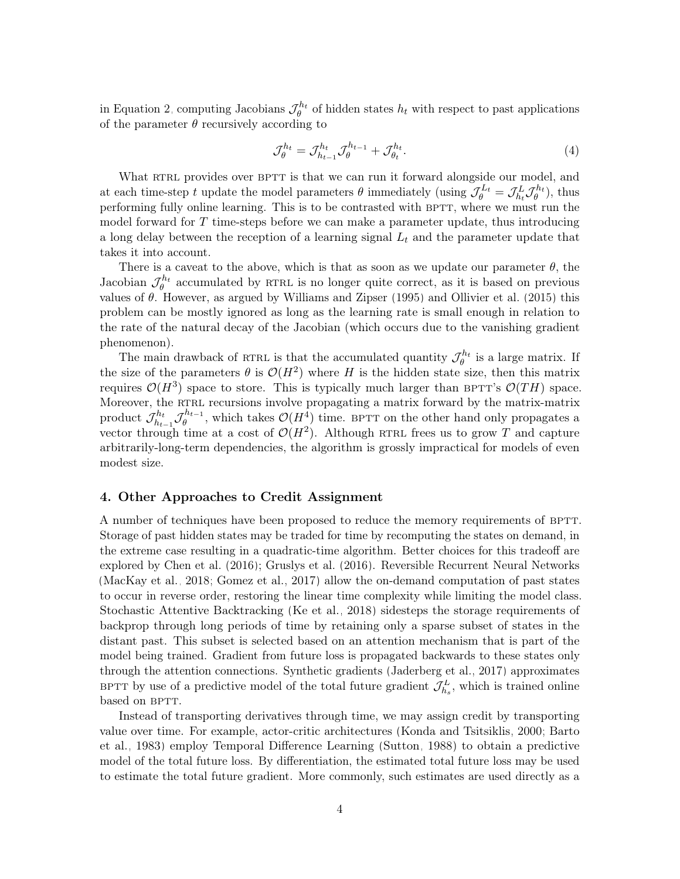in Equation 2, computing Jacobians $\mathcal{J}_\theta^{h_t}$ of hidden states $h_t$ with respect to past applications of the parameter $\theta$ recursively according to

$$\mathcal{J}_\theta^{h_t} = \mathcal{J}_{h_{t-1}}^{h_t} \mathcal{J}_\theta^{h_{t-1}} + \mathcal{J}_{\theta_t}^{h_t}. \tag{4}$$

What RTRL provides over BPTT is that we can run it forward alongside our model, and at each time-step $t$ update the model parameters $\theta$ immediately (using $\mathcal{J}_\theta^{L_t} = \mathcal{J}_{h_t}^{L} \mathcal{J}_\theta^{h_t}$), thus performing fully online learning. This is to be contrasted with BPTT, where we must run the model forward for $T$ time-steps before we can make a parameter update, thus introducing a long delay between the reception of a learning signal $L_t$ and the parameter update that takes it into account.

There is a caveat to the above, which is that as soon as we update our parameter $\theta$, the Jacobian $\mathcal{J}_\theta^{h_t}$ accumulated by RTRL is no longer quite correct, as it is based on previous values of $\theta$. However, as argued by Williams and Zipser (1995) and Ollivier et al. (2015) this problem can be mostly ignored as long as the learning rate is small enough in relation to the rate of the natural decay of the Jacobian (which occurs due to the vanishing gradient phenomenon).

The main drawback of RTRL is that the accumulated quantity $\mathcal{J}_\theta^{h_t}$ is a large matrix. If the size of the parameters $\theta$ is $\mathcal{O}(H^2)$ where $H$ is the hidden state size, then this matrix requires $\mathcal{O}(H^3)$ space to store. This is typically much larger than BPTT's $\mathcal{O}(TH)$ space. Moreover, the RTRL recursions involve propagating a matrix forward by the matrix-matrix product $\mathcal{J}_{h_{t-1}}^{h_t} \mathcal{J}_\theta^{h_{t-1}}$, which takes $\mathcal{O}(H^4)$ time. BPTT on the other hand only propagates a vector through time at a cost of $\mathcal{O}(H^2)$. Although RTRL frees us to grow $T$ and capture arbitrarily-long-term dependencies, the algorithm is grossly impractical for models of even modest size.

## 4. Other Approaches to Credit Assignment

A number of techniques have been proposed to reduce the memory requirements of BPTT. Storage of past hidden states may be traded for time by recomputing the states on demand, in the extreme case resulting in a quadratic-time algorithm. Better choices for this tradeoff are explored by Chen et al. (2016); Gruslys et al. (2016). Reversible Recurrent Neural Networks (MacKay et al., 2018; Gomez et al., 2017) allow the on-demand computation of past states to occur in reverse order, restoring the linear time complexity while limiting the model class. Stochastic Attentive Backtracking (Ke et al., 2018) sidesteps the storage requirements of backprop through long periods of time by retaining only a sparse subset of states in the distant past. This subset is selected based on an attention mechanism that is part of the model being trained. Gradient from future loss is propagated backwards to these states only through the attention connections. Synthetic gradients (Jaderberg et al., 2017) approximates BPTT by use of a predictive model of the total future gradient $\mathcal{J}_{h_s}^{L}$, which is trained online based on BPTT.

Instead of transporting derivatives through time, we may assign credit by transporting value over time. For example, actor-critic architectures (Konda and Tsitsiklis, 2000; Barto et al., 1983) employ Temporal Difference Learning (Sutton, 1988) to obtain a predictive model of the total future loss. By differentiation, the estimated total future loss may be used to estimate the total future gradient. More commonly, such estimates are used directly as a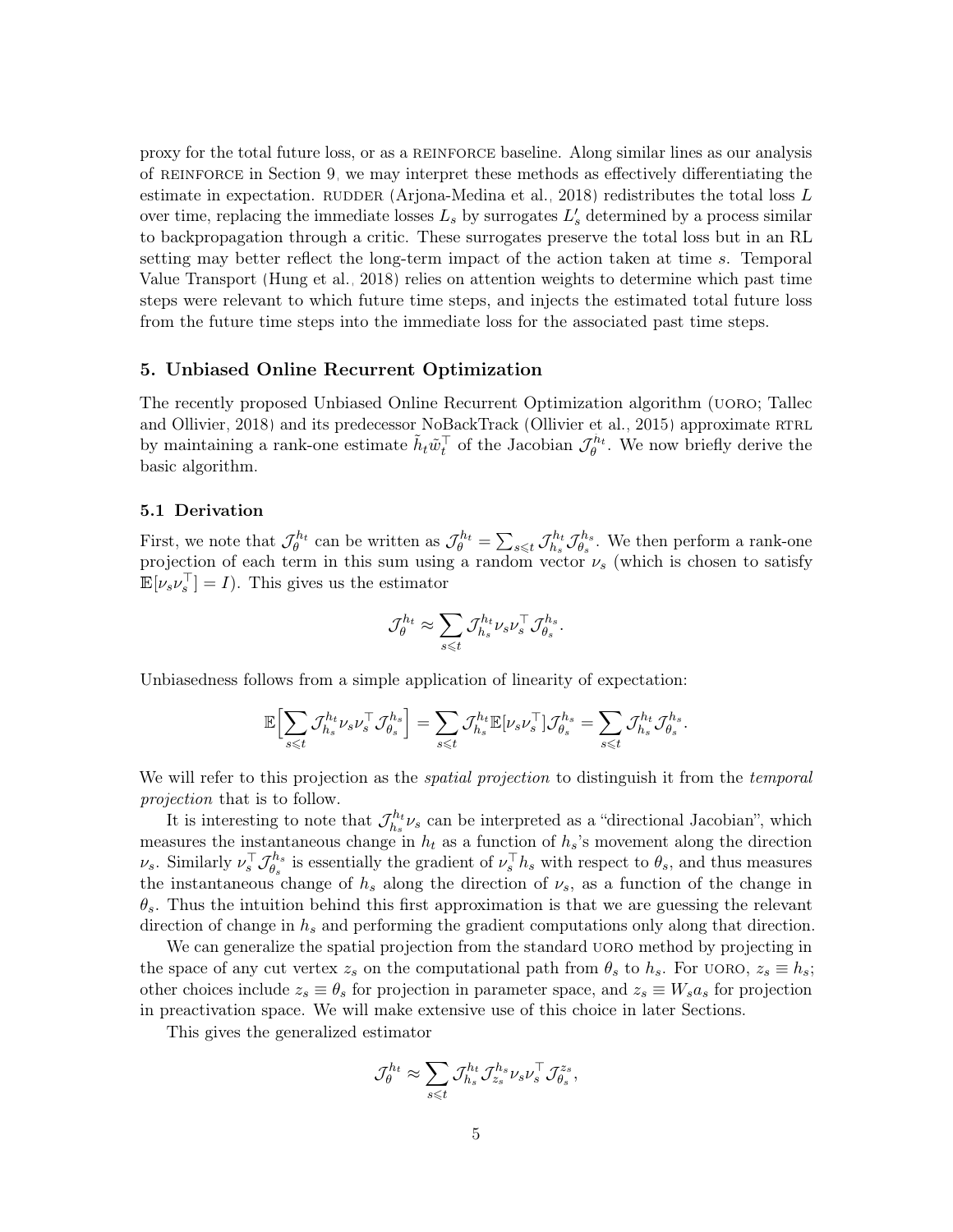proxy for the total future loss, or as a REINFORCE baseline. Along similar lines as our analysis of REINFORCE in Section 9, we may interpret these methods as effectively differentiating the estimate in expectation. RUDDER (Arjona-Medina et al., 2018) redistributes the total loss $L$ over time, replacing the immediate losses $L_s$ by surrogates $L'_s$ determined by a process similar to backpropagation through a critic. These surrogates preserve the total loss but in an RL setting may better reflect the long-term impact of the action taken at time $s$. Temporal Value Transport (Hung et al., 2018) relies on attention weights to determine which past time steps were relevant to which future time steps, and injects the estimated total future loss from the future time steps into the immediate loss for the associated past time steps.

## 5. Unbiased Online Recurrent Optimization

The recently proposed Unbiased Online Recurrent Optimization algorithm (UORO; Tallec and Ollivier, 2018) and its predecessor NoBackTrack (Ollivier et al., 2015) approximate RTRL by maintaining a rank-one estimate $\tilde{h}_t \tilde{w}_t^\top$ of the Jacobian $\mathcal{J}_\theta^{h_t}$. We now briefly derive the basic algorithm.

### 5.1 Derivation

First, we note that $\mathcal{J}_\theta^{h_t}$ can be written as $\mathcal{J}_\theta^{h_t} = \sum_{s \leqslant t} \mathcal{J}_{h_s}^{h_t} \mathcal{J}_{\theta_s}^{h_s}$. We then perform a rank-one projection of each term in this sum using a random vector $\nu_s$ (which is chosen to satisfy $\mathbb{E}[\nu_s \nu_s^\top] = I$). This gives us the estimator

$$\mathcal{J}_\theta^{h_t} \approx \sum_{s \leqslant t} \mathcal{J}_{h_s}^{h_t} \nu_s \nu_s^\top \mathcal{J}_{\theta_s}^{h_s}.$$

Unbiasedness follows from a simple application of linearity of expectation:

$$\mathbb{E}\Big[\sum_{s \leqslant t} \mathcal{J}_{h_s}^{h_t} \nu_s \nu_s^\top \mathcal{J}_{\theta_s}^{h_s}\Big] = \sum_{s \leqslant t} \mathcal{J}_{h_s}^{h_t} \mathbb{E}[\nu_s \nu_s^\top] \mathcal{J}_{\theta_s}^{h_s} = \sum_{s \leqslant t} \mathcal{J}_{h_s}^{h_t} \mathcal{J}_{\theta_s}^{h_s}.$$

We will refer to this projection as the *spatial projection* to distinguish it from the *temporal projection* that is to follow.

It is interesting to note that $\mathcal{J}_{h_s}^{h_t} \nu_s$ can be interpreted as a "directional Jacobian", which measures the instantaneous change in $h_t$ as a function of $h_s$'s movement along the direction $\nu_s$. Similarly $\nu_s^\top \mathcal{J}_{\theta_s}^{h_s}$ is essentially the gradient of $\nu_s^\top h_s$ with respect to $\theta_s$, and thus measures the instantaneous change of $h_s$ along the direction of $\nu_s$, as a function of the change in $\theta_s$. Thus the intuition behind this first approximation is that we are guessing the relevant direction of change in $h_s$ and performing the gradient computations only along that direction.

We can generalize the spatial projection from the standard UORO method by projecting in the space of any cut vertex $z_s$ on the computational path from $\theta_s$ to $h_s$. For UORO, $z_s \equiv h_s$; other choices include $z_s \equiv \theta_s$ for projection in parameter space, and $z_s \equiv W_s a_s$ for projection in preactivation space. We will make extensive use of this choice in later Sections.

This gives the generalized estimator

$$\mathcal{J}_\theta^{h_t} \approx \sum_{s \leqslant t} \mathcal{J}_{h_s}^{h_t} \mathcal{J}_{z_s}^{h_s} \nu_s \nu_s^\top \mathcal{J}_{\theta_s}^{z_s},$$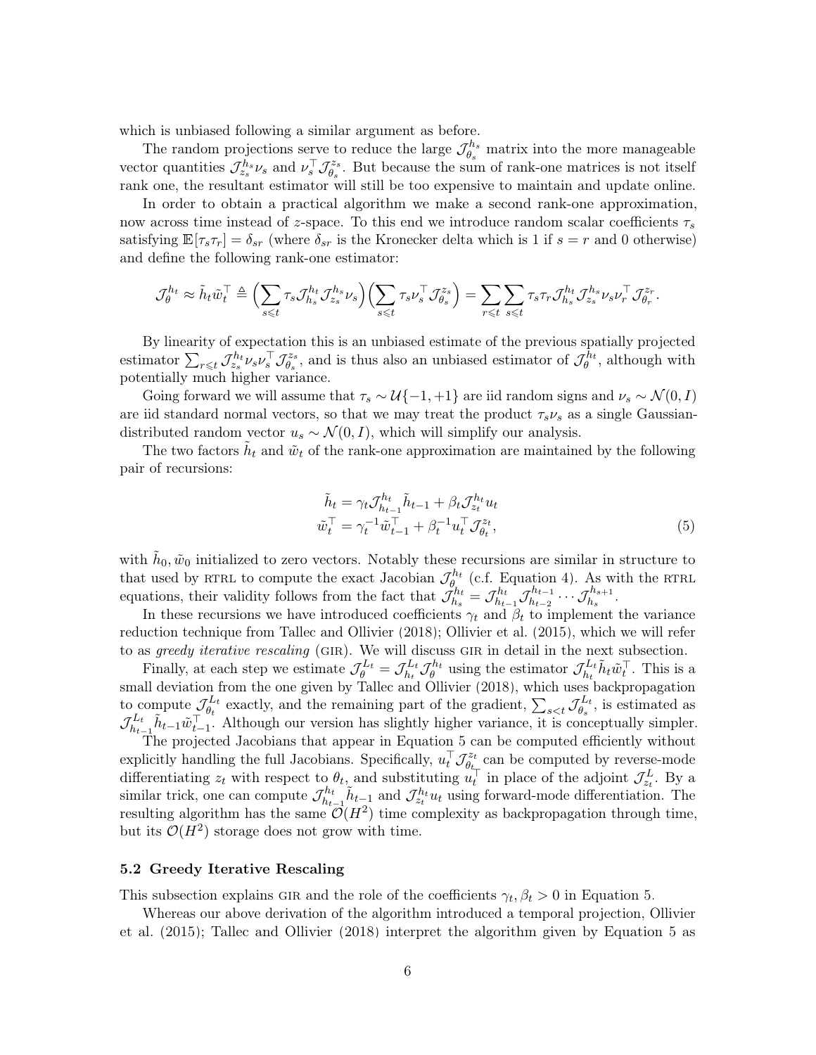which is unbiased following a similar argument as before.

The random projections serve to reduce the large $\mathcal{J}_{\theta_s}^{h_s}$ matrix into the more manageable vector quantities $\mathcal{J}_{z_s}^{h_s}\nu_s$ and $\nu_s^\top \mathcal{J}_{\theta_s}^{z_s}$. But because the sum of rank-one matrices is not itself rank one, the resultant estimator will still be too expensive to maintain and update online.

In order to obtain a practical algorithm we make a second rank-one approximation, now across time instead of $z$-space. To this end we introduce random scalar coefficients $\tau_s$ satisfying $\mathbb{E}[\tau_s \tau_r] = \delta_{sr}$ (where $\delta_{sr}$ is the Kronecker delta which is 1 if $s = r$ and 0 otherwise) and define the following rank-one estimator:

$$\mathcal{J}_\theta^{h_t} \approx \tilde{h}_t \tilde{w}_t^\top \triangleq \Big(\sum_{s \leqslant t} \tau_s \mathcal{J}_{h_s}^{h_t} \mathcal{J}_{z_s}^{h_s} \nu_s\Big)\Big(\sum_{s \leqslant t} \tau_s \nu_s^\top \mathcal{J}_{\theta_s}^{z_s}\Big) = \sum_{r \leqslant t}\sum_{s \leqslant t} \tau_s \tau_r \mathcal{J}_{h_s}^{h_t} \mathcal{J}_{z_s}^{h_s} \nu_s \nu_r^\top \mathcal{J}_{\theta_r}^{z_r}.$$

By linearity of expectation this is an unbiased estimate of the previous spatially projected estimator $\sum_{r \leqslant t} \mathcal{J}_{z_s}^{h_t} \nu_s \nu_s^\top \mathcal{J}_{\theta_s}^{z_s}$, and is thus also an unbiased estimator of $\mathcal{J}_\theta^{h_t}$, although with potentially much higher variance.

Going forward we will assume that $\tau_s \sim \mathcal{U}\{-1, +1\}$ are iid random signs and $\nu_s \sim \mathcal{N}(0, I)$ are iid standard normal vectors, so that we may treat the product $\tau_s \nu_s$ as a single Gaussian-distributed random vector $u_s \sim \mathcal{N}(0, I)$, which will simplify our analysis.

The two factors $\tilde{h}_t$ and $\tilde{w}_t$ of the rank-one approximation are maintained by the following pair of recursions:

$$\begin{aligned}
\tilde{h}_t &= \gamma_t \mathcal{J}_{h_{t-1}}^{h_t} \tilde{h}_{t-1} + \beta_t \mathcal{J}_{z_t}^{h_t} u_t \\
\tilde{w}_t^\top &= \gamma_t^{-1} \tilde{w}_{t-1}^\top + \beta_t^{-1} u_t^\top \mathcal{J}_{\theta_t}^{z_t},
\end{aligned} \tag{5}$$

with $\tilde{h}_0, \tilde{w}_0$ initialized to zero vectors. Notably these recursions are similar in structure to that used by RTRL to compute the exact Jacobian $\mathcal{J}_\theta^{h_t}$ (c.f. Equation 4). As with the RTRL equations, their validity follows from the fact that $\mathcal{J}_{h_s}^{h_t} = \mathcal{J}_{h_{t-1}}^{h_t} \mathcal{J}_{h_{t-2}}^{h_{t-1}} \cdots \mathcal{J}_{h_s}^{h_{s+1}}$.

In these recursions we have introduced coefficients $\gamma_t$ and $\beta_t$ to implement the variance reduction technique from Tallec and Ollivier (2018); Ollivier et al. (2015), which we will refer to as *greedy iterative rescaling* (GIR). We will discuss GIR in detail in the next subsection.

Finally, at each step we estimate $\mathcal{J}_\theta^{L_t} = \mathcal{J}_{h_t}^{L_t} \mathcal{J}_\theta^{h_t}$ using the estimator $\mathcal{J}_{h_t}^{L_t} \tilde{h}_t \tilde{w}_t^\top$. This is a small deviation from the one given by Tallec and Ollivier (2018), which uses backpropagation to compute $\mathcal{J}_{\theta_t}^{L_t}$ exactly, and the remaining part of the gradient, $\sum_{s<t} \mathcal{J}_{\theta_s}^{L_t}$, is estimated as $\mathcal{J}_{h_{t-1}}^{L_t} \tilde{h}_{t-1} \tilde{w}_{t-1}^\top$. Although our version has slightly higher variance, it is conceptually simpler.

The projected Jacobians that appear in Equation 5 can be computed efficiently without explicitly handling the full Jacobians. Specifically, $u_t^\top \mathcal{J}_{\theta_t}^{z_t}$ can be computed by reverse-mode differentiating $z_t$ with respect to $\theta_t$, and substituting $u_t^\top$ in place of the adjoint $\mathcal{J}_{z_t}^L$. By a similar trick, one can compute $\mathcal{J}_{h_{t-1}}^{h_t} \tilde{h}_{t-1}$ and $\mathcal{J}_{z_t}^{h_t} u_t$ using forward-mode differentiation. The resulting algorithm has the same $\mathcal{O}(H^2)$ time complexity as backpropagation through time, but its $\mathcal{O}(H^2)$ storage does not grow with time.

### 5.2 Greedy Iterative Rescaling

This subsection explains GIR and the role of the coefficients $\gamma_t, \beta_t > 0$ in Equation 5.

Whereas our above derivation of the algorithm introduced a temporal projection, Ollivier et al. (2015); Tallec and Ollivier (2018) interpret the algorithm given by Equation 5 as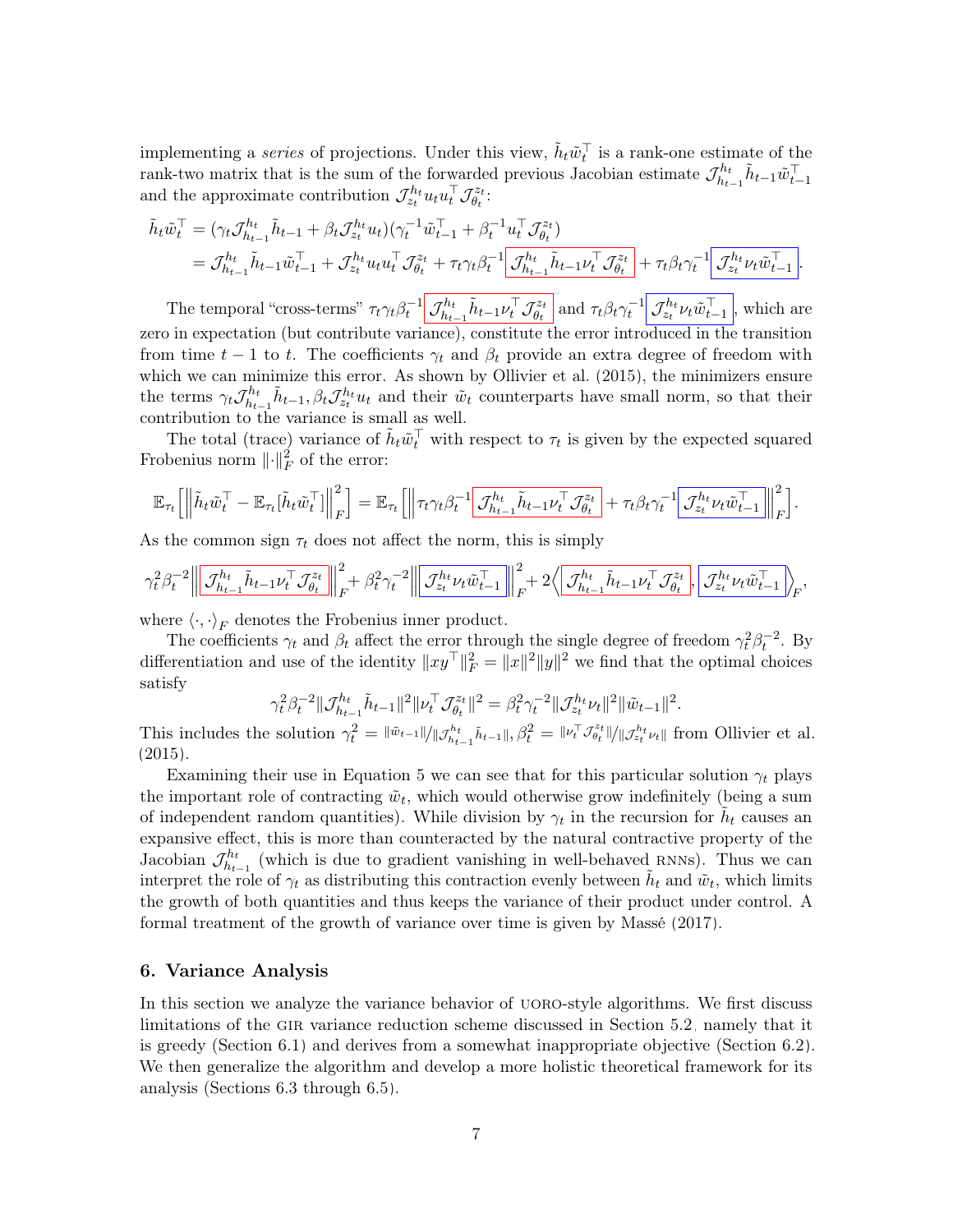implementing a *series* of projections. Under this view, $\tilde{h}_t \tilde{w}_t^\top$ is a rank-one estimate of the rank-two matrix that is the sum of the forwarded previous Jacobian estimate $\mathcal{J}^{h_t}_{h_{t-1}} \tilde{h}_{t-1} \tilde{w}_{t-1}^\top$ and the approximate contribution $\mathcal{J}^{h_t}_{z_t} u_t u_t^\top \mathcal{J}^{z_t}_{\theta_t}$:

$$
\begin{aligned}
\tilde{h}_t \tilde{w}_t^\top &= (\gamma_t \mathcal{J}^{h_t}_{h_{t-1}} \tilde{h}_{t-1} + \beta_t \mathcal{J}^{h_t}_{z_t} u_t)(\gamma_t^{-1} \tilde{w}_{t-1}^\top + \beta_t^{-1} u_t^\top \mathcal{J}^{z_t}_{\theta_t}) \\
&= \mathcal{J}^{h_t}_{h_{t-1}} \tilde{h}_{t-1} \tilde{w}_{t-1}^\top + \mathcal{J}^{h_t}_{z_t} u_t u_t^\top \mathcal{J}^{z_t}_{\theta_t} + \tau_t \gamma_t \beta_t^{-1} \boxed{\mathcal{J}^{h_t}_{h_{t-1}} \tilde{h}_{t-1} \nu_t^\top \mathcal{J}^{z_t}_{\theta_t}} + \tau_t \beta_t \gamma_t^{-1} \boxed{\mathcal{J}^{h_t}_{z_t} \nu_t \tilde{w}_{t-1}^\top}.
\end{aligned}
$$

The temporal "cross-terms" $\tau_t \gamma_t \beta_t^{-1} \boxed{\mathcal{J}^{h_t}_{h_{t-1}} \tilde{h}_{t-1} \nu_t^\top \mathcal{J}^{z_t}_{\theta_t}}$ and $\tau_t \beta_t \gamma_t^{-1} \boxed{\mathcal{J}^{h_t}_{z_t} \nu_t \tilde{w}_{t-1}^\top}$, which are zero in expectation (but contribute variance), constitute the error introduced in the transition from time $t-1$ to $t$. The coefficients $\gamma_t$ and $\beta_t$ provide an extra degree of freedom with which we can minimize this error. As shown by Ollivier et al. (2015), the minimizers ensure the terms $\gamma_t \mathcal{J}^{h_t}_{h_{t-1}} \tilde{h}_{t-1}, \beta_t \mathcal{J}^{h_t}_{z_t} u_t$ and their $\tilde{w}_t$ counterparts have small norm, so that their contribution to the variance is small as well.

The total (trace) variance of $\tilde{h}_t \tilde{w}_t^\top$ with respect to $\tau_t$ is given by the expected squared Frobenius norm $\|\cdot\|_F^2$ of the error:

$$
\mathbb{E}_{\tau_t}\left[\left\| \tilde{h}_t \tilde{w}_t^\top - \mathbb{E}_{\tau_t}[\tilde{h}_t \tilde{w}_t^\top] \right\|_F^2\right] = \mathbb{E}_{\tau_t}\left[\left\| \tau_t \gamma_t \beta_t^{-1} \boxed{\mathcal{J}^{h_t}_{h_{t-1}} \tilde{h}_{t-1} \nu_t^\top \mathcal{J}^{z_t}_{\theta_t}} + \tau_t \beta_t \gamma_t^{-1} \boxed{\mathcal{J}^{h_t}_{z_t} \nu_t \tilde{w}_{t-1}^\top} \right\|_F^2\right].
$$

As the common sign $\tau_t$ does not affect the norm, this is simply

$$
\gamma_t^2 \beta_t^{-2} \left\| \boxed{\mathcal{J}^{h_t}_{h_{t-1}} \tilde{h}_{t-1} \nu_t^\top \mathcal{J}^{z_t}_{\theta_t}} \right\|_F^2 + \beta_t^2 \gamma_t^{-2} \left\| \boxed{\mathcal{J}^{h_t}_{z_t} \nu_t \tilde{w}_{t-1}^\top} \right\|_F^2 + 2 \left\langle \boxed{\mathcal{J}^{h_t}_{h_{t-1}} \tilde{h}_{t-1} \nu_t^\top \mathcal{J}^{z_t}_{\theta_t}}, \boxed{\mathcal{J}^{h_t}_{z_t} \nu_t \tilde{w}_{t-1}^\top} \right\rangle_F,
$$

where $\langle \cdot, \cdot \rangle_F$ denotes the Frobenius inner product.

The coefficients $\gamma_t$ and $\beta_t$ affect the error through the single degree of freedom $\gamma_t^2 \beta_t^{-2}$. By differentiation and use of the identity $\|xy^\top\|_F^2 = \|x\|^2 \|y\|^2$ we find that the optimal choices satisfy

$$
\gamma_t^2 \beta_t^{-2} \|\mathcal{J}^{h_t}_{h_{t-1}} \tilde{h}_{t-1}\|^2 \|\nu_t^\top \mathcal{J}^{z_t}_{\theta_t}\|^2 = \beta_t^2 \gamma_t^{-2} \|\mathcal{J}^{h_t}_{z_t} \nu_t\|^2 \|\tilde{w}_{t-1}\|^2.
$$

This includes the solution $\gamma_t^2 = \|\tilde{w}_{t-1}\| / \|\mathcal{J}^{h_t}_{h_{t-1}} \tilde{h}_{t-1}\|, \beta_t^2 = \|\nu_t^\top \mathcal{J}^{z_t}_{\theta_t}\| / \|\mathcal{J}^{h_t}_{z_t} \nu_t\|$ from Ollivier et al. (2015).

Examining their use in Equation 5 we can see that for this particular solution $\gamma_t$ plays the important role of contracting $\tilde{w}_t$, which would otherwise grow indefinitely (being a sum of independent random quantities). While division by $\gamma_t$ in the recursion for $\tilde{h}_t$ causes an expansive effect, this is more than counteracted by the natural contractive property of the Jacobian $\mathcal{J}^{h_t}_{h_{t-1}}$ (which is due to gradient vanishing in well-behaved RNNs). Thus we can interpret the role of $\gamma_t$ as distributing this contraction evenly between $\tilde{h}_t$ and $\tilde{w}_t$, which limits the growth of both quantities and thus keeps the variance of their product under control. A formal treatment of the growth of variance over time is given by Massé (2017).

## 6. Variance Analysis

In this section we analyze the variance behavior of UORO-style algorithms. We first discuss limitations of the GIR variance reduction scheme discussed in Section 5.2, namely that it is greedy (Section 6.1) and derives from a somewhat inappropriate objective (Section 6.2). We then generalize the algorithm and develop a more holistic theoretical framework for its analysis (Sections 6.3 through 6.5).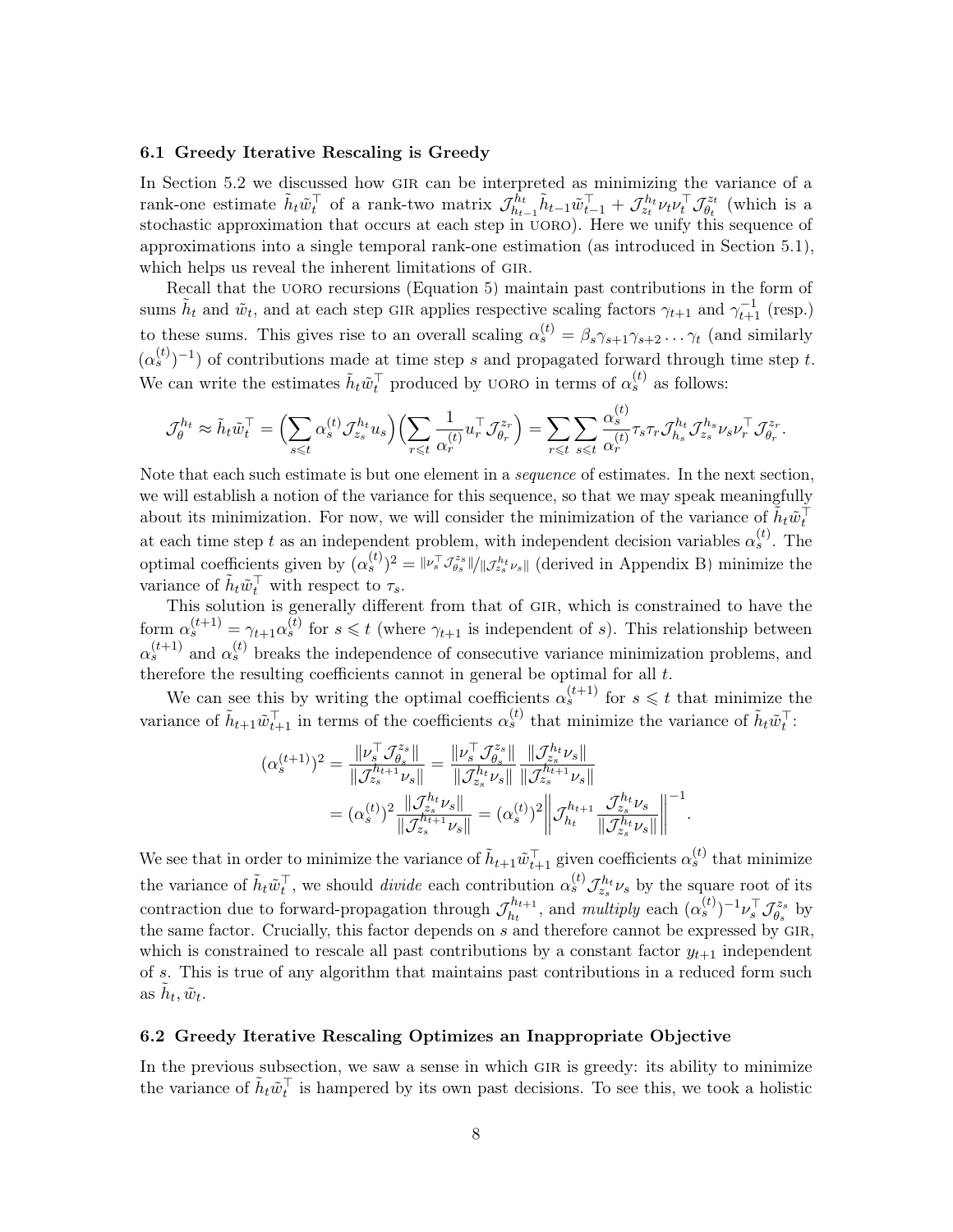### 6.1 Greedy Iterative Rescaling is Greedy

In Section 5.2 we discussed how GIR can be interpreted as minimizing the variance of a rank-one estimate $\tilde{h}_t \tilde{w}_t^\top$ of a rank-two matrix $\mathcal{J}^{h_t}_{h_{t-1}} \tilde{h}_{t-1} \tilde{w}_{t-1}^\top + \mathcal{J}^{h_t}_{z_t} \nu_t \nu_t^\top \mathcal{J}^{z_t}_{\theta_t}$ (which is a stochastic approximation that occurs at each step in UORO). Here we unify this sequence of approximations into a single temporal rank-one estimation (as introduced in Section 5.1), which helps us reveal the inherent limitations of GIR.

Recall that the UORO recursions (Equation 5) maintain past contributions in the form of sums $\tilde{h}_t$ and $\tilde{w}_t$, and at each step GIR applies respective scaling factors $\gamma_{t+1}$ and $\gamma_{t+1}^{-1}$ (resp.) to these sums. This gives rise to an overall scaling $\alpha_s^{(t)} = \beta_s \gamma_{s+1} \gamma_{s+2} \ldots \gamma_t$ (and similarly $(\alpha_s^{(t)})^{-1}$) of contributions made at time step $s$ and propagated forward through time step $t$. We can write the estimates $\tilde{h}_t \tilde{w}_t^\top$ produced by UORO in terms of $\alpha_s^{(t)}$ as follows:

$$\mathcal{J}^{h_t}_{\theta} \approx \tilde{h}_t \tilde{w}_t^\top = \Big(\sum_{s \leqslant t} \alpha_s^{(t)} \mathcal{J}^{h_t}_{z_s} u_s\Big)\Big(\sum_{r \leqslant t} \frac{1}{\alpha_r^{(t)}} u_r^\top \mathcal{J}^{z_r}_{\theta_r}\Big) = \sum_{r \leqslant t} \sum_{s \leqslant t} \frac{\alpha_s^{(t)}}{\alpha_r^{(t)}} \tau_s \tau_r \mathcal{J}^{h_t}_{h_s} \mathcal{J}^{h_s}_{z_s} \nu_s \nu_r^\top \mathcal{J}^{z_r}_{\theta_r}.$$

Note that each such estimate is but one element in a *sequence* of estimates. In the next section, we will establish a notion of the variance for this sequence, so that we may speak meaningfully about its minimization. For now, we will consider the minimization of the variance of $\tilde{h}_t \tilde{w}_t^\top$ at each time step $t$ as an independent problem, with independent decision variables $\alpha_s^{(t)}$. The optimal coefficients given by $(\alpha_s^{(t)})^2 = \|\nu_s^\top \mathcal{J}^{z_s}_{\theta_s}\| / \|\mathcal{J}^{h_t}_{z_s} \nu_s\|$ (derived in Appendix B) minimize the variance of $\tilde{h}_t \tilde{w}_t^\top$ with respect to $\tau_s$.

This solution is generally different from that of GIR, which is constrained to have the form $\alpha_s^{(t+1)} = \gamma_{t+1} \alpha_s^{(t)}$ for $s \leqslant t$ (where $\gamma_{t+1}$ is independent of $s$). This relationship between $\alpha_s^{(t+1)}$ and $\alpha_s^{(t)}$ breaks the independence of consecutive variance minimization problems, and therefore the resulting coefficients cannot in general be optimal for all $t$.

We can see this by writing the optimal coefficients $\alpha_s^{(t+1)}$ for $s \leqslant t$ that minimize the variance of $\tilde{h}_{t+1} \tilde{w}_{t+1}^\top$ in terms of the coefficients $\alpha_s^{(t)}$ that minimize the variance of $\tilde{h}_t \tilde{w}_t^\top$:

$$\begin{aligned}
(\alpha_s^{(t+1)})^2 = \frac{\|\nu_s^\top \mathcal{J}^{z_s}_{\theta_s}\|}{\|\mathcal{J}^{h_{t+1}}_{z_s} \nu_s\|} &= \frac{\|\nu_s^\top \mathcal{J}^{z_s}_{\theta_s}\|}{\|\mathcal{J}^{h_t}_{z_s} \nu_s\|} \frac{\|\mathcal{J}^{h_t}_{z_s} \nu_s\|}{\|\mathcal{J}^{h_{t+1}}_{z_s} \nu_s\|} \\
&= (\alpha_s^{(t)})^2 \frac{\|\mathcal{J}^{h_t}_{z_s} \nu_s\|}{\|\mathcal{J}^{h_{t+1}}_{z_s} \nu_s\|} = (\alpha_s^{(t)})^2 \left\| \mathcal{J}^{h_{t+1}}_{h_t} \frac{\mathcal{J}^{h_t}_{z_s} \nu_s}{\|\mathcal{J}^{h_t}_{z_s} \nu_s\|} \right\|^{-1}.
\end{aligned}$$

We see that in order to minimize the variance of $\tilde{h}_{t+1} \tilde{w}_{t+1}^\top$ given coefficients $\alpha_s^{(t)}$ that minimize the variance of $\tilde{h}_t \tilde{w}_t^\top$, we should *divide* each contribution $\alpha_s^{(t)} \mathcal{J}^{h_t}_{z_s} \nu_s$ by the square root of its contraction due to forward-propagation through $\mathcal{J}^{h_{t+1}}_{h_t}$, and *multiply* each $(\alpha_s^{(t)})^{-1} \nu_s^\top \mathcal{J}^{z_s}_{\theta_s}$ by the same factor. Crucially, this factor depends on $s$ and therefore cannot be expressed by GIR, which is constrained to rescale all past contributions by a constant factor $y_{t+1}$ independent of $s$. This is true of any algorithm that maintains past contributions in a reduced form such as $\tilde{h}_t, \tilde{w}_t$.

### 6.2 Greedy Iterative Rescaling Optimizes an Inappropriate Objective

In the previous subsection, we saw a sense in which GIR is greedy: its ability to minimize the variance of $\tilde{h}_t \tilde{w}_t^\top$ is hampered by its own past decisions. To see this, we took a holistic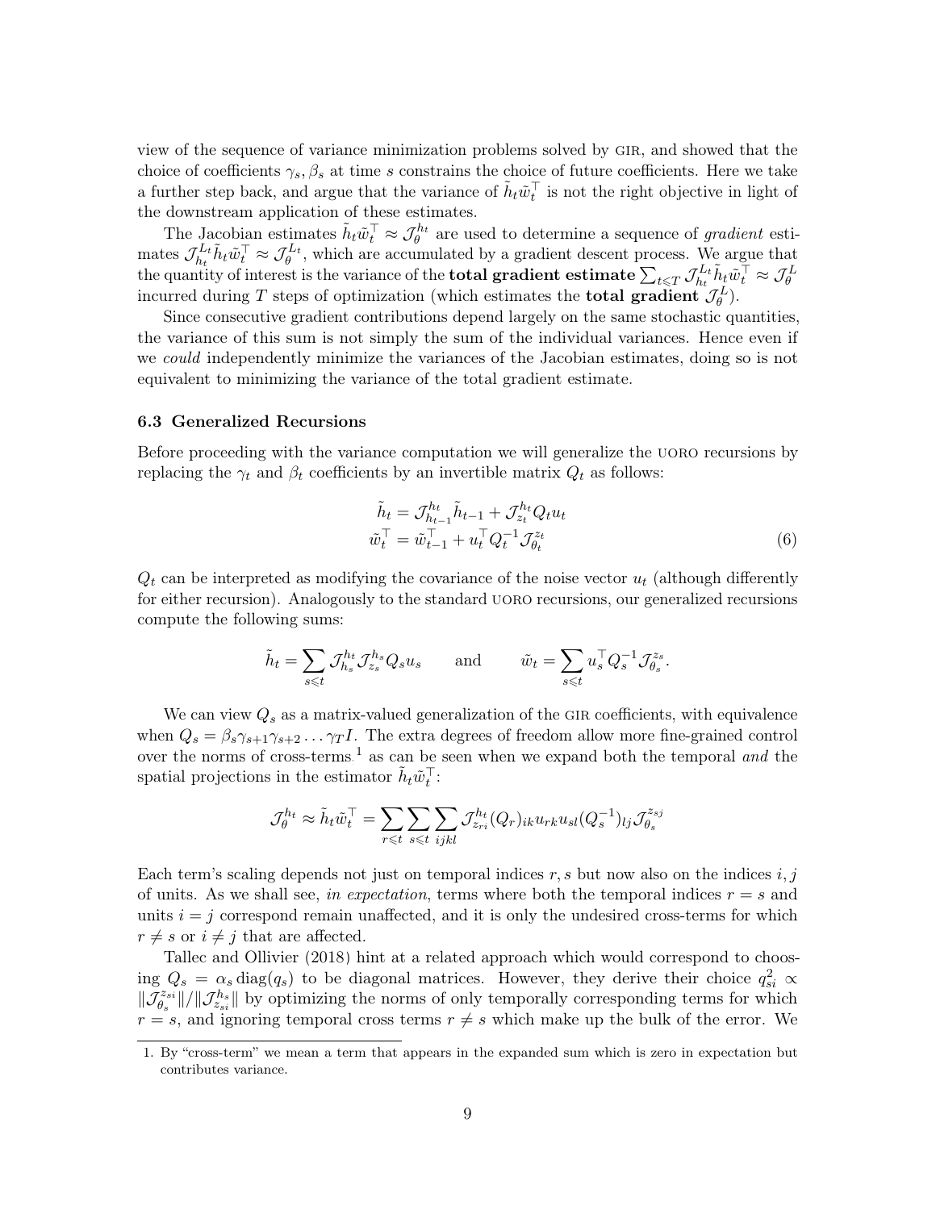view of the sequence of variance minimization problems solved by GIR, and showed that the choice of coefficients $\gamma_s, \beta_s$ at time $s$ constrains the choice of future coefficients. Here we take a further step back, and argue that the variance of $\tilde{h}_t \tilde{w}_t^\top$ is not the right objective in light of the downstream application of these estimates.

The Jacobian estimates $\tilde{h}_t \tilde{w}_t^\top \approx \mathcal{J}_\theta^{h_t}$ are used to determine a sequence of *gradient* estimates $\mathcal{J}_{h_t}^{L_t} \tilde{h}_t \tilde{w}_t^\top \approx \mathcal{J}_\theta^{L_t}$, which are accumulated by a gradient descent process. We argue that the quantity of interest is the variance of the **total gradient estimate** $\sum_{t \leqslant T} \mathcal{J}_{h_t}^{L_t} \tilde{h}_t \tilde{w}_t^\top \approx \mathcal{J}_\theta^L$ incurred during $T$ steps of optimization (which estimates the **total gradient** $\mathcal{J}_\theta^L$).

Since consecutive gradient contributions depend largely on the same stochastic quantities, the variance of this sum is not simply the sum of the individual variances. Hence even if we *could* independently minimize the variances of the Jacobian estimates, doing so is not equivalent to minimizing the variance of the total gradient estimate.

### 6.3 Generalized Recursions

Before proceeding with the variance computation we will generalize the UORO recursions by replacing the $\gamma_t$ and $\beta_t$ coefficients by an invertible matrix $Q_t$ as follows:

$$
\begin{aligned}
\tilde{h}_t &= \mathcal{J}_{h_{t-1}}^{h_t} \tilde{h}_{t-1} + \mathcal{J}_{z_t}^{h_t} Q_t u_t \\
\tilde{w}_t^\top &= \tilde{w}_{t-1}^\top + u_t^\top Q_t^{-1} \mathcal{J}_{\theta_t}^{z_t}
\end{aligned}
\tag{6}
$$

$Q_t$ can be interpreted as modifying the covariance of the noise vector $u_t$ (although differently for either recursion). Analogously to the standard UORO recursions, our generalized recursions compute the following sums:

$$
\tilde{h}_t = \sum_{s \leqslant t} \mathcal{J}_{h_s}^{h_t} \mathcal{J}_{z_s}^{h_s} Q_s u_s \qquad \text{and} \qquad \tilde{w}_t = \sum_{s \leqslant t} u_s^\top Q_s^{-1} \mathcal{J}_{\theta_s}^{z_s}.
$$

We can view $Q_s$ as a matrix-valued generalization of the GIR coefficients, with equivalence when $Q_s = \beta_s \gamma_{s+1} \gamma_{s+2} \dots \gamma_T I$. The extra degrees of freedom allow more fine-grained control over the norms of cross-terms[1] as can be seen when we expand both the temporal *and* the spatial projections in the estimator $\tilde{h}_t \tilde{w}_t^\top$:

$$
\mathcal{J}_\theta^{h_t} \approx \tilde{h}_t \tilde{w}_t^\top = \sum_{r \leqslant t} \sum_{s \leqslant t} \sum_{ijkl} \mathcal{J}_{z_{ri}}^{h_t} (Q_r)_{ik} u_{rk} u_{sl} (Q_s^{-1})_{lj} \mathcal{J}_{\theta_s}^{z_{sj}}
$$

Each term's scaling depends not just on temporal indices $r, s$ but now also on the indices $i, j$ of units. As we shall see, *in expectation*, terms where both the temporal indices $r = s$ and units $i = j$ correspond remain unaffected, and it is only the undesired cross-terms for which $r \neq s$ or $i \neq j$ that are affected.

Tallec and Ollivier (2018) hint at a related approach which would correspond to choosing $Q_s = \alpha_s \operatorname{diag}(q_s)$ to be diagonal matrices. However, they derive their choice $q_{si}^2 \propto \|\mathcal{J}_{\theta_s}^{z_{si}}\| / \|\mathcal{J}_{z_{si}}^{h_s}\|$ by optimizing the norms of only temporally corresponding terms for which $r = s$, and ignoring temporal cross terms $r \neq s$ which make up the bulk of the error. We

1. By "cross-term" we mean a term that appears in the expanded sum which is zero in expectation but contributes variance.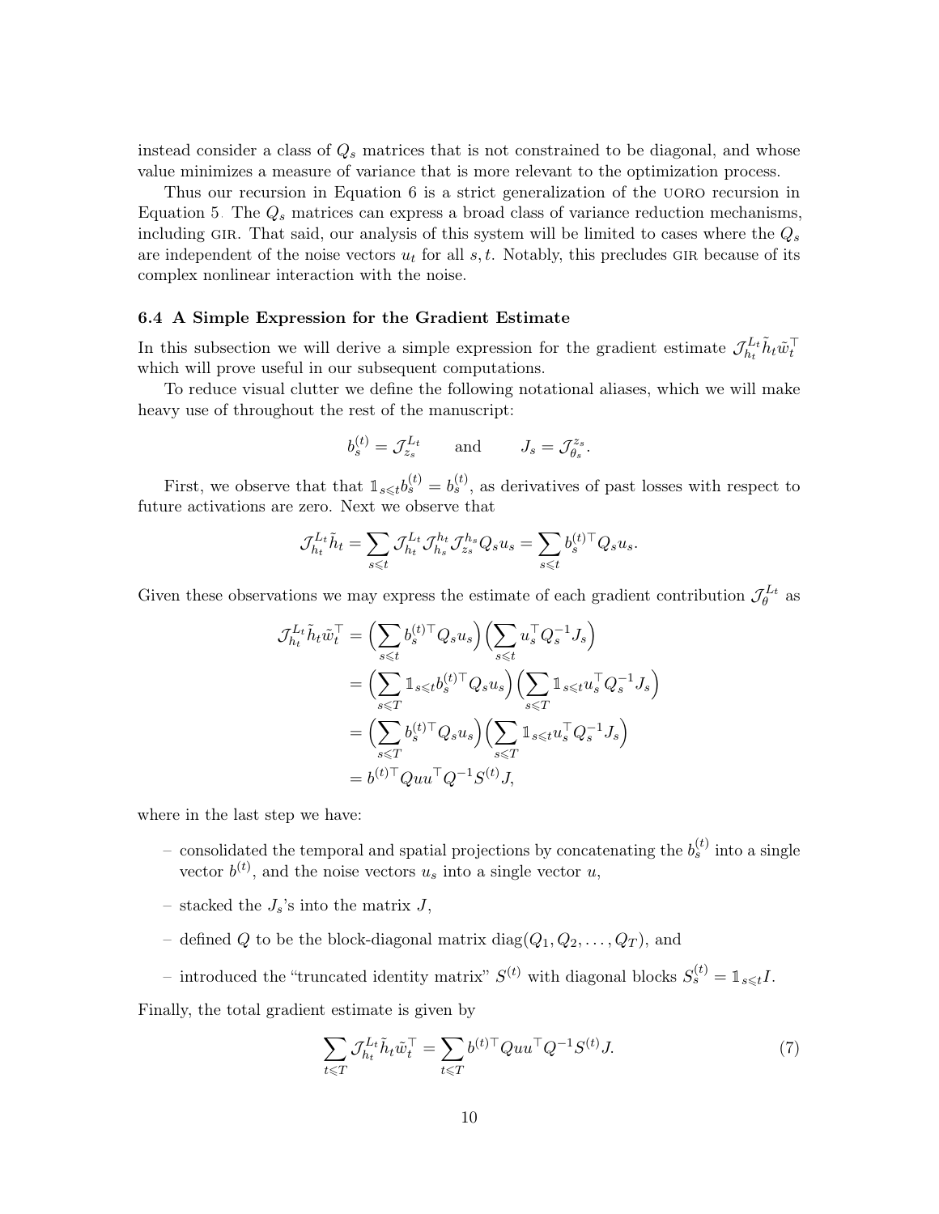instead consider a class of $Q_s$ matrices that is not constrained to be diagonal, and whose value minimizes a measure of variance that is more relevant to the optimization process.

Thus our recursion in Equation 6 is a strict generalization of the UORO recursion in Equation 5. The $Q_s$ matrices can express a broad class of variance reduction mechanisms, including GIR. That said, our analysis of this system will be limited to cases where the $Q_s$ are independent of the noise vectors $u_t$ for all $s, t$. Notably, this precludes GIR because of its complex nonlinear interaction with the noise.

### 6.4 A Simple Expression for the Gradient Estimate

In this subsection we will derive a simple expression for the gradient estimate $\mathcal{J}_{h_t}^{L_t} \tilde{h}_t \tilde{w}_t^\top$ which will prove useful in our subsequent computations.

To reduce visual clutter we define the following notational aliases, which we will make heavy use of throughout the rest of the manuscript:

$$b_s^{(t)} = \mathcal{J}_{z_s}^{L_t} \qquad \text{and} \qquad J_s = \mathcal{J}_{\theta_s}^{z_s}.$$

First, we observe that that $\mathbb{1}_{s \leqslant t} b_s^{(t)} = b_s^{(t)}$, as derivatives of past losses with respect to future activations are zero. Next we observe that

$$\mathcal{J}_{h_t}^{L_t} \tilde{h}_t = \sum_{s \leqslant t} \mathcal{J}_{h_t}^{L_t} \mathcal{J}_{h_s}^{h_t} \mathcal{J}_{z_s}^{h_s} Q_s u_s = \sum_{s \leqslant t} b_s^{(t)\top} Q_s u_s.$$

Given these observations we may express the estimate of each gradient contribution $\mathcal{J}_{\theta}^{L_t}$ as

$$\begin{aligned}
\mathcal{J}_{h_t}^{L_t} \tilde{h}_t \tilde{w}_t^\top &= \Big( \sum_{s \leqslant t} b_s^{(t)\top} Q_s u_s \Big) \Big( \sum_{s \leqslant t} u_s^\top Q_s^{-1} J_s \Big) \\
&= \Big( \sum_{s \leqslant T} \mathbb{1}_{s \leqslant t} b_s^{(t)\top} Q_s u_s \Big) \Big( \sum_{s \leqslant T} \mathbb{1}_{s \leqslant t} u_s^\top Q_s^{-1} J_s \Big) \\
&= \Big( \sum_{s \leqslant T} b_s^{(t)\top} Q_s u_s \Big) \Big( \sum_{s \leqslant T} \mathbb{1}_{s \leqslant t} u_s^\top Q_s^{-1} J_s \Big) \\
&= b^{(t)\top} Q u u^\top Q^{-1} S^{(t)} J,
\end{aligned}$$

where in the last step we have:

- consolidated the temporal and spatial projections by concatenating the $b_s^{(t)}$ into a single vector $b^{(t)}$, and the noise vectors $u_s$ into a single vector $u$,
- stacked the $J_s$'s into the matrix $J$,
- defined $Q$ to be the block-diagonal matrix $\operatorname{diag}(Q_1, Q_2, \ldots, Q_T)$, and
- introduced the "truncated identity matrix" $S^{(t)}$ with diagonal blocks $S_s^{(t)} = \mathbb{1}_{s \leqslant t} I$.

Finally, the total gradient estimate is given by

$$\sum_{t \leqslant T} \mathcal{J}_{h_t}^{L_t} \tilde{h}_t \tilde{w}_t^\top = \sum_{t \leqslant T} b^{(t)\top} Q u u^\top Q^{-1} S^{(t)} J. \tag{7}$$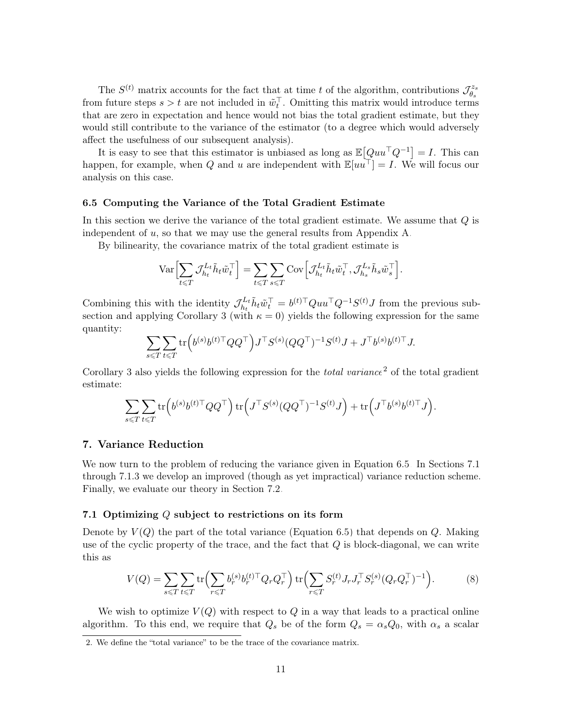The $S^{(t)}$ matrix accounts for the fact that at time $t$ of the algorithm, contributions $\mathcal{J}_{\theta_s}^{z_s}$ from future steps $s > t$ are not included in $\tilde{w}_t^\top$. Omitting this matrix would introduce terms that are zero in expectation and hence would not bias the total gradient estimate, but they would still contribute to the variance of the estimator (to a degree which would adversely affect the usefulness of our subsequent analysis).

It is easy to see that this estimator is unbiased as long as $\mathbb{E}\big[Quu^\top Q^{-1}\big] = I$. This can happen, for example, when $Q$ and $u$ are independent with $\mathbb{E}[uu^\top] = I$. We will focus our analysis on this case.

### 6.5 Computing the Variance of the Total Gradient Estimate

In this section we derive the variance of the total gradient estimate. We assume that $Q$ is independent of $u$, so that we may use the general results from Appendix A.

By bilinearity, the covariance matrix of the total gradient estimate is

$$\operatorname{Var}\Big[\sum_{t \leqslant T} \mathcal{J}_{h_t}^{L_t} \tilde{h}_t \tilde{w}_t^\top\Big] = \sum_{t \leqslant T} \sum_{s \leqslant T} \operatorname{Cov}\Big[\mathcal{J}_{h_t}^{L_t} \tilde{h}_t \tilde{w}_t^\top, \mathcal{J}_{h_s}^{L_s} \tilde{h}_s \tilde{w}_s^\top\Big].$$

Combining this with the identity $\mathcal{J}_{h_t}^{L_t} \tilde{h}_t \tilde{w}_t^\top = b^{(t)\top} Q u u^\top Q^{-1} S^{(t)} J$ from the previous subsection and applying Corollary 3 (with $\kappa = 0$) yields the following expression for the same quantity:

$$\sum_{s \leqslant T} \sum_{t \leqslant T} \operatorname{tr}\Big(b^{(s)} b^{(t)\top} Q Q^\top\Big) J^\top S^{(s)} (QQ^\top)^{-1} S^{(t)} J + J^\top b^{(s)} b^{(t)\top} J.$$

Corollary 3 also yields the following expression for the *total variance*[2] of the total gradient estimate:

$$\sum_{s \leqslant T} \sum_{t \leqslant T} \operatorname{tr}\Big(b^{(s)} b^{(t)\top} Q Q^\top\Big) \operatorname{tr}\Big(J^\top S^{(s)} (QQ^\top)^{-1} S^{(t)} J\Big) + \operatorname{tr}\Big(J^\top b^{(s)} b^{(t)\top} J\Big).$$

## 7. Variance Reduction

We now turn to the problem of reducing the variance given in Equation 6.5 In Sections 7.1 through 7.1.3 we develop an improved (though as yet impractical) variance reduction scheme. Finally, we evaluate our theory in Section 7.2.

### 7.1 Optimizing $Q$ subject to restrictions on its form

Denote by $V(Q)$ the part of the total variance (Equation 6.5) that depends on $Q$. Making use of the cyclic property of the trace, and the fact that $Q$ is block-diagonal, we can write this as

$$V(Q) = \sum_{s \leqslant T} \sum_{t \leqslant T} \operatorname{tr}\Big(\sum_{r \leqslant T} b_r^{(s)} b_r^{(t)\top} Q_r Q_r^\top\Big) \operatorname{tr}\Big(\sum_{r \leqslant T} S_r^{(t)} J_r J_r^\top S_r^{(s)} (Q_r Q_r^\top)^{-1}\Big). \tag{8}$$

We wish to optimize $V(Q)$ with respect to $Q$ in a way that leads to a practical online algorithm. To this end, we require that $Q_s$ be of the form $Q_s = \alpha_s Q_0$, with $\alpha_s$ a scalar

2. We define the "total variance" to be the trace of the covariance matrix.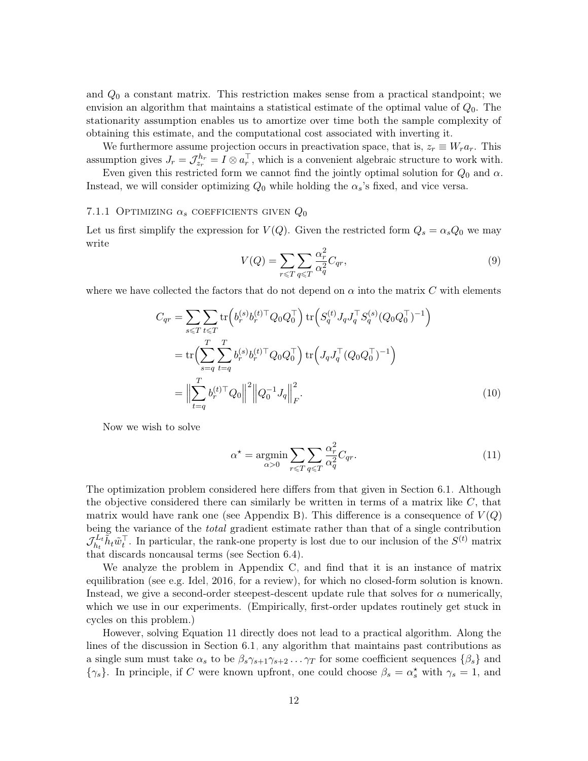and $Q_0$ a constant matrix. This restriction makes sense from a practical standpoint; we envision an algorithm that maintains a statistical estimate of the optimal value of $Q_0$. The stationarity assumption enables us to amortize over time both the sample complexity of obtaining this estimate, and the computational cost associated with inverting it.

We furthermore assume projection occurs in preactivation space, that is, $z_r \equiv W_r a_r$. This assumption gives $J_r = \mathcal{J}_{z_r}^{h_r} = I \otimes a_r^\top$, which is a convenient algebraic structure to work with.

Even given this restricted form we cannot find the jointly optimal solution for $Q_0$ and $\alpha$. Instead, we will consider optimizing $Q_0$ while holding the $\alpha_s$'s fixed, and vice versa.

### 7.1.1 Optimizing $\alpha_s$ coefficients given $Q_0$

Let us first simplify the expression for $V(Q)$. Given the restricted form $Q_s = \alpha_s Q_0$ we may write

$$V(Q) = \sum_{r \leqslant T} \sum_{q \leqslant T} \frac{\alpha_r^2}{\alpha_q^2} C_{qr}, \tag{9}$$

where we have collected the factors that do not depend on $\alpha$ into the matrix $C$ with elements

$$\begin{aligned} C_{qr} &= \sum_{s \leqslant T} \sum_{t \leqslant T} \operatorname{tr}\Big(b_r^{(s)} b_r^{(t)\top} Q_0 Q_0^\top\Big) \operatorname{tr}\Big(S_q^{(t)} J_q J_q^\top S_q^{(s)} (Q_0 Q_0^\top)^{-1}\Big) \\ &= \operatorname{tr}\Big(\sum_{s=q}^{T} \sum_{t=q}^{T} b_r^{(s)} b_r^{(t)\top} Q_0 Q_0^\top\Big) \operatorname{tr}\Big(J_q J_q^\top (Q_0 Q_0^\top)^{-1}\Big) \\ &= \Big\| \sum_{t=q}^{T} b_r^{(t)\top} Q_0 \Big\|^2 \Big\| Q_0^{-1} J_q \Big\|_F^2. \end{aligned} \tag{10}$$

Now we wish to solve

$$\alpha^\star = \operatorname*{argmin}_{\alpha > 0} \sum_{r \leqslant T} \sum_{q \leqslant T} \frac{\alpha_r^2}{\alpha_q^2} C_{qr}. \tag{11}$$

The optimization problem considered here differs from that given in Section 6.1. Although the objective considered there can similarly be written in terms of a matrix like $C$, that matrix would have rank one (see Appendix B). This difference is a consequence of $V(Q)$ being the variance of the *total* gradient estimate rather than that of a single contribution $\mathcal{J}_{h_t}^{L_t} \tilde{h}_t \tilde{w}_t^\top$. In particular, the rank-one property is lost due to our inclusion of the $S^{(t)}$ matrix that discards noncausal terms (see Section 6.4).

We analyze the problem in Appendix C, and find that it is an instance of matrix equilibration (see e.g. Idel, 2016, for a review), for which no closed-form solution is known. Instead, we give a second-order steepest-descent update rule that solves for $\alpha$ numerically, which we use in our experiments. (Empirically, first-order updates routinely get stuck in cycles on this problem.)

However, solving Equation 11 directly does not lead to a practical algorithm. Along the lines of the discussion in Section 6.1, any algorithm that maintains past contributions as a single sum must take $\alpha_s$ to be $\beta_s \gamma_{s+1} \gamma_{s+2} \dots \gamma_T$ for some coefficient sequences $\{\beta_s\}$ and $\{\gamma_s\}$. In principle, if $C$ were known upfront, one could choose $\beta_s = \alpha_s^\star$ with $\gamma_s = 1$, and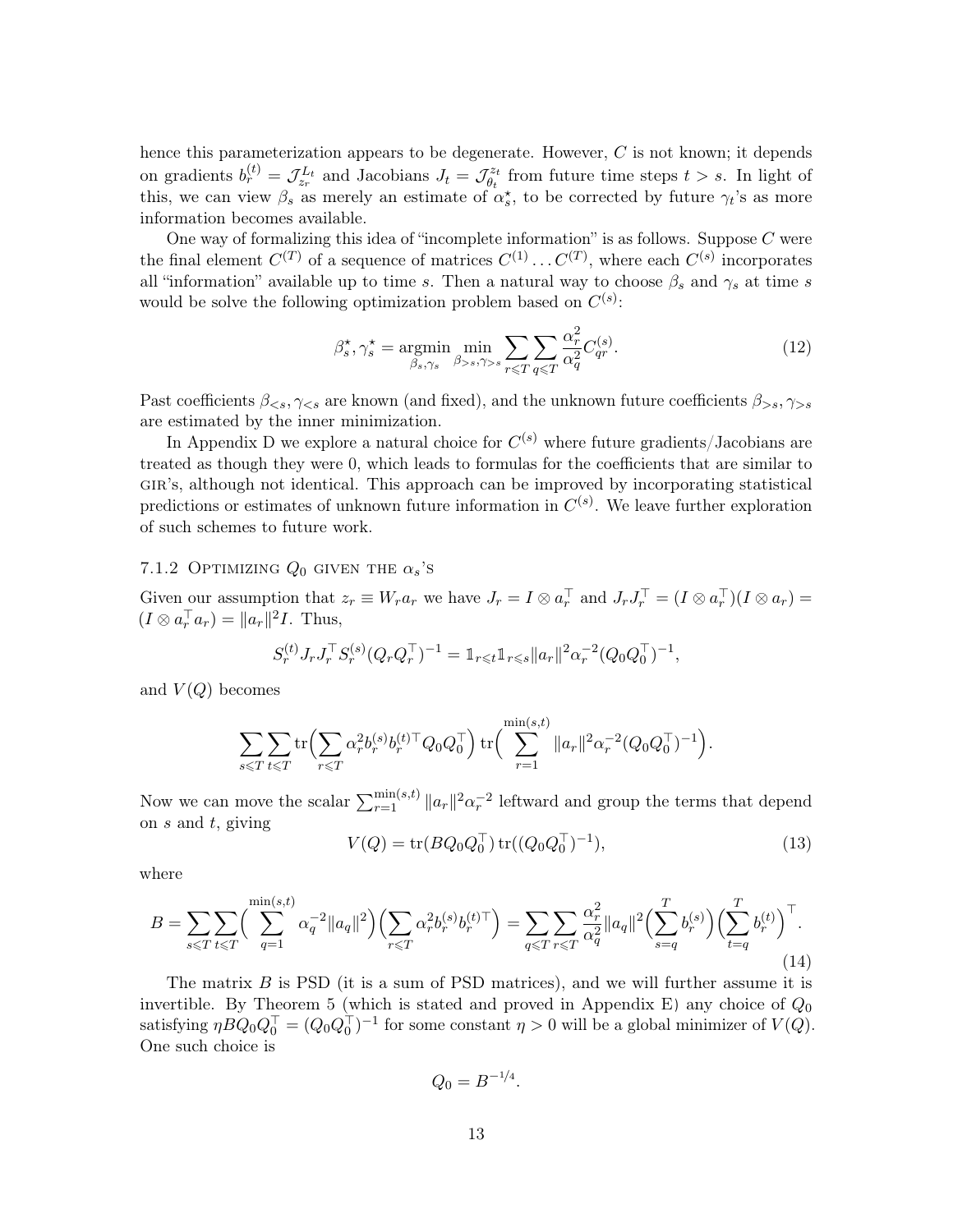hence this parameterization appears to be degenerate. However, $C$ is not known; it depends on gradients $b_r^{(t)} = \mathcal{J}_{z_r}^{L_t}$ and Jacobians $J_t = \mathcal{J}_{\theta_t}^{z_t}$ from future time steps $t > s$. In light of this, we can view $\beta_s$ as merely an estimate of $\alpha_s^\star$, to be corrected by future $\gamma_t$'s as more information becomes available.

One way of formalizing this idea of "incomplete information" is as follows. Suppose $C$ were the final element $C^{(T)}$ of a sequence of matrices $C^{(1)} \dots C^{(T)}$, where each $C^{(s)}$ incorporates all "information" available up to time $s$. Then a natural way to choose $\beta_s$ and $\gamma_s$ at time $s$ would be solve the following optimization problem based on $C^{(s)}$:

$$\beta_s^\star, \gamma_s^\star = \operatorname*{argmin}_{\beta_s, \gamma_s} \min_{\beta_{>s}, \gamma_{>s}} \sum_{r \leqslant T} \sum_{q \leqslant T} \frac{\alpha_r^2}{\alpha_q^2} C_{qr}^{(s)}. \tag{12}$$

Past coefficients $\beta_{<s}, \gamma_{<s}$ are known (and fixed), and the unknown future coefficients $\beta_{>s}, \gamma_{>s}$ are estimated by the inner minimization.

In Appendix D we explore a natural choice for $C^{(s)}$ where future gradients/Jacobians are treated as though they were 0, which leads to formulas for the coefficients that are similar to GIR's, although not identical. This approach can be improved by incorporating statistical predictions or estimates of unknown future information in $C^{(s)}$. We leave further exploration of such schemes to future work.

#### 7.1.2 Optimizing $Q_0$ given the $\alpha_s$'s

Given our assumption that $z_r \equiv W_r a_r$ we have $J_r = I \otimes a_r^\top$ and $J_r J_r^\top = (I \otimes a_r^\top)(I \otimes a_r) = (I \otimes a_r^\top a_r) = \|a_r\|^2 I$. Thus,

$$S_r^{(t)} J_r J_r^\top S_r^{(s)} (Q_r Q_r^\top)^{-1} = \mathbb{1}_{r \leqslant t} \mathbb{1}_{r \leqslant s} \|a_r\|^2 \alpha_r^{-2} (Q_0 Q_0^\top)^{-1},$$

and $V(Q)$ becomes

$$\sum_{s \leqslant T} \sum_{t \leqslant T} \operatorname{tr}\Big( \sum_{r \leqslant T} \alpha_r^2 b_r^{(s)} b_r^{(t)\top} Q_0 Q_0^\top \Big) \operatorname{tr}\Big( \sum_{r=1}^{\min(s,t)} \|a_r\|^2 \alpha_r^{-2} (Q_0 Q_0^\top)^{-1} \Big).$$

Now we can move the scalar $\sum_{r=1}^{\min(s,t)} \|a_r\|^2 \alpha_r^{-2}$ leftward and group the terms that depend on $s$ and $t$, giving

$$V(Q) = \operatorname{tr}(B Q_0 Q_0^\top) \operatorname{tr}((Q_0 Q_0^\top)^{-1}), \tag{13}$$

where

$$B = \sum_{s \leqslant T} \sum_{t \leqslant T} \Big( \sum_{q=1}^{\min(s,t)} \alpha_q^{-2} \|a_q\|^2 \Big) \Big( \sum_{r \leqslant T} \alpha_r^2 b_r^{(s)} b_r^{(t)\top} \Big) = \sum_{q \leqslant T} \sum_{r \leqslant T} \frac{\alpha_r^2}{\alpha_q^2} \|a_q\|^2 \Big( \sum_{s=q}^{T} b_r^{(s)} \Big) \Big( \sum_{t=q}^{T} b_r^{(t)} \Big)^\top. \tag{14}$$

The matrix $B$ is PSD (it is a sum of PSD matrices), and we will further assume it is invertible. By Theorem 5 (which is stated and proved in Appendix E) any choice of $Q_0$ satisfying $\eta B Q_0 Q_0^\top = (Q_0 Q_0^\top)^{-1}$ for some constant $\eta > 0$ will be a global minimizer of $V(Q)$. One such choice is

$$Q_0 = B^{-1/4}.$$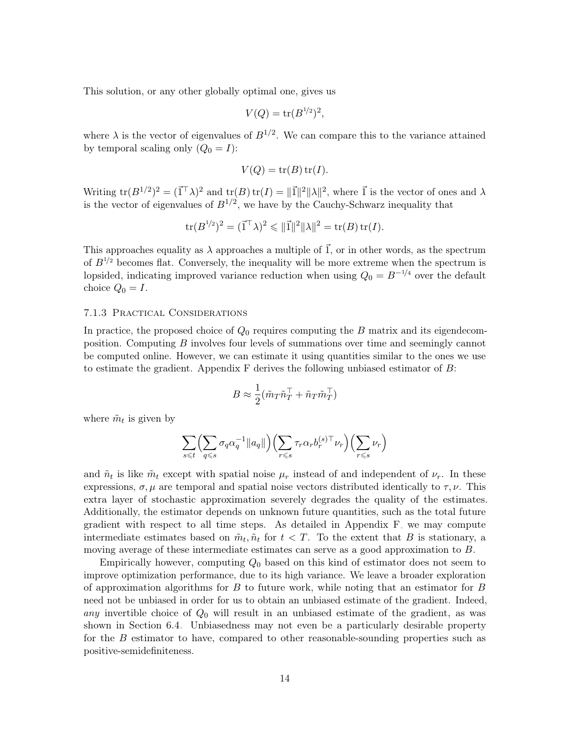This solution, or any other globally optimal one, gives us

$$V(Q) = \operatorname{tr}(B^{1/2})^2,$$

where $\lambda$ is the vector of eigenvalues of $B^{1/2}$. We can compare this to the variance attained by temporal scaling only ($Q_0 = I$):

$$V(Q) = \operatorname{tr}(B)\operatorname{tr}(I).$$

Writing $\operatorname{tr}(B^{1/2})^2 = (\vec{1}^\top \lambda)^2$ and $\operatorname{tr}(B)\operatorname{tr}(I) = \|\vec{1}\|^2\|\lambda\|^2$, where $\vec{1}$ is the vector of ones and $\lambda$ is the vector of eigenvalues of $B^{1/2}$, we have by the Cauchy-Schwarz inequality that

$$\operatorname{tr}(B^{1/2})^2 = (\vec{1}^\top \lambda)^2 \leqslant \|\vec{1}\|^2\|\lambda\|^2 = \operatorname{tr}(B)\operatorname{tr}(I).$$

This approaches equality as $\lambda$ approaches a multiple of $\vec{1}$, or in other words, as the spectrum of $B^{1/2}$ becomes flat. Conversely, the inequality will be more extreme when the spectrum is lopsided, indicating improved variance reduction when using $Q_0 = B^{-1/4}$ over the default choice $Q_0 = I$.

### 7.1.3 Practical Considerations

In practice, the proposed choice of $Q_0$ requires computing the $B$ matrix and its eigendecomposition. Computing $B$ involves four levels of summations over time and seemingly cannot be computed online. However, we can estimate it using quantities similar to the ones we use to estimate the gradient. Appendix F derives the following unbiased estimator of $B$:

$$B \approx \frac{1}{2}(\tilde{m}_T \tilde{n}_T^\top + \tilde{n}_T \tilde{m}_T^\top)$$

where $\tilde{m}_t$ is given by

$$\sum_{s \leqslant t} \Big( \sum_{q \leqslant s} \sigma_q \alpha_q^{-1} \|a_q\| \Big) \Big( \sum_{r \leqslant s} \tau_r \alpha_r b_r^{(s)\top} \nu_r \Big) \Big( \sum_{r \leqslant s} \nu_r \Big)$$

and $\tilde{n}_t$ is like $\tilde{m}_t$ except with spatial noise $\mu_r$ instead of and independent of $\nu_r$. In these expressions, $\sigma, \mu$ are temporal and spatial noise vectors distributed identically to $\tau, \nu$. This extra layer of stochastic approximation severely degrades the quality of the estimates. Additionally, the estimator depends on unknown future quantities, such as the total future gradient with respect to all time steps. As detailed in Appendix F, we may compute intermediate estimates based on $\tilde{m}_t, \tilde{n}_t$ for $t < T$. To the extent that $B$ is stationary, a moving average of these intermediate estimates can serve as a good approximation to $B$.

Empirically however, computing $Q_0$ based on this kind of estimator does not seem to improve optimization performance, due to its high variance. We leave a broader exploration of approximation algorithms for $B$ to future work, while noting that an estimator for $B$ need not be unbiased in order for us to obtain an unbiased estimate of the gradient. Indeed, *any* invertible choice of $Q_0$ will result in an unbiased estimate of the gradient, as was shown in Section 6.4. Unbiasedness may not even be a particularly desirable property for the $B$ estimator to have, compared to other reasonable-sounding properties such as positive-semidefiniteness.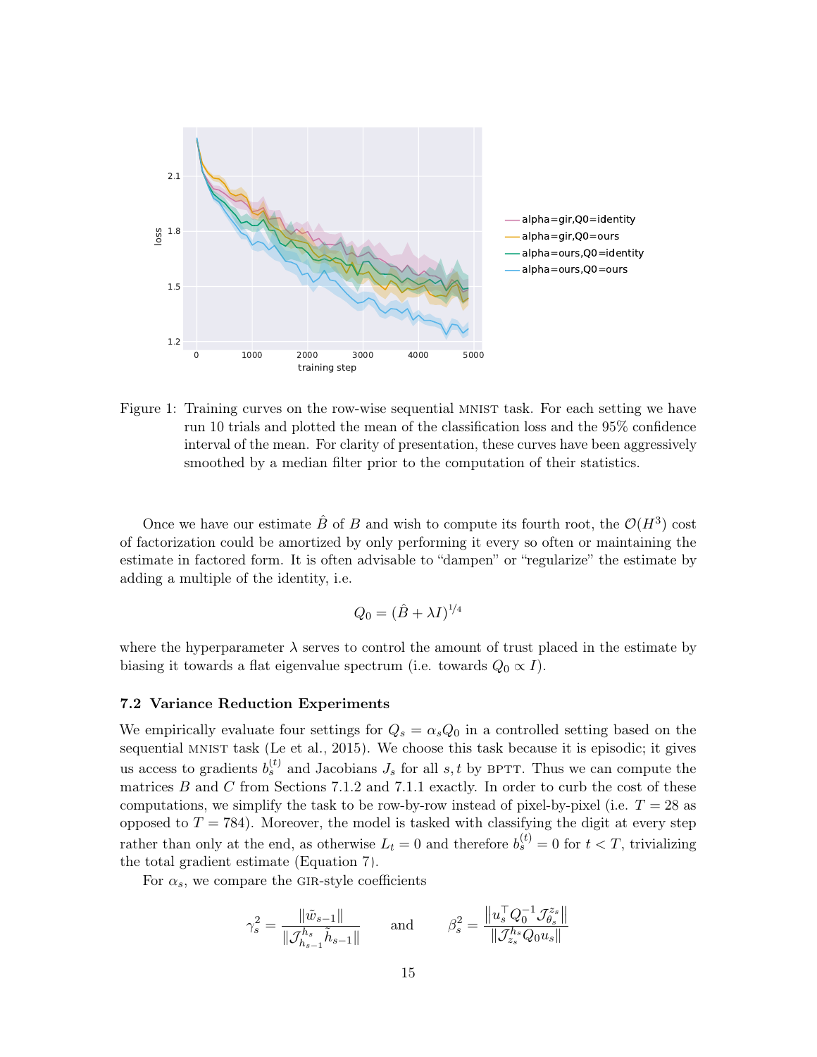Figure 1: Training curves on the row-wise sequential MNIST task. For each setting we have run 10 trials and plotted the mean of the classification loss and the 95% confidence interval of the mean. For clarity of presentation, these curves have been aggressively smoothed by a median filter prior to the computation of their statistics.

Once we have our estimate $\hat{B}$ of $B$ and wish to compute its fourth root, the $\mathcal{O}(H^3)$ cost of factorization could be amortized by only performing it every so often or maintaining the estimate in factored form. It is often advisable to "dampen" or "regularize" the estimate by adding a multiple of the identity, i.e.

$$Q_0 = (\hat{B} + \lambda I)^{1/4}$$

where the hyperparameter $\lambda$ serves to control the amount of trust placed in the estimate by biasing it towards a flat eigenvalue spectrum (i.e. towards $Q_0 \propto I$).

### 7.2 Variance Reduction Experiments

We empirically evaluate four settings for $Q_s = \alpha_s Q_0$ in a controlled setting based on the sequential MNIST task (Le et al., 2015). We choose this task because it is episodic; it gives us access to gradients $b_s^{(t)}$ and Jacobians $J_s$ for all $s, t$ by BPTT. Thus we can compute the matrices $B$ and $C$ from Sections 7.1.2 and 7.1.1 exactly. In order to curb the cost of these computations, we simplify the task to be row-by-row instead of pixel-by-pixel (i.e. $T = 28$ as opposed to $T = 784$). Moreover, the model is tasked with classifying the digit at every step rather than only at the end, as otherwise $L_t = 0$ and therefore $b_s^{(t)} = 0$ for $t < T$, trivializing the total gradient estimate (Equation 7).

For $\alpha_s$, we compare the GIR-style coefficients

$$\gamma_s^2 = \frac{\|\tilde{w}_{s-1}\|}{\|\mathcal{J}_{h_{s-1}}^{h_s} \tilde{h}_{s-1}\|} \qquad \text{and} \qquad \beta_s^2 = \frac{\left\|u_s^\top Q_0^{-1} \mathcal{J}_{\theta_s}^{z_s}\right\|}{\|\mathcal{J}_{z_s}^{h_s} Q_0 u_s\|}$$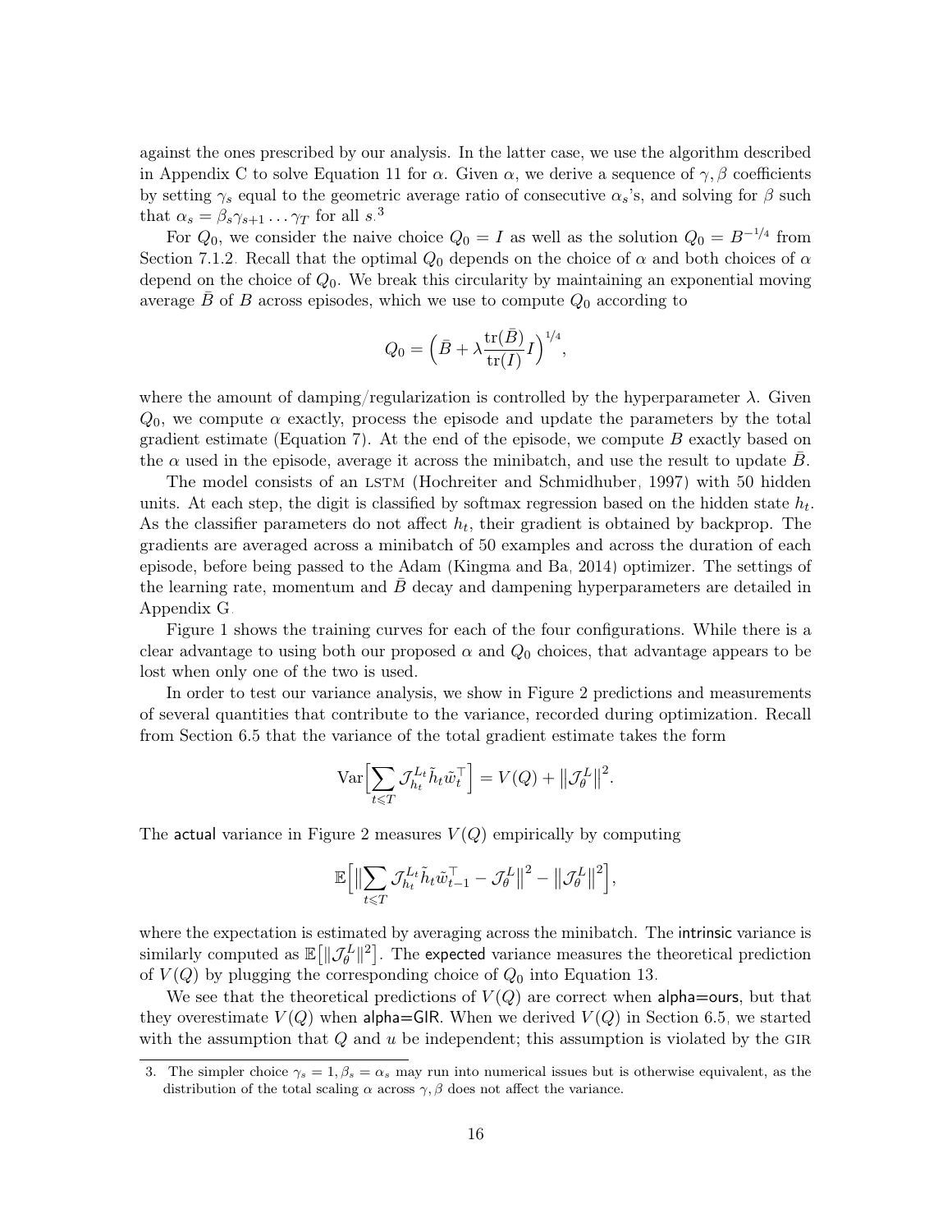against the ones prescribed by our analysis. In the latter case, we use the algorithm described in Appendix C to solve Equation 11 for $\alpha$. Given $\alpha$, we derive a sequence of $\gamma, \beta$ coefficients by setting $\gamma_s$ equal to the geometric average ratio of consecutive $\alpha_s$'s, and solving for $\beta$ such that $\alpha_s = \beta_s \gamma_{s+1} \ldots \gamma_T$ for all $s$.[3]

For $Q_0$, we consider the naive choice $Q_0 = I$ as well as the solution $Q_0 = B^{-1/4}$ from Section 7.1.2. Recall that the optimal $Q_0$ depends on the choice of $\alpha$ and both choices of $\alpha$ depend on the choice of $Q_0$. We break this circularity by maintaining an exponential moving average $\bar{B}$ of $B$ across episodes, which we use to compute $Q_0$ according to

$$Q_0 = \left(\bar{B} + \lambda \frac{\operatorname{tr}(\bar{B})}{\operatorname{tr}(I)} I\right)^{1/4},$$

where the amount of damping/regularization is controlled by the hyperparameter $\lambda$. Given $Q_0$, we compute $\alpha$ exactly, process the episode and update the parameters by the total gradient estimate (Equation 7). At the end of the episode, we compute $B$ exactly based on the $\alpha$ used in the episode, average it across the minibatch, and use the result to update $\bar{B}$.

The model consists of an LSTM (Hochreiter and Schmidhuber, 1997) with 50 hidden units. At each step, the digit is classified by softmax regression based on the hidden state $h_t$. As the classifier parameters do not affect $h_t$, their gradient is obtained by backprop. The gradients are averaged across a minibatch of 50 examples and across the duration of each episode, before being passed to the Adam (Kingma and Ba, 2014) optimizer. The settings of the learning rate, momentum and $\bar{B}$ decay and dampening hyperparameters are detailed in Appendix G.

Figure 1 shows the training curves for each of the four configurations. While there is a clear advantage to using both our proposed $\alpha$ and $Q_0$ choices, that advantage appears to be lost when only one of the two is used.

In order to test our variance analysis, we show in Figure 2 predictions and measurements of several quantities that contribute to the variance, recorded during optimization. Recall from Section 6.5 that the variance of the total gradient estimate takes the form

$$\operatorname{Var}\Big[\sum_{t \leqslant T} \mathcal{J}_{h_t}^{L_t} \tilde{h}_t \tilde{w}_t^\top\Big] = V(Q) + \big\|\mathcal{J}_\theta^L\big\|^2.$$

The actual variance in Figure 2 measures $V(Q)$ empirically by computing

$$\mathbb{E}\Big[\big\|\sum_{t \leqslant T} \mathcal{J}_{h_t}^{L_t} \tilde{h}_t \tilde{w}_{t-1}^\top - \mathcal{J}_\theta^L\big\|^2 - \big\|\mathcal{J}_\theta^L\big\|^2\Big],$$

where the expectation is estimated by averaging across the minibatch. The intrinsic variance is similarly computed as $\mathbb{E}\big[\|\mathcal{J}_\theta^L\|^2\big]$. The expected variance measures the theoretical prediction of $V(Q)$ by plugging the corresponding choice of $Q_0$ into Equation 13.

We see that the theoretical predictions of $V(Q)$ are correct when alpha=ours, but that they overestimate $V(Q)$ when alpha=GIR. When we derived $V(Q)$ in Section 6.5, we started with the assumption that $Q$ and $u$ be independent; this assumption is violated by the GIR

[3]. The simpler choice $\gamma_s = 1, \beta_s = \alpha_s$ may run into numerical issues but is otherwise equivalent, as the distribution of the total scaling $\alpha$ across $\gamma, \beta$ does not affect the variance.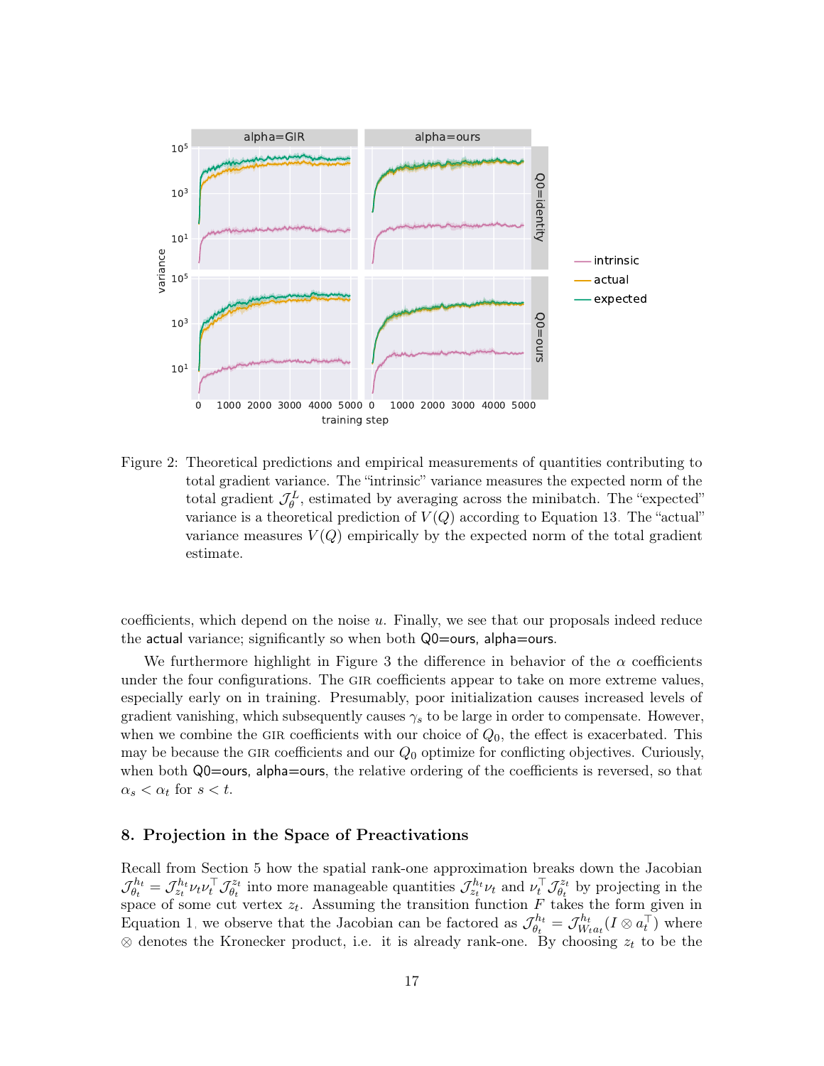Figure 2: Theoretical predictions and empirical measurements of quantities contributing to total gradient variance. The "intrinsic" variance measures the expected norm of the total gradient $\mathcal{J}_\theta^L$, estimated by averaging across the minibatch. The "expected" variance is a theoretical prediction of $V(Q)$ according to Equation 13. The "actual" variance measures $V(Q)$ empirically by the expected norm of the total gradient estimate.

coefficients, which depend on the noise $u$. Finally, we see that our proposals indeed reduce the actual variance; significantly so when both Q0=ours, alpha=ours.

We furthermore highlight in Figure 3 the difference in behavior of the $\alpha$ coefficients under the four configurations. The GIR coefficients appear to take on more extreme values, especially early on in training. Presumably, poor initialization causes increased levels of gradient vanishing, which subsequently causes $\gamma_s$ to be large in order to compensate. However, when we combine the GIR coefficients with our choice of $Q_0$, the effect is exacerbated. This may be because the GIR coefficients and our $Q_0$ optimize for conflicting objectives. Curiously, when both Q0=ours, alpha=ours, the relative ordering of the coefficients is reversed, so that $\alpha_s < \alpha_t$ for $s < t$.

## 8. Projection in the Space of Preactivations

Recall from Section 5 how the spatial rank-one approximation breaks down the Jacobian $\mathcal{J}_{\theta_t}^{h_t} = \mathcal{J}_{z_t}^{h_t} \nu_t \nu_t^\top \mathcal{J}_{\theta_t}^{z_t}$ into more manageable quantities $\mathcal{J}_{z_t}^{h_t} \nu_t$ and $\nu_t^\top \mathcal{J}_{\theta_t}^{z_t}$ by projecting in the space of some cut vertex $z_t$. Assuming the transition function $F$ takes the form given in Equation 1, we observe that the Jacobian can be factored as $\mathcal{J}_{\theta_t}^{h_t} = \mathcal{J}_{W_t a_t}^{h_t} (I \otimes a_t^\top)$ where $\otimes$ denotes the Kronecker product, i.e. it is already rank-one. By choosing $z_t$ to be the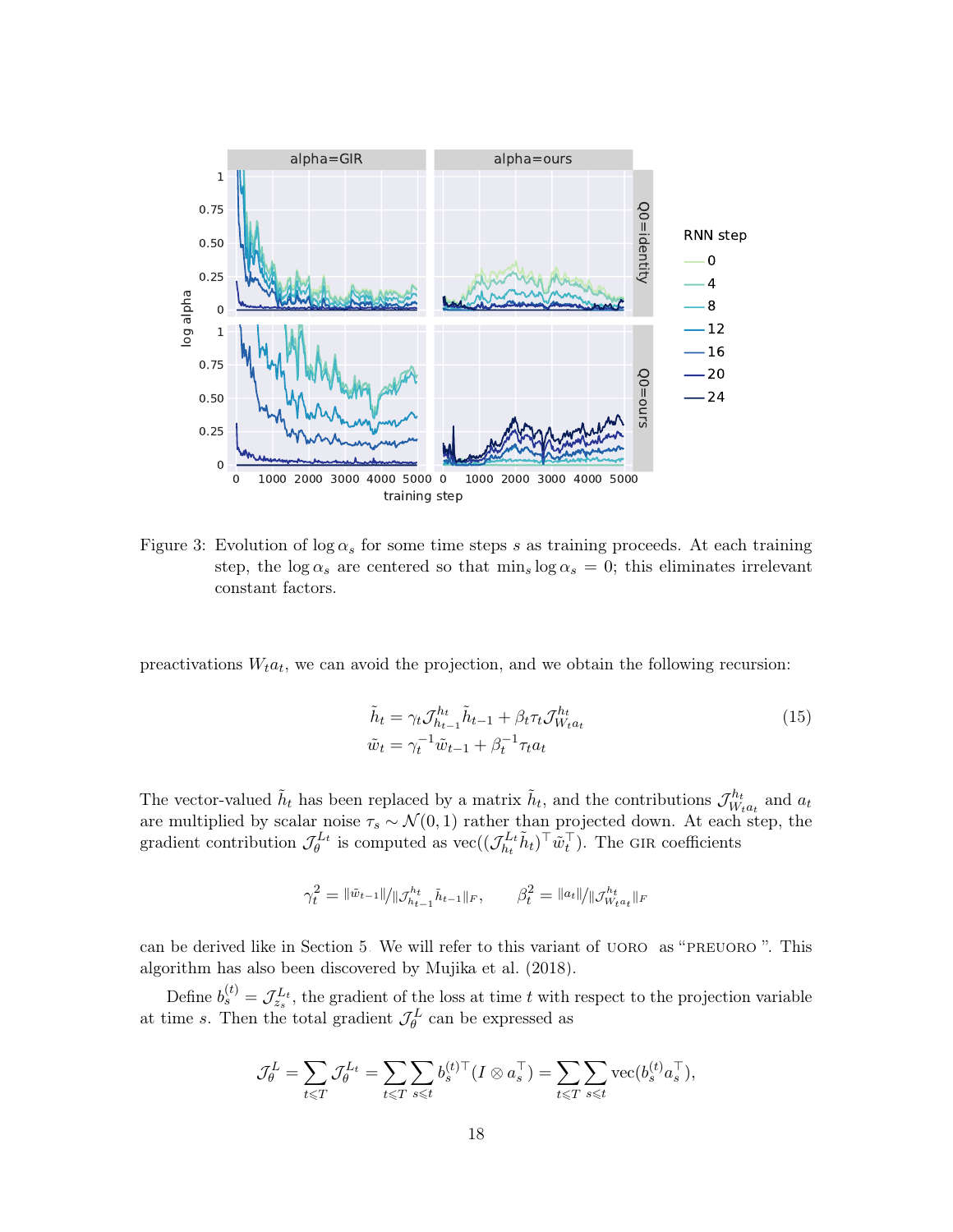Figure 3: Evolution of $\log \alpha_s$ for some time steps $s$ as training proceeds. At each training step, the $\log \alpha_s$ are centered so that $\min_s \log \alpha_s = 0$; this eliminates irrelevant constant factors.

preactivations $W_t a_t$, we can avoid the projection, and we obtain the following recursion:

$$
\begin{aligned}
\tilde{h}_t &= \gamma_t \mathcal{J}^{h_t}_{h_{t-1}} \tilde{h}_{t-1} + \beta_t \tau_t \mathcal{J}^{h_t}_{W_t a_t} \\
\tilde{w}_t &= \gamma_t^{-1} \tilde{w}_{t-1} + \beta_t^{-1} \tau_t a_t
\end{aligned}
\tag{15}
$$

The vector-valued $\tilde{h}_t$ has been replaced by a matrix $\tilde{h}_t$, and the contributions $\mathcal{J}^{h_t}_{W_t a_t}$ and $a_t$ are multiplied by scalar noise $\tau_s \sim \mathcal{N}(0, 1)$ rather than projected down. At each step, the gradient contribution $\mathcal{J}^{L_t}_{\theta}$ is computed as $\mathrm{vec}((\mathcal{J}^{L_t}_{h_t} \tilde{h}_t)^\top \tilde{w}_t^\top)$. The GIR coefficients

$$
\gamma_t^2 = \|\tilde{w}_{t-1}\| / \|\mathcal{J}^{h_t}_{h_{t-1}} \tilde{h}_{t-1}\|_F, \qquad \beta_t^2 = \|a_t\| / \|\mathcal{J}^{h_t}_{W_t a_t}\|_F
$$

can be derived like in Section 5. We will refer to this variant of UORO as "PREUORO". This algorithm has also been discovered by Mujika et al. (2018).

Define $b_s^{(t)} = \mathcal{J}^{L_t}_{z_s}$, the gradient of the loss at time $t$ with respect to the projection variable at time $s$. Then the total gradient $\mathcal{J}^L_\theta$ can be expressed as

$$
\mathcal{J}^L_\theta = \sum_{t \leqslant T} \mathcal{J}^{L_t}_\theta = \sum_{t \leqslant T} \sum_{s \leqslant t} b_s^{(t)\top} (I \otimes a_s^\top) = \sum_{t \leqslant T} \sum_{s \leqslant t} \mathrm{vec}(b_s^{(t)} a_s^\top),
$$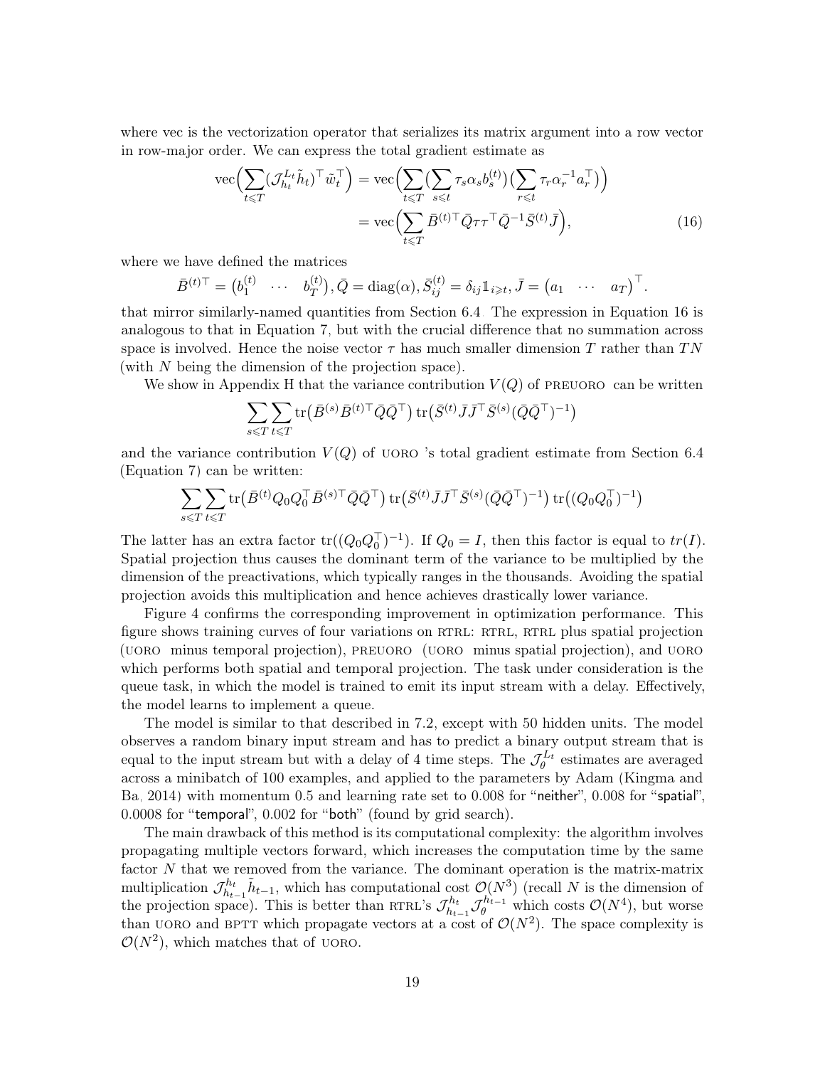where vec is the vectorization operator that serializes its matrix argument into a row vector in row-major order. We can express the total gradient estimate as

$$\begin{aligned}
\operatorname{vec}\Big(\sum_{t\leqslant T}(\mathcal{J}_{h_t}^{L_t}\tilde{h}_t)^\top \tilde{w}_t^\top\Big) &= \operatorname{vec}\Big(\sum_{t\leqslant T}\big(\sum_{s\leqslant t}\tau_s\alpha_s b_s^{(t)}\big)\big(\sum_{r\leqslant t}\tau_r\alpha_r^{-1}a_r^\top\big)\Big) \\
&= \operatorname{vec}\Big(\sum_{t\leqslant T}\bar{B}^{(t)\top}\bar{Q}\tau\tau^\top\bar{Q}^{-1}\bar{S}^{(t)}\bar{J}\Big), \qquad (16)
\end{aligned}$$

where we have defined the matrices

$$\bar{B}^{(t)\top} = \begin{pmatrix} b_1^{(t)} & \cdots & b_T^{(t)}\end{pmatrix}, \bar{Q} = \operatorname{diag}(\alpha), \bar{S}_{ij}^{(t)} = \delta_{ij}\mathbb{1}_{i\geqslant t}, \bar{J} = \begin{pmatrix} a_1 & \cdots & a_T\end{pmatrix}^\top.$$

that mirror similarly-named quantities from Section 6.4. The expression in Equation 16 is analogous to that in Equation 7, but with the crucial difference that no summation across space is involved. Hence the noise vector $\tau$ has much smaller dimension $T$ rather than $TN$ (with $N$ being the dimension of the projection space).

We show in Appendix H that the variance contribution $V(Q)$ of PREUORO can be written

$$\sum_{s\leqslant T}\sum_{t\leqslant T}\operatorname{tr}\big(\bar{B}^{(s)}\bar{B}^{(t)\top}\bar{Q}\bar{Q}^\top\big)\operatorname{tr}\big(\bar{S}^{(t)}\bar{J}\bar{J}^\top\bar{S}^{(s)}(\bar{Q}\bar{Q}^\top)^{-1}\big)$$

and the variance contribution $V(Q)$ of UORO 's total gradient estimate from Section 6.4 (Equation 7) can be written:

$$\sum_{s\leqslant T}\sum_{t\leqslant T}\operatorname{tr}\big(\bar{B}^{(t)}Q_0Q_0^\top\bar{B}^{(s)\top}\bar{Q}\bar{Q}^\top\big)\operatorname{tr}\big(\bar{S}^{(t)}\bar{J}\bar{J}^\top\bar{S}^{(s)}(\bar{Q}\bar{Q}^\top)^{-1}\big)\operatorname{tr}\big((Q_0Q_0^\top)^{-1}\big)$$

The latter has an extra factor $\operatorname{tr}((Q_0Q_0^\top)^{-1})$. If $Q_0 = I$, then this factor is equal to $tr(I)$. Spatial projection thus causes the dominant term of the variance to be multiplied by the dimension of the preactivations, which typically ranges in the thousands. Avoiding the spatial projection avoids this multiplication and hence achieves drastically lower variance.

Figure 4 confirms the corresponding improvement in optimization performance. This figure shows training curves of four variations on RTRL: RTRL, RTRL plus spatial projection (UORO minus temporal projection), PREUORO (UORO minus spatial projection), and UORO which performs both spatial and temporal projection. The task under consideration is the queue task, in which the model is trained to emit its input stream with a delay. Effectively, the model learns to implement a queue.

The model is similar to that described in 7.2, except with 50 hidden units. The model observes a random binary input stream and has to predict a binary output stream that is equal to the input stream but with a delay of 4 time steps. The $\mathcal{J}_\theta^{L_t}$ estimates are averaged across a minibatch of 100 examples, and applied to the parameters by Adam (Kingma and Ba, 2014) with momentum 0.5 and learning rate set to 0.008 for "neither", 0.008 for "spatial", 0.0008 for "temporal", 0.002 for "both" (found by grid search).

The main drawback of this method is its computational complexity: the algorithm involves propagating multiple vectors forward, which increases the computation time by the same factor $N$ that we removed from the variance. The dominant operation is the matrix-matrix multiplication $\mathcal{J}_{h_{t-1}}^{h_t}\tilde{h}_{t-1}$, which has computational cost $\mathcal{O}(N^3)$ (recall $N$ is the dimension of the projection space). This is better than RTRL's $\mathcal{J}_{h_{t-1}}^{h_t}\mathcal{J}_\theta^{h_{t-1}}$ which costs $\mathcal{O}(N^4)$, but worse than UORO and BPTT which propagate vectors at a cost of $\mathcal{O}(N^2)$. The space complexity is $\mathcal{O}(N^2)$, which matches that of UORO.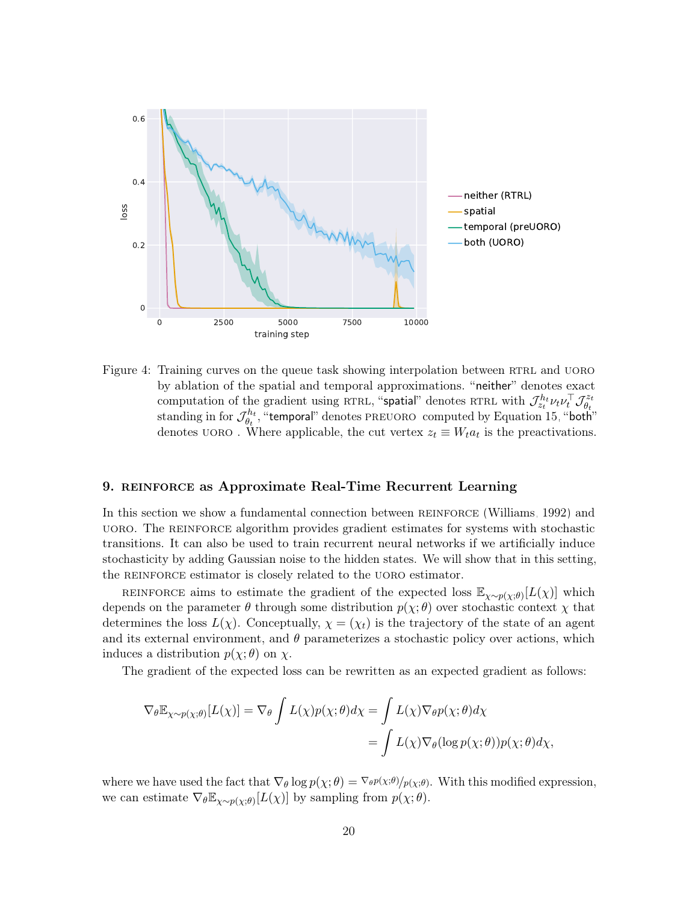Figure 4: Training curves on the queue task showing interpolation between RTRL and UORO by ablation of the spatial and temporal approximations. "neither" denotes exact computation of the gradient using RTRL, "spatial" denotes RTRL with $\mathcal{J}^{h_t}_{z_t} \nu_t \nu_t^\top \mathcal{J}^{z_t}_{\theta_t}$ standing in for $\mathcal{J}^{h_t}_{\theta_t}$, "temporal" denotes PREUORO computed by Equation 15, "both" denotes UORO. Where applicable, the cut vertex $z_t \equiv W_t a_t$ is the preactivations.

## 9. REINFORCE as Approximate Real-Time Recurrent Learning

In this section we show a fundamental connection between REINFORCE (Williams, 1992) and UORO. The REINFORCE algorithm provides gradient estimates for systems with stochastic transitions. It can also be used to train recurrent neural networks if we artificially induce stochasticity by adding Gaussian noise to the hidden states. We will show that in this setting, the REINFORCE estimator is closely related to the UORO estimator.

REINFORCE aims to estimate the gradient of the expected loss $\mathbb{E}_{\chi \sim p(\chi;\theta)}[L(\chi)]$ which depends on the parameter $\theta$ through some distribution $p(\chi;\theta)$ over stochastic context $\chi$ that determines the loss $L(\chi)$. Conceptually, $\chi = (\chi_t)$ is the trajectory of the state of an agent and its external environment, and $\theta$ parameterizes a stochastic policy over actions, which induces a distribution $p(\chi;\theta)$ on $\chi$.

The gradient of the expected loss can be rewritten as an expected gradient as follows:

$$
\begin{aligned}
\nabla_\theta \mathbb{E}_{\chi \sim p(\chi;\theta)}[L(\chi)] = \nabla_\theta \int L(\chi) p(\chi;\theta) d\chi &= \int L(\chi) \nabla_\theta p(\chi;\theta) d\chi \\
&= \int L(\chi) \nabla_\theta (\log p(\chi;\theta)) p(\chi;\theta) d\chi,
\end{aligned}
$$

where we have used the fact that $\nabla_\theta \log p(\chi;\theta) = \nabla_\theta p(\chi;\theta) / p(\chi;\theta)$. With this modified expression, we can estimate $\nabla_\theta \mathbb{E}_{\chi \sim p(\chi;\theta)}[L(\chi)]$ by sampling from $p(\chi;\theta)$.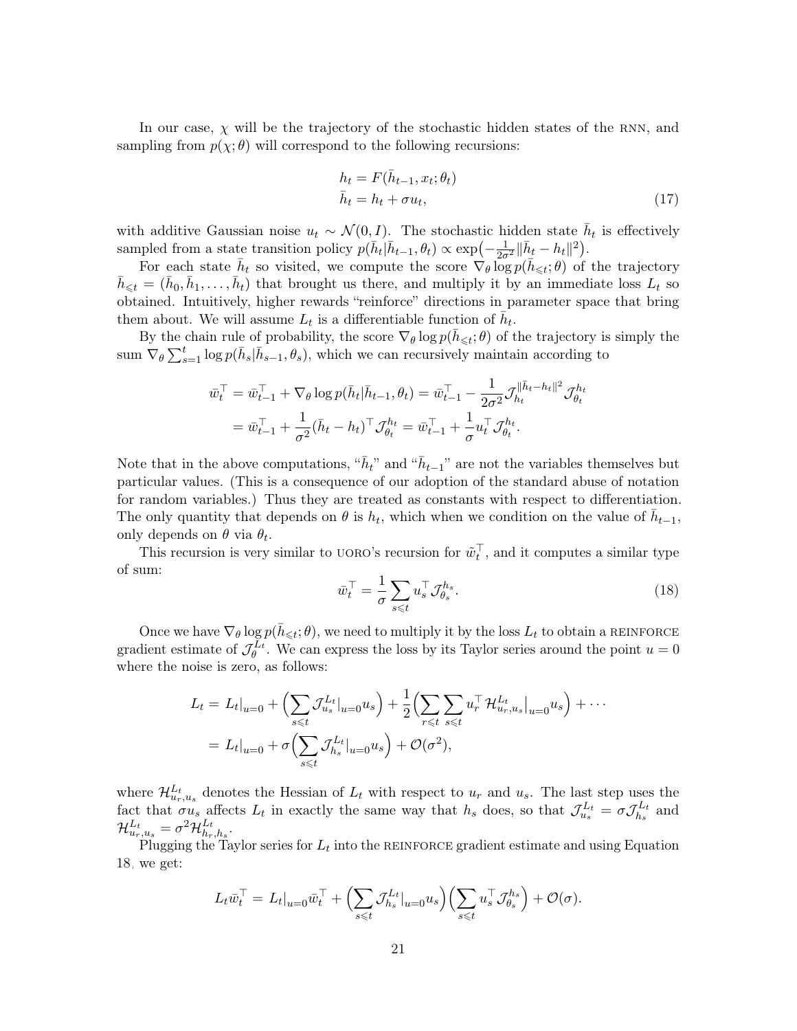In our case, $\chi$ will be the trajectory of the stochastic hidden states of the RNN, and sampling from $p(\chi;\theta)$ will correspond to the following recursions:

$$
\begin{aligned}
h_t &= F(\bar{h}_{t-1}, x_t; \theta_t) \\
\bar{h}_t &= h_t + \sigma u_t,
\end{aligned}
\tag{17}
$$

with additive Gaussian noise $u_t \sim \mathcal{N}(0, I)$. The stochastic hidden state $\bar{h}_t$ is effectively sampled from a state transition policy $p(\bar{h}_t|\bar{h}_{t-1}, \theta_t) \propto \exp\left(-\frac{1}{2\sigma^2}\|\bar{h}_t - h_t\|^2\right)$.

For each state $\bar{h}_t$ so visited, we compute the score $\nabla_\theta \log p(\bar{h}_{\leqslant t};\theta)$ of the trajectory $\bar{h}_{\leqslant t} = (\bar{h}_0, \bar{h}_1, \ldots, \bar{h}_t)$ that brought us there, and multiply it by an immediate loss $L_t$ so obtained. Intuitively, higher rewards "reinforce" directions in parameter space that bring them about. We will assume $L_t$ is a differentiable function of $\bar{h}_t$.

By the chain rule of probability, the score $\nabla_\theta \log p(\bar{h}_{\leqslant t};\theta)$ of the trajectory is simply the sum $\nabla_\theta \sum_{s=1}^{t} \log p(\bar{h}_s|\bar{h}_{s-1}, \theta_s)$, which we can recursively maintain according to

$$
\begin{aligned}
\bar{w}_t^\top &= \bar{w}_{t-1}^\top + \nabla_\theta \log p(\bar{h}_t|\bar{h}_{t-1}, \theta_t) = \bar{w}_{t-1}^\top - \frac{1}{2\sigma^2}\mathcal{J}_{h_t}^{\|\bar{h}_t - h_t\|^2}\mathcal{J}_{\theta_t}^{h_t} \\
&= \bar{w}_{t-1}^\top + \frac{1}{\sigma^2}(\bar{h}_t - h_t)^\top \mathcal{J}_{\theta_t}^{h_t} = \bar{w}_{t-1}^\top + \frac{1}{\sigma} u_t^\top \mathcal{J}_{\theta_t}^{h_t}.
\end{aligned}
$$

Note that in the above computations, "$\bar{h}_t$" and "$\bar{h}_{t-1}$" are not the variables themselves but particular values. (This is a consequence of our adoption of the standard abuse of notation for random variables.) Thus they are treated as constants with respect to differentiation. The only quantity that depends on $\theta$ is $h_t$, which when we condition on the value of $\bar{h}_{t-1}$, only depends on $\theta$ via $\theta_t$.

This recursion is very similar to UORO's recursion for $\tilde{w}_t^\top$, and it computes a similar type of sum:

$$
\bar{w}_t^\top = \frac{1}{\sigma}\sum_{s\leqslant t} u_s^\top \mathcal{J}_{\theta_s}^{h_s}.
\tag{18}
$$

Once we have $\nabla_\theta \log p(\bar{h}_{\leqslant t};\theta)$, we need to multiply it by the loss $L_t$ to obtain a REINFORCE gradient estimate of $\mathcal{J}_\theta^{L_t}$. We can express the loss by its Taylor series around the point $u = 0$ where the noise is zero, as follows:

$$
\begin{aligned}
L_t &= L_t|_{u=0} + \Big(\sum_{s\leqslant t} \mathcal{J}_{u_s}^{L_t}|_{u=0} u_s\Big) + \frac{1}{2}\Big(\sum_{r\leqslant t}\sum_{s\leqslant t} u_r^\top \mathcal{H}_{u_r,u_s}^{L_t}\big|_{u=0} u_s\Big) + \cdots \\
&= L_t|_{u=0} + \sigma\Big(\sum_{s\leqslant t} \mathcal{J}_{h_s}^{L_t}|_{u=0} u_s\Big) + \mathcal{O}(\sigma^2),
\end{aligned}
$$

where $\mathcal{H}_{u_r,u_s}^{L_t}$ denotes the Hessian of $L_t$ with respect to $u_r$ and $u_s$. The last step uses the fact that $\sigma u_s$ affects $L_t$ in exactly the same way that $h_s$ does, so that $\mathcal{J}_{u_s}^{L_t} = \sigma \mathcal{J}_{h_s}^{L_t}$ and $\mathcal{H}_{u_r,u_s}^{L_t} = \sigma^2 \mathcal{H}_{h_r,h_s}^{L_t}$.

Plugging the Taylor series for $L_t$ into the REINFORCE gradient estimate and using Equation 18, we get:

$$
L_t \bar{w}_t^\top = L_t|_{u=0}\bar{w}_t^\top + \Big(\sum_{s\leqslant t} \mathcal{J}_{h_s}^{L_t}|_{u=0} u_s\Big)\Big(\sum_{s\leqslant t} u_s^\top \mathcal{J}_{\theta_s}^{h_s}\Big) + \mathcal{O}(\sigma).
$$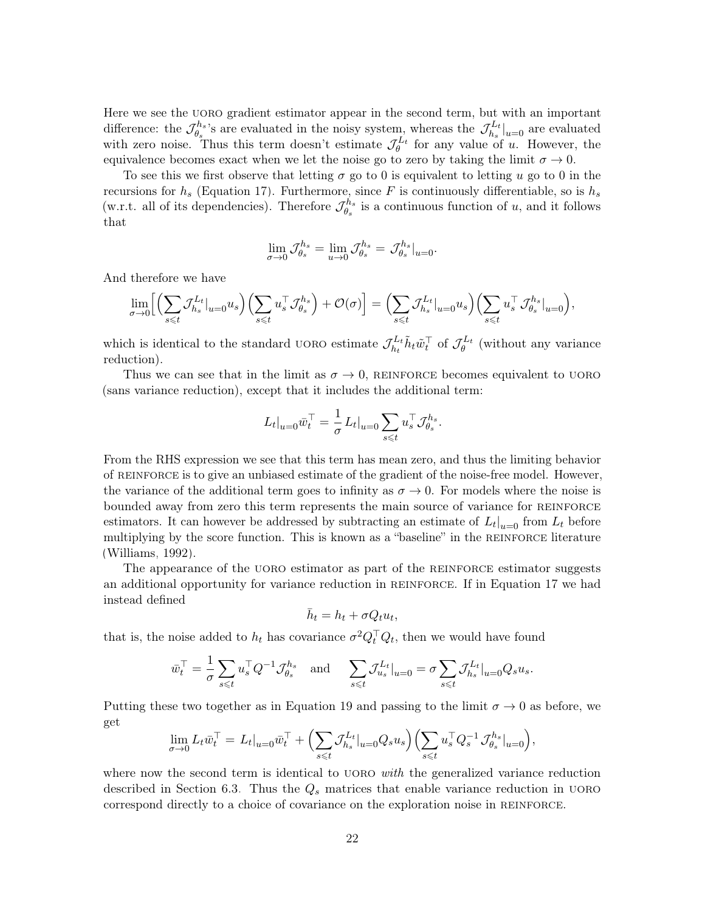Here we see the UORO gradient estimator appear in the second term, but with an important difference: the $\mathcal{J}^{h_s}_{\theta_s}$'s are evaluated in the noisy system, whereas the $\mathcal{J}^{L_t}_{h_s}|_{u=0}$ are evaluated with zero noise. Thus this term doesn't estimate $\mathcal{J}^{L_t}_{\theta}$ for any value of $u$. However, the equivalence becomes exact when we let the noise go to zero by taking the limit $\sigma \to 0$.

To see this we first observe that letting $\sigma$ go to 0 is equivalent to letting $u$ go to 0 in the recursions for $h_s$ (Equation 17). Furthermore, since $F$ is continuously differentiable, so is $h_s$ (w.r.t. all of its dependencies). Therefore $\mathcal{J}^{h_s}_{\theta_s}$ is a continuous function of $u$, and it follows that

$$\lim_{\sigma \to 0} \mathcal{J}^{h_s}_{\theta_s} = \lim_{u \to 0} \mathcal{J}^{h_s}_{\theta_s} = \mathcal{J}^{h_s}_{\theta_s}|_{u=0}.$$

And therefore we have

$$\lim_{\sigma \to 0} \Big[ \Big( \sum_{s \leqslant t} \mathcal{J}^{L_t}_{h_s}|_{u=0} u_s \Big) \Big( \sum_{s \leqslant t} u_s^\top \mathcal{J}^{h_s}_{\theta_s} \Big) + \mathcal{O}(\sigma) \Big] = \Big( \sum_{s \leqslant t} \mathcal{J}^{L_t}_{h_s}|_{u=0} u_s \Big) \Big( \sum_{s \leqslant t} u_s^\top \mathcal{J}^{h_s}_{\theta_s}|_{u=0} \Big),$$

which is identical to the standard UORO estimate $\mathcal{J}^{L_t}_{h_t} \tilde{h}_t \tilde{w}_t^\top$ of $\mathcal{J}^{L_t}_{\theta}$ (without any variance reduction).

Thus we can see that in the limit as $\sigma \to 0$, REINFORCE becomes equivalent to UORO (sans variance reduction), except that it includes the additional term:

$$L_t|_{u=0} \bar{w}_t^\top = \frac{1}{\sigma} L_t|_{u=0} \sum_{s \leqslant t} u_s^\top \mathcal{J}^{h_s}_{\theta_s}.$$

From the RHS expression we see that this term has mean zero, and thus the limiting behavior of REINFORCE is to give an unbiased estimate of the gradient of the noise-free model. However, the variance of the additional term goes to infinity as $\sigma \to 0$. For models where the noise is bounded away from zero this term represents the main source of variance for REINFORCE estimators. It can however be addressed by subtracting an estimate of $L_t|_{u=0}$ from $L_t$ before multiplying by the score function. This is known as a "baseline" in the REINFORCE literature (Williams, 1992).

The appearance of the UORO estimator as part of the REINFORCE estimator suggests an additional opportunity for variance reduction in REINFORCE. If in Equation 17 we had instead defined

$$\bar{h}_t = h_t + \sigma Q_t u_t,$$

that is, the noise added to $h_t$ has covariance $\sigma^2 Q_t^\top Q_t$, then we would have found

$$\bar{w}_t^\top = \frac{1}{\sigma} \sum_{s \leqslant t} u_s^\top Q^{-1} \mathcal{J}^{h_s}_{\theta_s} \quad \text{and} \quad \sum_{s \leqslant t} \mathcal{J}^{L_t}_{u_s}|_{u=0} = \sigma \sum_{s \leqslant t} \mathcal{J}^{L_t}_{h_s}|_{u=0} Q_s u_s.$$

Putting these two together as in Equation 19 and passing to the limit $\sigma \to 0$ as before, we get

$$\lim_{\sigma \to 0} L_t \bar{w}_t^\top = L_t|_{u=0} \bar{w}_t^\top + \Big( \sum_{s \leqslant t} \mathcal{J}^{L_t}_{h_s}|_{u=0} Q_s u_s \Big) \Big( \sum_{s \leqslant t} u_s^\top Q_s^{-1} \mathcal{J}^{h_s}_{\theta_s}|_{u=0} \Big),$$

where now the second term is identical to UORO *with* the generalized variance reduction described in Section 6.3. Thus the $Q_s$ matrices that enable variance reduction in UORO correspond directly to a choice of covariance on the exploration noise in REINFORCE.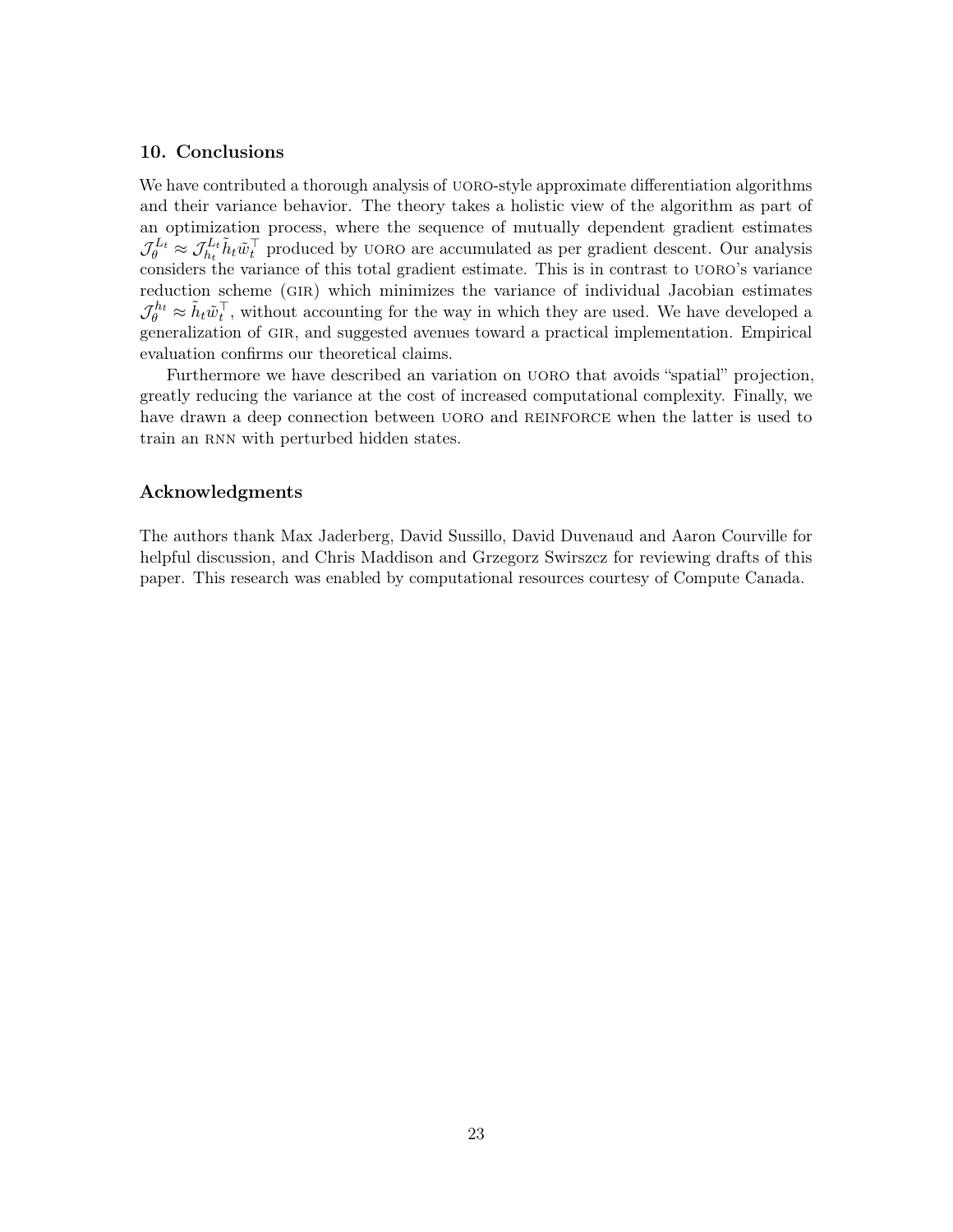## 10. Conclusions

We have contributed a thorough analysis of UORO-style approximate differentiation algorithms and their variance behavior. The theory takes a holistic view of the algorithm as part of an optimization process, where the sequence of mutually dependent gradient estimates $\mathcal{J}_\theta^{L_t} \approx \mathcal{J}_{h_t}^{L_t} \tilde{h}_t \tilde{w}_t^\top$ produced by UORO are accumulated as per gradient descent. Our analysis considers the variance of this total gradient estimate. This is in contrast to UORO's variance reduction scheme (GIR) which minimizes the variance of individual Jacobian estimates $\mathcal{J}_\theta^{h_t} \approx \tilde{h}_t \tilde{w}_t^\top$, without accounting for the way in which they are used. We have developed a generalization of GIR, and suggested avenues toward a practical implementation. Empirical evaluation confirms our theoretical claims.

Furthermore we have described an variation on UORO that avoids "spatial" projection, greatly reducing the variance at the cost of increased computational complexity. Finally, we have drawn a deep connection between UORO and REINFORCE when the latter is used to train an RNN with perturbed hidden states.

## Acknowledgments

The authors thank Max Jaderberg, David Sussillo, David Duvenaud and Aaron Courville for helpful discussion, and Chris Maddison and Grzegorz Swirszcz for reviewing drafts of this paper. This research was enabled by computational resources courtesy of Compute Canada.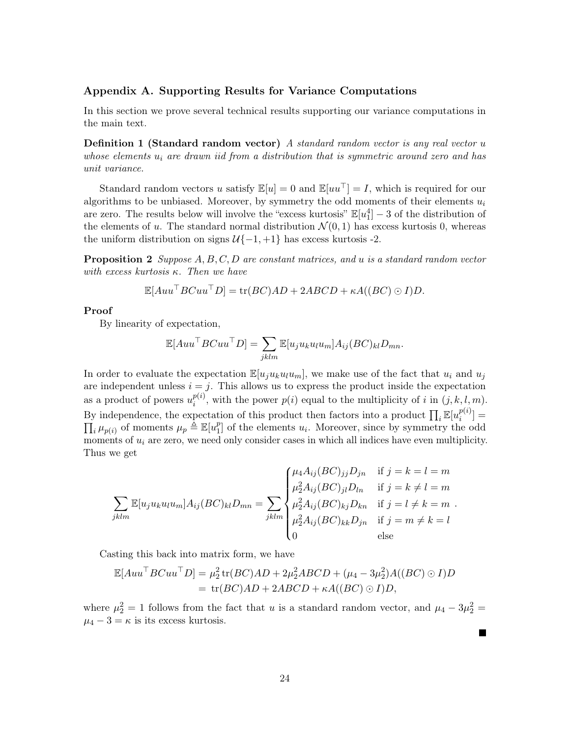## Appendix A. Supporting Results for Variance Computations

In this section we prove several technical results supporting our variance computations in the main text.

**Definition 1 (Standard random vector)** *A standard random vector is any real vector $u$ whose elements $u_i$ are drawn iid from a distribution that is symmetric around zero and has unit variance.*

Standard random vectors $u$ satisfy $\mathbb{E}[u] = 0$ and $\mathbb{E}[uu^\top] = I$, which is required for our algorithms to be unbiased. Moreover, by symmetry the odd moments of their elements $u_i$ are zero. The results below will involve the "excess kurtosis" $\mathbb{E}[u_1^4] - 3$ of the distribution of the elements of $u$. The standard normal distribution $\mathcal{N}(0, 1)$ has excess kurtosis 0, whereas the uniform distribution on signs $\mathcal{U}\{-1, +1\}$ has excess kurtosis -2.

**Proposition 2** *Suppose $A, B, C, D$ are constant matrices, and $u$ is a standard random vector with excess kurtosis $\kappa$. Then we have*

$$\mathbb{E}[Auu^\top BCuu^\top D] = \operatorname{tr}(BC)AD + 2ABCD + \kappa A((BC) \odot I)D.$$

**Proof**

By linearity of expectation,

$$\mathbb{E}[Auu^\top BCuu^\top D] = \sum_{jklm} \mathbb{E}[u_j u_k u_l u_m] A_{ij}(BC)_{kl} D_{mn}.$$

In order to evaluate the expectation $\mathbb{E}[u_j u_k u_l u_m]$, we make use of the fact that $u_i$ and $u_j$ are independent unless $i = j$. This allows us to express the product inside the expectation as a product of powers $u_i^{p(i)}$, with the power $p(i)$ equal to the multiplicity of $i$ in $(j, k, l, m)$. By independence, the expectation of this product then factors into a product $\prod_i \mathbb{E}[u_i^{p(i)}] = \prod_i \mu_{p(i)}$ of moments $\mu_p \triangleq \mathbb{E}[u_1^p]$ of the elements $u_i$. Moreover, since by symmetry the odd moments of $u_i$ are zero, we need only consider cases in which all indices have even multiplicity. Thus we get

$$\sum_{jklm} \mathbb{E}[u_j u_k u_l u_m] A_{ij}(BC)_{kl} D_{mn} = \sum_{jklm} \begin{cases} \mu_4 A_{ij}(BC)_{jj} D_{jn} & \text{if } j = k = l = m \\ \mu_2^2 A_{ij}(BC)_{jl} D_{ln} & \text{if } j = k \neq l = m \\ \mu_2^2 A_{ij}(BC)_{kj} D_{kn} & \text{if } j = l \neq k = m \\ \mu_2^2 A_{ij}(BC)_{kk} D_{jn} & \text{if } j = m \neq k = l \\ 0 & \text{else} \end{cases}.$$

Casting this back into matrix form, we have

$$\begin{aligned} \mathbb{E}[Auu^\top BCuu^\top D] &= \mu_2^2 \operatorname{tr}(BC)AD + 2\mu_2^2 ABCD + (\mu_4 - 3\mu_2^2)A((BC) \odot I)D \\ &= \operatorname{tr}(BC)AD + 2ABCD + \kappa A((BC) \odot I)D, \end{aligned}$$

where $\mu_2^2 = 1$ follows from the fact that $u$ is a standard random vector, and $\mu_4 - 3\mu_2^2 = \mu_4 - 3 = \kappa$ is its excess kurtosis.

■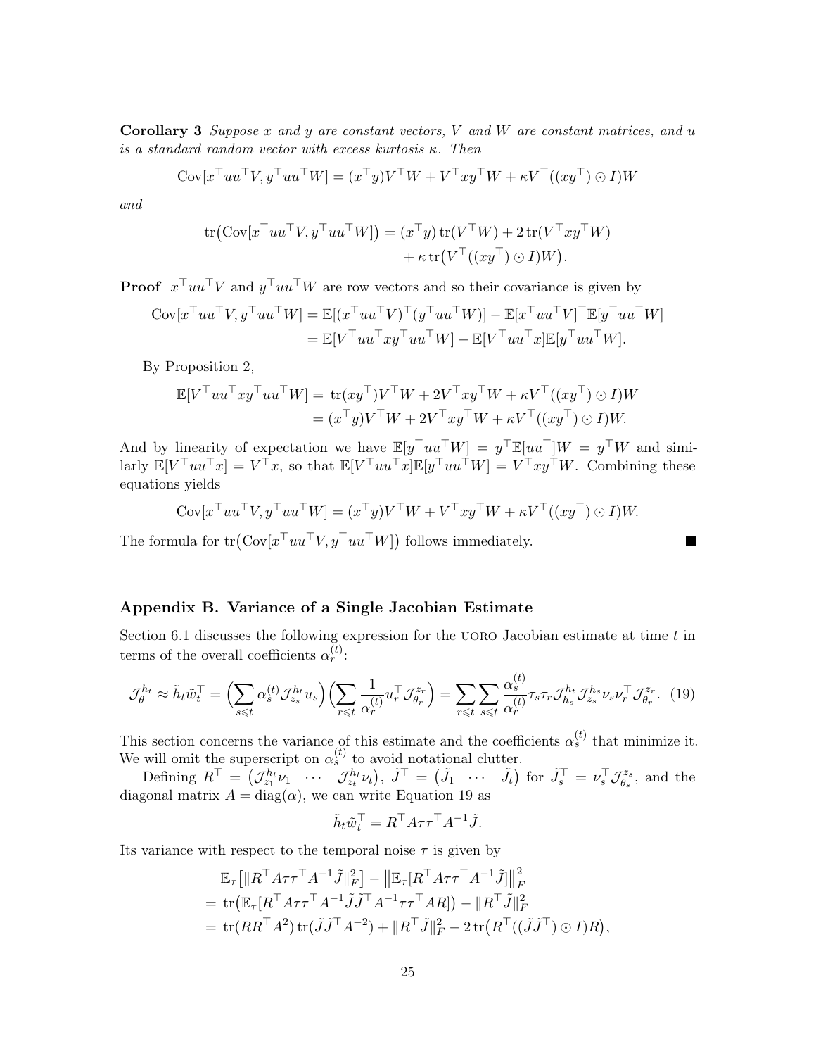**Corollary 3** *Suppose $x$ and $y$ are constant vectors, $V$ and $W$ are constant matrices, and $u$ is a standard random vector with excess kurtosis $\kappa$. Then*

$$\mathrm{Cov}[x^\top uu^\top V, y^\top uu^\top W] = (x^\top y)V^\top W + V^\top xy^\top W + \kappa V^\top((xy^\top) \odot I)W$$

*and*

$$\begin{aligned}\mathrm{tr}\big(\mathrm{Cov}[x^\top uu^\top V, y^\top uu^\top W]\big) &= (x^\top y)\,\mathrm{tr}(V^\top W) + 2\,\mathrm{tr}(V^\top xy^\top W) \\ &\quad + \kappa\,\mathrm{tr}\big(V^\top((xy^\top) \odot I)W\big).\end{aligned}$$

**Proof** $x^\top uu^\top V$ and $y^\top uu^\top W$ are row vectors and so their covariance is given by

$$\begin{aligned}\mathrm{Cov}[x^\top uu^\top V, y^\top uu^\top W] &= \mathbb{E}[(x^\top uu^\top V)^\top (y^\top uu^\top W)] - \mathbb{E}[x^\top uu^\top V]^\top \mathbb{E}[y^\top uu^\top W] \\ &= \mathbb{E}[V^\top uu^\top xy^\top uu^\top W] - \mathbb{E}[V^\top uu^\top x]\mathbb{E}[y^\top uu^\top W].\end{aligned}$$

By Proposition 2,

$$\begin{aligned}\mathbb{E}[V^\top uu^\top xy^\top uu^\top W] &= \mathrm{tr}(xy^\top)V^\top W + 2V^\top xy^\top W + \kappa V^\top((xy^\top) \odot I)W \\ &= (x^\top y)V^\top W + 2V^\top xy^\top W + \kappa V^\top((xy^\top) \odot I)W.\end{aligned}$$

And by linearity of expectation we have $\mathbb{E}[y^\top uu^\top W] = y^\top \mathbb{E}[uu^\top]W = y^\top W$ and similarly $\mathbb{E}[V^\top uu^\top x] = V^\top x$, so that $\mathbb{E}[V^\top uu^\top x]\mathbb{E}[y^\top uu^\top W] = V^\top xy^\top W$. Combining these equations yields

$$\mathrm{Cov}[x^\top uu^\top V, y^\top uu^\top W] = (x^\top y)V^\top W + V^\top xy^\top W + \kappa V^\top((xy^\top) \odot I)W.$$

The formula for $\mathrm{tr}\big(\mathrm{Cov}[x^\top uu^\top V, y^\top uu^\top W]\big)$ follows immediately. ■

## Appendix B. Variance of a Single Jacobian Estimate

Section 6.1 discusses the following expression for the UORO Jacobian estimate at time $t$ in terms of the overall coefficients $\alpha_r^{(t)}$:

$$\mathcal{J}_\theta^{h_t} \approx \tilde{h}_t \tilde{w}_t^\top = \Big(\sum_{s \leqslant t} \alpha_s^{(t)} \mathcal{J}_{z_s}^{h_t} u_s\Big)\Big(\sum_{r \leqslant t} \frac{1}{\alpha_r^{(t)}} u_r^\top \mathcal{J}_{\theta_r}^{z_r}\Big) = \sum_{r \leqslant t}\sum_{s \leqslant t} \frac{\alpha_s^{(t)}}{\alpha_r^{(t)}} \tau_s \tau_r \mathcal{J}_{h_s}^{h_t} \mathcal{J}_{z_s}^{h_s} \nu_s \nu_r^\top \mathcal{J}_{\theta_r}^{z_r}. \quad (19)$$

This section concerns the variance of this estimate and the coefficients $\alpha_s^{(t)}$ that minimize it. We will omit the superscript on $\alpha_s^{(t)}$ to avoid notational clutter.

Defining $R^\top = \big(\mathcal{J}_{z_1}^{h_t}\nu_1 \quad \cdots \quad \mathcal{J}_{z_t}^{h_t}\nu_t\big)$, $\tilde{J}^\top = \big(\tilde{J}_1 \quad \cdots \quad \tilde{J}_t\big)$ for $\tilde{J}_s^\top = \nu_s^\top \mathcal{J}_{\theta_s}^{z_s}$, and the diagonal matrix $A = \mathrm{diag}(\alpha)$, we can write Equation 19 as

$$\tilde{h}_t \tilde{w}_t^\top = R^\top A \tau \tau^\top A^{-1} \tilde{J}.$$

Its variance with respect to the temporal noise $\tau$ is given by

$$\begin{aligned}&\mathbb{E}_\tau\big[\|R^\top A\tau\tau^\top A^{-1}\tilde{J}\|_F^2\big] - \big\|\mathbb{E}_\tau[R^\top A\tau\tau^\top A^{-1}\tilde{J}]\big\|_F^2 \\ =\; &\mathrm{tr}\big(\mathbb{E}_\tau[R^\top A\tau\tau^\top A^{-1}\tilde{J}\tilde{J}^\top A^{-1}\tau\tau^\top AR]\big) - \|R^\top \tilde{J}\|_F^2 \\ =\; &\mathrm{tr}(RR^\top A^2)\,\mathrm{tr}(\tilde{J}\tilde{J}^\top A^{-2}) + \|R^\top \tilde{J}\|_F^2 - 2\,\mathrm{tr}\big(R^\top((\tilde{J}\tilde{J}^\top) \odot I)R\big),\end{aligned}$$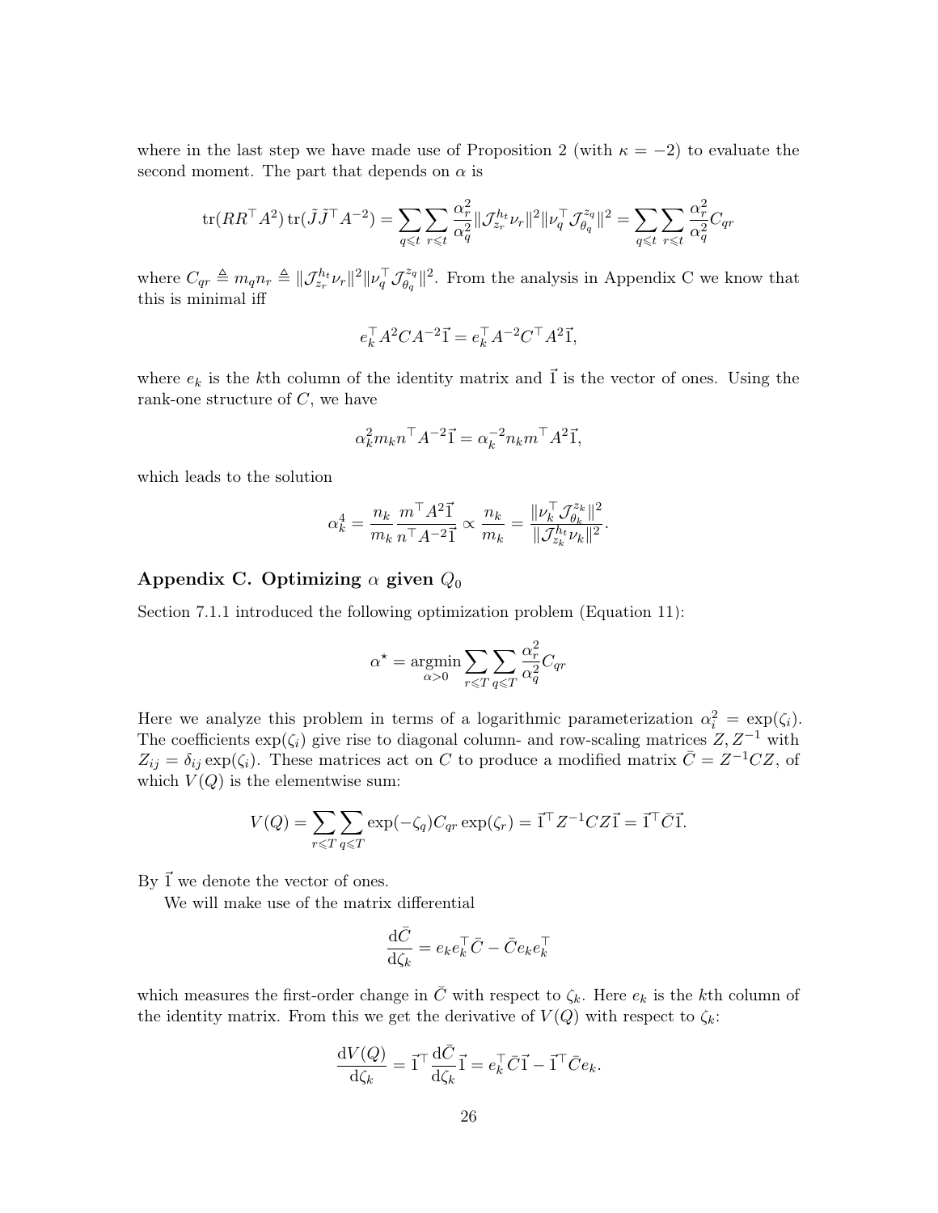where in the last step we have made use of Proposition 2 (with $\kappa = -2$) to evaluate the second moment. The part that depends on $\alpha$ is

$$\operatorname{tr}(RR^\top A^2)\operatorname{tr}(\tilde{J}\tilde{J}^\top A^{-2}) = \sum_{q \leqslant t}\sum_{r \leqslant t} \frac{\alpha_r^2}{\alpha_q^2} \|\mathcal{J}_{z_r}^{h_t}\nu_r\|^2 \|\nu_q^\top \mathcal{J}_{\theta_q}^{z_q}\|^2 = \sum_{q \leqslant t}\sum_{r \leqslant t} \frac{\alpha_r^2}{\alpha_q^2} C_{qr}$$

where $C_{qr} \triangleq m_q n_r \triangleq \|\mathcal{J}_{z_r}^{h_t}\nu_r\|^2 \|\nu_q^\top \mathcal{J}_{\theta_q}^{z_q}\|^2$. From the analysis in Appendix C we know that this is minimal iff

$$e_k^\top A^2 C A^{-2} \vec{1} = e_k^\top A^{-2} C^\top A^2 \vec{1},$$

where $e_k$ is the $k$th column of the identity matrix and $\vec{1}$ is the vector of ones. Using the rank-one structure of $C$, we have

$$\alpha_k^2 m_k n^\top A^{-2}\vec{1} = \alpha_k^{-2} n_k m^\top A^2 \vec{1},$$

which leads to the solution

$$\alpha_k^4 = \frac{n_k}{m_k}\frac{m^\top A^2 \vec{1}}{n^\top A^{-2}\vec{1}} \propto \frac{n_k}{m_k} = \frac{\|\nu_k^\top \mathcal{J}_{\theta_k}^{z_k}\|^2}{\|\mathcal{J}_{z_k}^{h_t}\nu_k\|^2}.$$

## Appendix C. Optimizing $\alpha$ given $Q_0$

Section 7.1.1 introduced the following optimization problem (Equation 11):

$$\alpha^\star = \operatorname*{argmin}_{\alpha > 0} \sum_{r \leqslant T}\sum_{q \leqslant T} \frac{\alpha_r^2}{\alpha_q^2} C_{qr}$$

Here we analyze this problem in terms of a logarithmic parameterization $\alpha_i^2 = \exp(\zeta_i)$. The coefficients $\exp(\zeta_i)$ give rise to diagonal column- and row-scaling matrices $Z, Z^{-1}$ with $Z_{ij} = \delta_{ij}\exp(\zeta_i)$. These matrices act on $C$ to produce a modified matrix $\bar{C} = Z^{-1} C Z$, of which $V(Q)$ is the elementwise sum:

$$V(Q) = \sum_{r \leqslant T}\sum_{q \leqslant T} \exp(-\zeta_q) C_{qr} \exp(\zeta_r) = \vec{1}^\top Z^{-1} C Z \vec{1} = \vec{1}^\top \bar{C} \vec{1}.$$

By $\vec{1}$ we denote the vector of ones.

We will make use of the matrix differential

$$\frac{\mathrm{d}\bar{C}}{\mathrm{d}\zeta_k} = e_k e_k^\top \bar{C} - \bar{C} e_k e_k^\top$$

which measures the first-order change in $\bar{C}$ with respect to $\zeta_k$. Here $e_k$ is the $k$th column of the identity matrix. From this we get the derivative of $V(Q)$ with respect to $\zeta_k$:

$$\frac{\mathrm{d}V(Q)}{\mathrm{d}\zeta_k} = \vec{1}^\top \frac{\mathrm{d}\bar{C}}{\mathrm{d}\zeta_k} \vec{1} = e_k^\top \bar{C} \vec{1} - \vec{1}^\top \bar{C} e_k.$$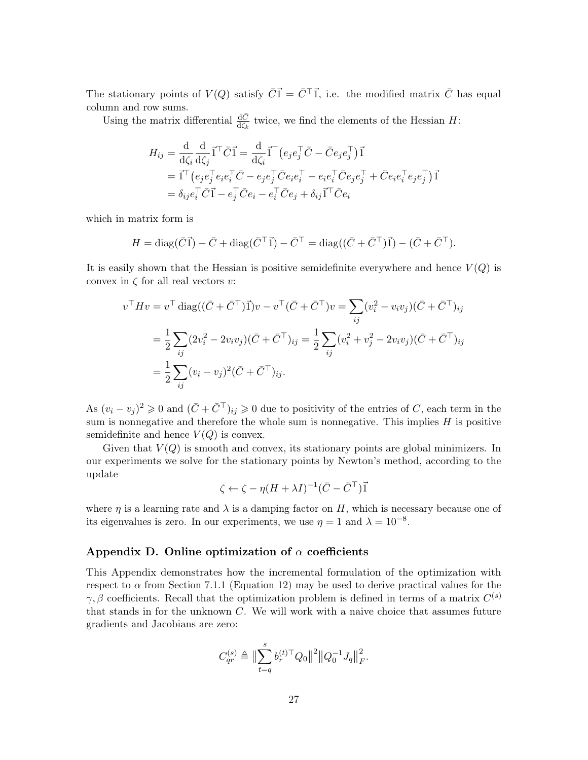The stationary points of $V(Q)$ satisfy $\bar{C}\vec{1} = \bar{C}^\top\vec{1}$, i.e. the modified matrix $\bar{C}$ has equal column and row sums.

Using the matrix differential $\frac{\mathrm{d}\bar{C}}{\mathrm{d}\zeta_k}$ twice, we find the elements of the Hessian $H$:

$$
\begin{aligned}
H_{ij} &= \frac{\mathrm{d}}{\mathrm{d}\zeta_i}\frac{\mathrm{d}}{\mathrm{d}\zeta_j}\vec{1}^\top\bar{C}\vec{1} = \frac{\mathrm{d}}{\mathrm{d}\zeta_i}\vec{1}^\top\left(e_j e_j^\top \bar{C} - \bar{C}e_j e_j^\top\right)\vec{1} \\
&= \vec{1}^\top\left(e_j e_j^\top e_i e_i^\top \bar{C} - e_j e_j^\top \bar{C} e_i e_i^\top - e_i e_i^\top \bar{C} e_j e_j^\top + \bar{C} e_i e_i^\top e_j e_j^\top\right)\vec{1} \\
&= \delta_{ij} e_i^\top \bar{C}\vec{1} - e_j^\top \bar{C} e_i - e_i^\top \bar{C} e_j + \delta_{ij}\vec{1}^\top \bar{C} e_i
\end{aligned}
$$

which in matrix form is

$$
H = \operatorname{diag}(\bar{C}\vec{1}) - \bar{C} + \operatorname{diag}(\bar{C}^\top\vec{1}) - \bar{C}^\top = \operatorname{diag}((\bar{C} + \bar{C}^\top)\vec{1}) - (\bar{C} + \bar{C}^\top).
$$

It is easily shown that the Hessian is positive semidefinite everywhere and hence $V(Q)$ is convex in $\zeta$ for all real vectors $v$:

$$
\begin{aligned}
v^\top H v &= v^\top \operatorname{diag}((\bar{C} + \bar{C}^\top)\vec{1})v - v^\top(\bar{C} + \bar{C}^\top)v = \sum_{ij}(v_i^2 - v_i v_j)(\bar{C} + \bar{C}^\top)_{ij} \\
&= \frac{1}{2}\sum_{ij}(2v_i^2 - 2v_i v_j)(\bar{C} + \bar{C}^\top)_{ij} = \frac{1}{2}\sum_{ij}(v_i^2 + v_j^2 - 2v_i v_j)(\bar{C} + \bar{C}^\top)_{ij} \\
&= \frac{1}{2}\sum_{ij}(v_i - v_j)^2(\bar{C} + \bar{C}^\top)_{ij}.
\end{aligned}
$$

As $(v_i - v_j)^2 \geqslant 0$ and $(\bar{C} + \bar{C}^\top)_{ij} \geqslant 0$ due to positivity of the entries of $C$, each term in the sum is nonnegative and therefore the whole sum is nonnegative. This implies $H$ is positive semidefinite and hence $V(Q)$ is convex.

Given that $V(Q)$ is smooth and convex, its stationary points are global minimizers. In our experiments we solve for the stationary points by Newton's method, according to the update

$$
\zeta \leftarrow \zeta - \eta(H + \lambda I)^{-1}(\bar{C} - \bar{C}^\top)\vec{1}
$$

where $\eta$ is a learning rate and $\lambda$ is a damping factor on $H$, which is necessary because one of its eigenvalues is zero. In our experiments, we use $\eta = 1$ and $\lambda = 10^{-8}$.

## Appendix D. Online optimization of $\alpha$ coefficients

This Appendix demonstrates how the incremental formulation of the optimization with respect to $\alpha$ from Section 7.1.1 (Equation 12) may be used to derive practical values for the $\gamma, \beta$ coefficients. Recall that the optimization problem is defined in terms of a matrix $C^{(s)}$ that stands in for the unknown $C$. We will work with a naive choice that assumes future gradients and Jacobians are zero:

$$
C_{qr}^{(s)} \triangleq \Big\|\sum_{t=q}^{s} b_r^{(t)\top} Q_0\Big\|^2 \big\|Q_0^{-1} J_q\big\|_F^2.
$$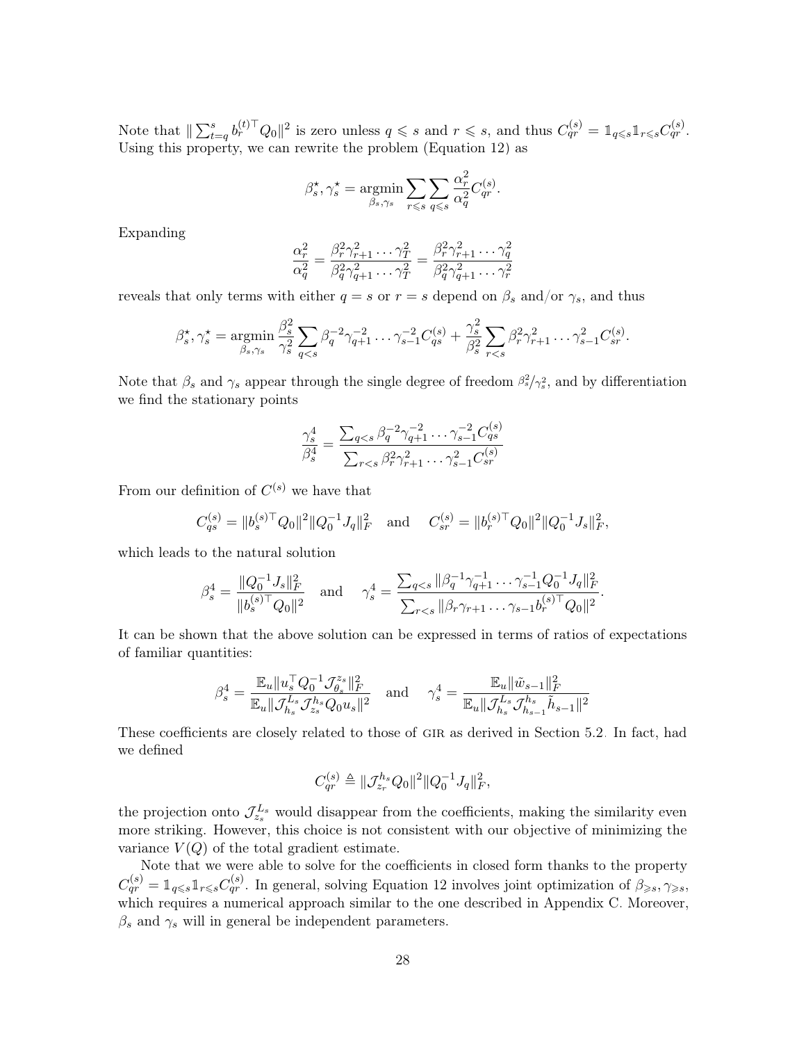Note that $\| \sum_{t=q}^{s} b_r^{(t)\top} Q_0 \|^2$ is zero unless $q \leqslant s$ and $r \leqslant s$, and thus $C_{qr}^{(s)} = \mathbb{1}_{q \leqslant s} \mathbb{1}_{r \leqslant s} C_{qr}^{(s)}$. Using this property, we can rewrite the problem (Equation 12) as

$$\beta_s^\star, \gamma_s^\star = \operatorname*{argmin}_{\beta_s, \gamma_s} \sum_{r \leqslant s} \sum_{q \leqslant s} \frac{\alpha_r^2}{\alpha_q^2} C_{qr}^{(s)}.$$

Expanding

$$\frac{\alpha_r^2}{\alpha_q^2} = \frac{\beta_r^2 \gamma_{r+1}^2 \cdots \gamma_T^2}{\beta_q^2 \gamma_{q+1}^2 \cdots \gamma_T^2} = \frac{\beta_r^2 \gamma_{r+1}^2 \cdots \gamma_q^2}{\beta_q^2 \gamma_{q+1}^2 \cdots \gamma_r^2}$$

reveals that only terms with either $q = s$ or $r = s$ depend on $\beta_s$ and/or $\gamma_s$, and thus

$$\beta_s^\star, \gamma_s^\star = \operatorname*{argmin}_{\beta_s, \gamma_s} \frac{\beta_s^2}{\gamma_s^2} \sum_{q<s} \beta_q^{-2} \gamma_{q+1}^{-2} \cdots \gamma_{s-1}^{-2} C_{qs}^{(s)} + \frac{\gamma_s^2}{\beta_s^2} \sum_{r<s} \beta_r^2 \gamma_{r+1}^2 \cdots \gamma_{s-1}^2 C_{sr}^{(s)}.$$

Note that $\beta_s$ and $\gamma_s$ appear through the single degree of freedom $\beta_s^2/\gamma_s^2$, and by differentiation we find the stationary points

$$\frac{\gamma_s^4}{\beta_s^4} = \frac{\sum_{q<s} \beta_q^{-2} \gamma_{q+1}^{-2} \cdots \gamma_{s-1}^{-2} C_{qs}^{(s)}}{\sum_{r<s} \beta_r^2 \gamma_{r+1}^2 \cdots \gamma_{s-1}^2 C_{sr}^{(s)}}$$

From our definition of $C^{(s)}$ we have that

$$C_{qs}^{(s)} = \| b_s^{(s)\top} Q_0 \|^2 \| Q_0^{-1} J_q \|_F^2 \quad \text{and} \quad C_{sr}^{(s)} = \| b_r^{(s)\top} Q_0 \|^2 \| Q_0^{-1} J_s \|_F^2,$$

which leads to the natural solution

$$\beta_s^4 = \frac{\| Q_0^{-1} J_s \|_F^2}{\| b_s^{(s)\top} Q_0 \|^2} \quad \text{and} \quad \gamma_s^4 = \frac{\sum_{q<s} \| \beta_q^{-1} \gamma_{q+1}^{-1} \cdots \gamma_{s-1}^{-1} Q_0^{-1} J_q \|_F^2}{\sum_{r<s} \| \beta_r \gamma_{r+1} \cdots \gamma_{s-1} b_r^{(s)\top} Q_0 \|^2}.$$

It can be shown that the above solution can be expressed in terms of ratios of expectations of familiar quantities:

$$\beta_s^4 = \frac{\mathbb{E}_u \| u_s^\top Q_0^{-1} \mathcal{J}_{\theta_s}^{z_s} \|_F^2}{\mathbb{E}_u \| \mathcal{J}_{h_s}^{L_s} \mathcal{J}_{z_s}^{h_s} Q_0 u_s \|^2} \quad \text{and} \quad \gamma_s^4 = \frac{\mathbb{E}_u \| \tilde{w}_{s-1} \|_F^2}{\mathbb{E}_u \| \mathcal{J}_{h_s}^{L_s} \mathcal{J}_{h_{s-1}}^{h_s} \tilde{h}_{s-1} \|^2}$$

These coefficients are closely related to those of GIR as derived in Section 5.2. In fact, had we defined

$$C_{qr}^{(s)} \triangleq \| \mathcal{J}_{z_r}^{h_s} Q_0 \|^2 \| Q_0^{-1} J_q \|_F^2,$$

the projection onto $\mathcal{J}_{z_s}^{L_s}$ would disappear from the coefficients, making the similarity even more striking. However, this choice is not consistent with our objective of minimizing the variance $V(Q)$ of the total gradient estimate.

Note that we were able to solve for the coefficients in closed form thanks to the property $C_{qr}^{(s)} = \mathbb{1}_{q \leqslant s} \mathbb{1}_{r \leqslant s} C_{qr}^{(s)}$. In general, solving Equation 12 involves joint optimization of $\beta_{\geqslant s}, \gamma_{\geqslant s}$, which requires a numerical approach similar to the one described in Appendix C. Moreover, $\beta_s$ and $\gamma_s$ will in general be independent parameters.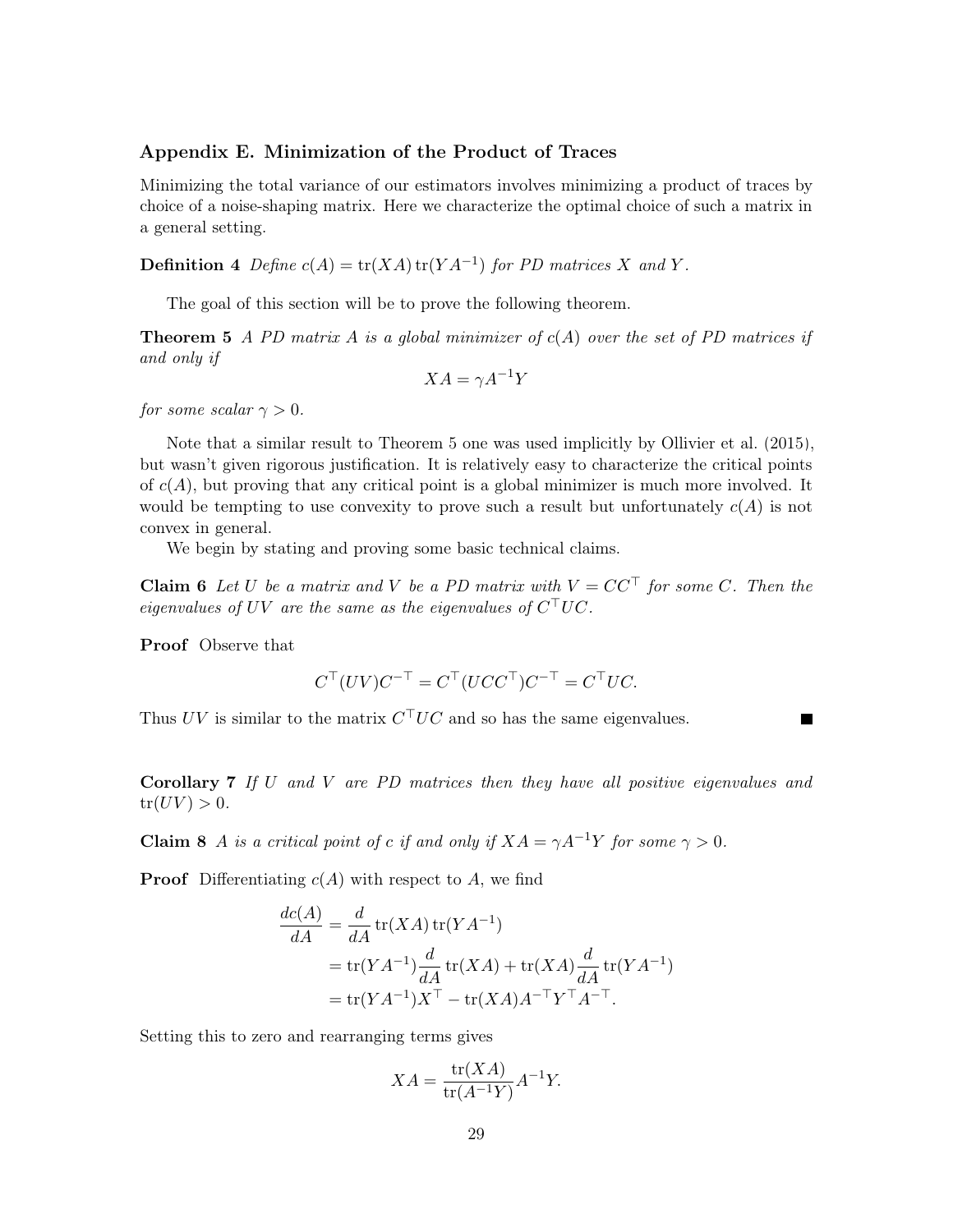## Appendix E. Minimization of the Product of Traces

Minimizing the total variance of our estimators involves minimizing a product of traces by choice of a noise-shaping matrix. Here we characterize the optimal choice of such a matrix in a general setting.

**Definition 4** *Define $c(A) = \operatorname{tr}(XA)\operatorname{tr}(YA^{-1})$ for PD matrices $X$ and $Y$.*

The goal of this section will be to prove the following theorem.

**Theorem 5** *A PD matrix $A$ is a global minimizer of $c(A)$ over the set of PD matrices if and only if*

$$XA = \gamma A^{-1}Y$$

*for some scalar $\gamma > 0$.*

Note that a similar result to Theorem 5 one was used implicitly by Ollivier et al. (2015), but wasn't given rigorous justification. It is relatively easy to characterize the critical points of $c(A)$, but proving that any critical point is a global minimizer is much more involved. It would be tempting to use convexity to prove such a result but unfortunately $c(A)$ is not convex in general.

We begin by stating and proving some basic technical claims.

**Claim 6** *Let $U$ be a matrix and $V$ be a PD matrix with $V = CC^\top$ for some $C$. Then the eigenvalues of $UV$ are the same as the eigenvalues of $C^\top UC$.*

**Proof** Observe that

$$C^\top(UV)C^{-\top} = C^\top(UCC^\top)C^{-\top} = C^\top UC.$$

Thus $UV$ is similar to the matrix $C^\top UC$ and so has the same eigenvalues. ∎

**Corollary 7** *If $U$ and $V$ are PD matrices then they have all positive eigenvalues and $\operatorname{tr}(UV) > 0$.*

**Claim 8** *$A$ is a critical point of $c$ if and only if $XA = \gamma A^{-1}Y$ for some $\gamma > 0$.*

**Proof** Differentiating $c(A)$ with respect to $A$, we find

$$\begin{aligned}
\frac{dc(A)}{dA} &= \frac{d}{dA}\operatorname{tr}(XA)\operatorname{tr}(YA^{-1}) \\
&= \operatorname{tr}(YA^{-1})\frac{d}{dA}\operatorname{tr}(XA) + \operatorname{tr}(XA)\frac{d}{dA}\operatorname{tr}(YA^{-1}) \\
&= \operatorname{tr}(YA^{-1})X^\top - \operatorname{tr}(XA)A^{-\top}Y^\top A^{-\top}.
\end{aligned}$$

Setting this to zero and rearranging terms gives

$$XA = \frac{\operatorname{tr}(XA)}{\operatorname{tr}(A^{-1}Y)}A^{-1}Y.$$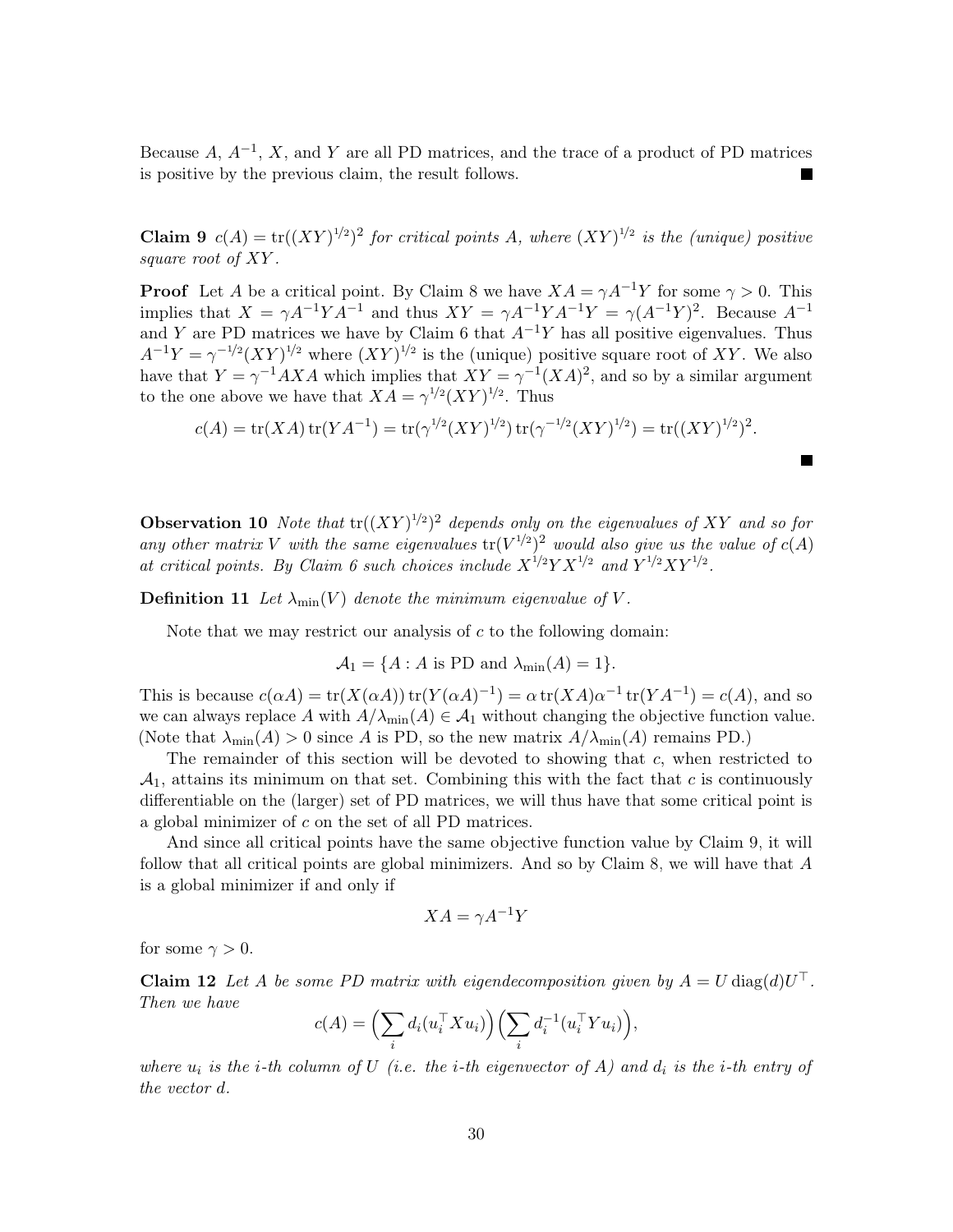Because $A$, $A^{-1}$, $X$, and $Y$ are all PD matrices, and the trace of a product of PD matrices is positive by the previous claim, the result follows. ■

**Claim 9** *$c(A) = \operatorname{tr}((XY)^{1/2})^2$ for critical points $A$, where $(XY)^{1/2}$ is the (unique) positive square root of $XY$.*

**Proof** Let $A$ be a critical point. By Claim 8 we have $XA = \gamma A^{-1}Y$ for some $\gamma > 0$. This implies that $X = \gamma A^{-1}YA^{-1}$ and thus $XY = \gamma A^{-1}YA^{-1}Y = \gamma(A^{-1}Y)^2$. Because $A^{-1}$ and $Y$ are PD matrices we have by Claim 6 that $A^{-1}Y$ has all positive eigenvalues. Thus $A^{-1}Y = \gamma^{-1/2}(XY)^{1/2}$ where $(XY)^{1/2}$ is the (unique) positive square root of $XY$. We also have that $Y = \gamma^{-1}AXA$ which implies that $XY = \gamma^{-1}(XA)^2$, and so by a similar argument to the one above we have that $XA = \gamma^{1/2}(XY)^{1/2}$. Thus

$$c(A) = \operatorname{tr}(XA)\operatorname{tr}(YA^{-1}) = \operatorname{tr}(\gamma^{1/2}(XY)^{1/2})\operatorname{tr}(\gamma^{-1/2}(XY)^{1/2}) = \operatorname{tr}((XY)^{1/2})^2.$$

■

**Observation 10** *Note that $\operatorname{tr}((XY)^{1/2})^2$ depends only on the eigenvalues of $XY$ and so for any other matrix $V$ with the same eigenvalues $\operatorname{tr}(V^{1/2})^2$ would also give us the value of $c(A)$ at critical points. By Claim 6 such choices include $X^{1/2}YX^{1/2}$ and $Y^{1/2}XY^{1/2}$.*

**Definition 11** *Let $\lambda_{\min}(V)$ denote the minimum eigenvalue of $V$.*

Note that we may restrict our analysis of $c$ to the following domain:

$$\mathcal{A}_1 = \{A : A \text{ is PD and } \lambda_{\min}(A) = 1\}.$$

This is because $c(\alpha A) = \operatorname{tr}(X(\alpha A))\operatorname{tr}(Y(\alpha A)^{-1}) = \alpha \operatorname{tr}(XA)\alpha^{-1}\operatorname{tr}(YA^{-1}) = c(A)$, and so we can always replace $A$ with $A/\lambda_{\min}(A) \in \mathcal{A}_1$ without changing the objective function value. (Note that $\lambda_{\min}(A) > 0$ since $A$ is PD, so the new matrix $A/\lambda_{\min}(A)$ remains PD.)

The remainder of this section will be devoted to showing that $c$, when restricted to $\mathcal{A}_1$, attains its minimum on that set. Combining this with the fact that $c$ is continuously differentiable on the (larger) set of PD matrices, we will thus have that some critical point is a global minimizer of $c$ on the set of all PD matrices.

And since all critical points have the same objective function value by Claim 9, it will follow that all critical points are global minimizers. And so by Claim 8, we will have that $A$ is a global minimizer if and only if

$$XA = \gamma A^{-1}Y$$

for some $\gamma > 0$.

**Claim 12** *Let $A$ be some PD matrix with eigendecomposition given by $A = U \operatorname{diag}(d)U^\top$. Then we have*

$$c(A) = \Big(\sum_i d_i(u_i^\top X u_i)\Big)\Big(\sum_i d_i^{-1}(u_i^\top Y u_i)\Big),$$

*where $u_i$ is the $i$-th column of $U$ (i.e. the $i$-th eigenvector of $A$) and $d_i$ is the $i$-th entry of the vector $d$.*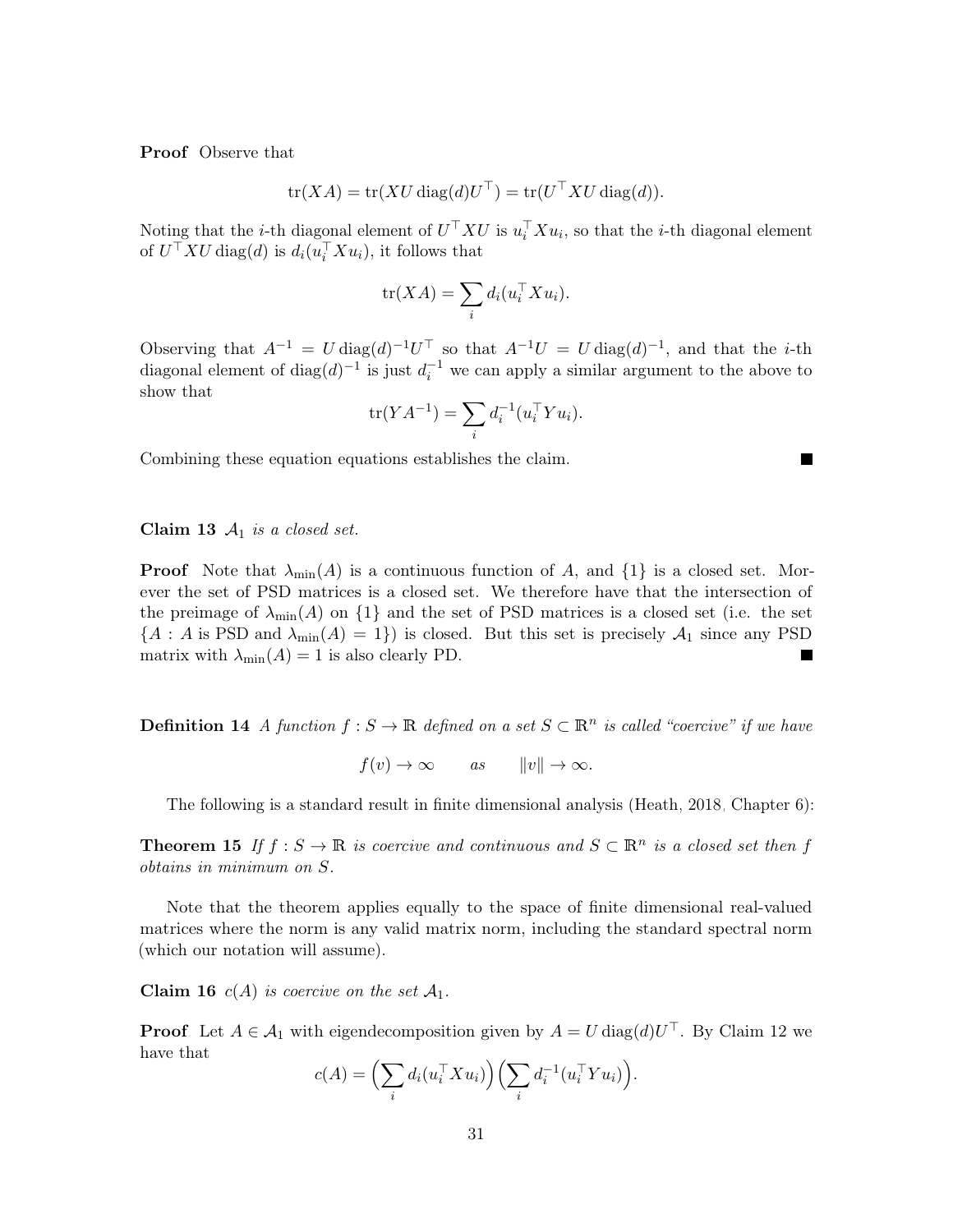**Proof** Observe that

$$\text{tr}(XA) = \text{tr}(XU \operatorname{diag}(d) U^\top) = \text{tr}(U^\top XU \operatorname{diag}(d)).$$

Noting that the $i$-th diagonal element of $U^\top XU$ is $u_i^\top Xu_i$, so that the $i$-th diagonal element of $U^\top XU \operatorname{diag}(d)$ is $d_i(u_i^\top Xu_i)$, it follows that

$$\text{tr}(XA) = \sum_i d_i(u_i^\top Xu_i).$$

Observing that $A^{-1} = U \operatorname{diag}(d)^{-1} U^\top$ so that $A^{-1}U = U \operatorname{diag}(d)^{-1}$, and that the $i$-th diagonal element of $\operatorname{diag}(d)^{-1}$ is just $d_i^{-1}$ we can apply a similar argument to the above to show that

$$\text{tr}(YA^{-1}) = \sum_i d_i^{-1}(u_i^\top Yu_i).$$

Combining these equation equations establishes the claim. ∎

**Claim 13** *$\mathcal{A}_1$ is a closed set.*

**Proof** Note that $\lambda_{\min}(A)$ is a continuous function of $A$, and $\{1\}$ is a closed set. Morever the set of PSD matrices is a closed set. We therefore have that the intersection of the preimage of $\lambda_{\min}(A)$ on $\{1\}$ and the set of PSD matrices is a closed set (i.e. the set $\{A : A \text{ is PSD and } \lambda_{\min}(A) = 1\}$) is closed. But this set is precisely $\mathcal{A}_1$ since any PSD matrix with $\lambda_{\min}(A) = 1$ is also clearly PD. ∎

**Definition 14** *A function $f : S \to \mathbb{R}$ defined on a set $S \subset \mathbb{R}^n$ is called "coercive" if we have*

$$f(v) \to \infty \qquad as \qquad \|v\| \to \infty.$$

The following is a standard result in finite dimensional analysis (Heath, 2018, Chapter 6):

**Theorem 15** *If $f : S \to \mathbb{R}$ is coercive and continuous and $S \subset \mathbb{R}^n$ is a closed set then $f$ obtains in minimum on $S$.*

Note that the theorem applies equally to the space of finite dimensional real-valued matrices where the norm is any valid matrix norm, including the standard spectral norm (which our notation will assume).

**Claim 16** *$c(A)$ is coercive on the set $\mathcal{A}_1$.*

**Proof** Let $A \in \mathcal{A}_1$ with eigendecomposition given by $A = U \operatorname{diag}(d) U^\top$. By Claim 12 we have that

$$c(A) = \Big(\sum_i d_i(u_i^\top Xu_i)\Big)\Big(\sum_i d_i^{-1}(u_i^\top Yu_i)\Big).$$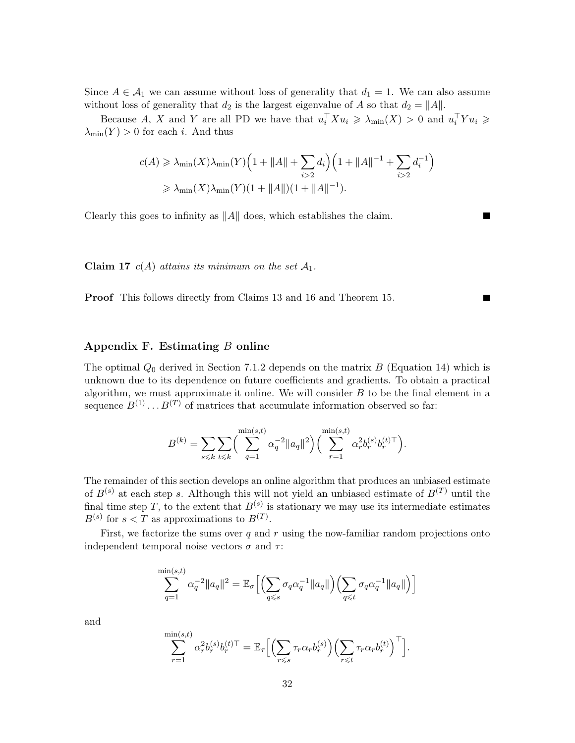Since $A \in \mathcal{A}_1$ we can assume without loss of generality that $d_1 = 1$. We can also assume without loss of generality that $d_2$ is the largest eigenvalue of $A$ so that $d_2 = \|A\|$.

Because $A$, $X$ and $Y$ are all PD we have that $u_i^\top X u_i \geqslant \lambda_{\min}(X) > 0$ and $u_i^\top Y u_i \geqslant \lambda_{\min}(Y) > 0$ for each $i$. And thus

$$
\begin{aligned}
c(A) &\geqslant \lambda_{\min}(X)\lambda_{\min}(Y)\Big(1 + \|A\| + \sum_{i>2} d_i\Big)\Big(1 + \|A\|^{-1} + \sum_{i>2} d_i^{-1}\Big) \\
&\geqslant \lambda_{\min}(X)\lambda_{\min}(Y)(1 + \|A\|)(1 + \|A\|^{-1}).
\end{aligned}
$$

Clearly this goes to infinity as $\|A\|$ does, which establishes the claim. ■

**Claim 17** *$c(A)$ attains its minimum on the set $\mathcal{A}_1$.*

**Proof** This follows directly from Claims 13 and 16 and Theorem 15. ■

## Appendix F. Estimating $B$ online

The optimal $Q_0$ derived in Section 7.1.2 depends on the matrix $B$ (Equation 14) which is unknown due to its dependence on future coefficients and gradients. To obtain a practical algorithm, we must approximate it online. We will consider $B$ to be the final element in a sequence $B^{(1)} \dots B^{(T)}$ of matrices that accumulate information observed so far:

$$
B^{(k)} = \sum_{s \leqslant k} \sum_{t \leqslant k} \Big( \sum_{q=1}^{\min(s,t)} \alpha_q^{-2} \|a_q\|^2 \Big) \Big( \sum_{r=1}^{\min(s,t)} \alpha_r^2 b_r^{(s)} b_r^{(t)\top} \Big).
$$

The remainder of this section develops an online algorithm that produces an unbiased estimate of $B^{(s)}$ at each step $s$. Although this will not yield an unbiased estimate of $B^{(T)}$ until the final time step $T$, to the extent that $B^{(s)}$ is stationary we may use its intermediate estimates $B^{(s)}$ for $s < T$ as approximations to $B^{(T)}$.

First, we factorize the sums over $q$ and $r$ using the now-familiar random projections onto independent temporal noise vectors $\sigma$ and $\tau$:

$$
\sum_{q=1}^{\min(s,t)} \alpha_q^{-2} \|a_q\|^2 = \mathbb{E}_\sigma \Big[ \Big( \sum_{q \leqslant s} \sigma_q \alpha_q^{-1} \|a_q\| \Big) \Big( \sum_{q \leqslant t} \sigma_q \alpha_q^{-1} \|a_q\| \Big) \Big]
$$

and

$$
\sum_{r=1}^{\min(s,t)} \alpha_r^2 b_r^{(s)} b_r^{(t)\top} = \mathbb{E}_\tau \Big[ \Big( \sum_{r \leqslant s} \tau_r \alpha_r b_r^{(s)} \Big) \Big( \sum_{r \leqslant t} \tau_r \alpha_r b_r^{(t)} \Big)^\top \Big].
$$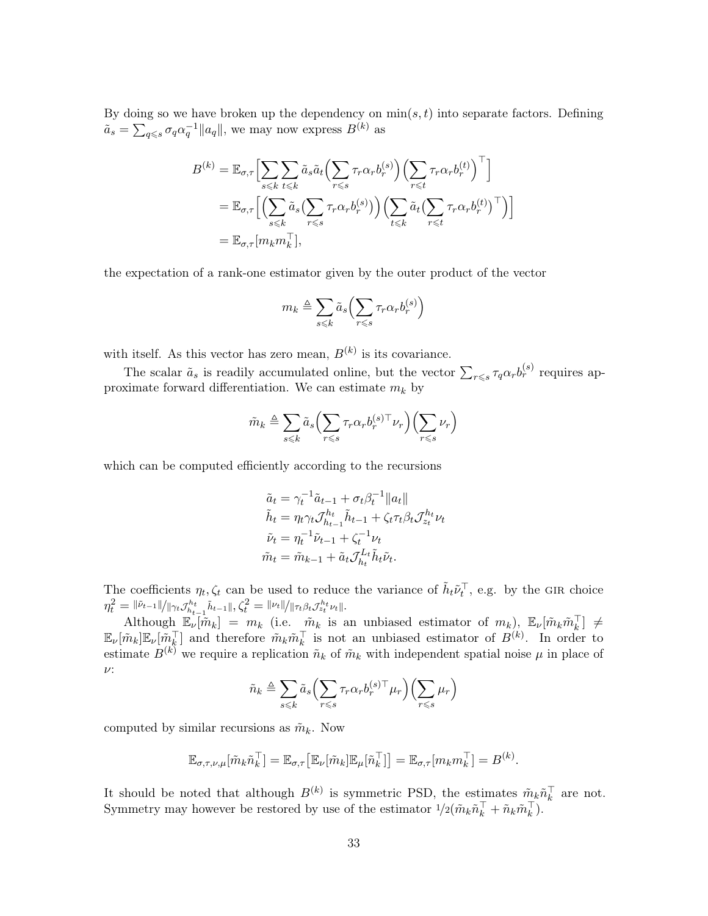By doing so we have broken up the dependency on $\min(s,t)$ into separate factors. Defining $\tilde{a}_s = \sum_{q \leqslant s} \sigma_q \alpha_q^{-1} \|a_q\|$, we may now express $B^{(k)}$ as

$$
\begin{aligned}
B^{(k)} &= \mathbb{E}_{\sigma,\tau}\Big[\sum_{s \leqslant k}\sum_{t \leqslant k} \tilde{a}_s \tilde{a}_t \Big(\sum_{r \leqslant s} \tau_r \alpha_r b_r^{(s)}\Big)\Big(\sum_{r \leqslant t} \tau_r \alpha_r b_r^{(t)}\Big)^\top\Big] \\
&= \mathbb{E}_{\sigma,\tau}\Big[\Big(\sum_{s \leqslant k} \tilde{a}_s \big(\sum_{r \leqslant s} \tau_r \alpha_r b_r^{(s)}\big)\Big)\Big(\sum_{t \leqslant k} \tilde{a}_t \big(\sum_{r \leqslant t} \tau_r \alpha_r b_r^{(t)}\big)^\top\Big)\Big] \\
&= \mathbb{E}_{\sigma,\tau}[m_k m_k^\top],
\end{aligned}
$$

the expectation of a rank-one estimator given by the outer product of the vector

$$
m_k \triangleq \sum_{s \leqslant k} \tilde{a}_s \Big(\sum_{r \leqslant s} \tau_r \alpha_r b_r^{(s)}\Big)
$$

with itself. As this vector has zero mean, $B^{(k)}$ is its covariance.

The scalar $\tilde{a}_s$ is readily accumulated online, but the vector $\sum_{r \leqslant s} \tau_q \alpha_r b_r^{(s)}$ requires approximate forward differentiation. We can estimate $m_k$ by

$$
\tilde{m}_k \triangleq \sum_{s \leqslant k} \tilde{a}_s \Big(\sum_{r \leqslant s} \tau_r \alpha_r b_r^{(s)\top} \nu_r\Big)\Big(\sum_{r \leqslant s} \nu_r\Big)
$$

which can be computed efficiently according to the recursions

$$
\begin{aligned}
\tilde{a}_t &= \gamma_t^{-1} \tilde{a}_{t-1} + \sigma_t \beta_t^{-1} \|a_t\| \\
\tilde{h}_t &= \eta_t \gamma_t \mathcal{J}_{h_{t-1}}^{h_t} \tilde{h}_{t-1} + \zeta_t \tau_t \beta_t \mathcal{J}_{z_t}^{h_t} \nu_t \\
\tilde{\nu}_t &= \eta_t^{-1} \tilde{\nu}_{t-1} + \zeta_t^{-1} \nu_t \\
\tilde{m}_t &= \tilde{m}_{k-1} + \tilde{a}_t \mathcal{J}_{h_t}^{L_t} \tilde{h}_t \tilde{\nu}_t.
\end{aligned}
$$

The coefficients $\eta_t, \zeta_t$ can be used to reduce the variance of $\tilde{h}_t \tilde{\nu}_t^\top$, e.g. by the GIR choice $\eta_t^2 = {\|\tilde{\nu}_{t-1}\|}/{\|\gamma_t \mathcal{J}_{h_{t-1}}^{h_t} \tilde{h}_{t-1}\|}, \zeta_t^2 = {\|\nu_t\|}/{\|\tau_t \beta_t \mathcal{J}_{z_t}^{h_t} \nu_t\|}$.

Although $\mathbb{E}_\nu[\tilde{m}_k] = m_k$ (i.e. $\tilde{m}_k$ is an unbiased estimator of $m_k$), $\mathbb{E}_\nu[\tilde{m}_k \tilde{m}_k^\top] \neq \mathbb{E}_\nu[\tilde{m}_k]\mathbb{E}_\nu[\tilde{m}_k^\top]$ and therefore $\tilde{m}_k \tilde{m}_k^\top$ is not an unbiased estimator of $B^{(k)}$. In order to estimate $B^{(k)}$ we require a replication $\tilde{n}_k$ of $\tilde{m}_k$ with independent spatial noise $\mu$ in place of $\nu$:

$$
\tilde{n}_k \triangleq \sum_{s \leqslant k} \tilde{a}_s \Big(\sum_{r \leqslant s} \tau_r \alpha_r b_r^{(s)\top} \mu_r\Big)\Big(\sum_{r \leqslant s} \mu_r\Big)
$$

computed by similar recursions as $\tilde{m}_k$. Now

$$
\mathbb{E}_{\sigma,\tau,\nu,\mu}[\tilde{m}_k \tilde{n}_k^\top] = \mathbb{E}_{\sigma,\tau}\big[\mathbb{E}_\nu[\tilde{m}_k]\mathbb{E}_\mu[\tilde{n}_k^\top]\big] = \mathbb{E}_{\sigma,\tau}[m_k m_k^\top] = B^{(k)}.
$$

It should be noted that although $B^{(k)}$ is symmetric PSD, the estimates $\tilde{m}_k \tilde{n}_k^\top$ are not. Symmetry may however be restored by use of the estimator ${1}/{2}(\tilde{m}_k \tilde{n}_k^\top + \tilde{n}_k \tilde{m}_k^\top)$.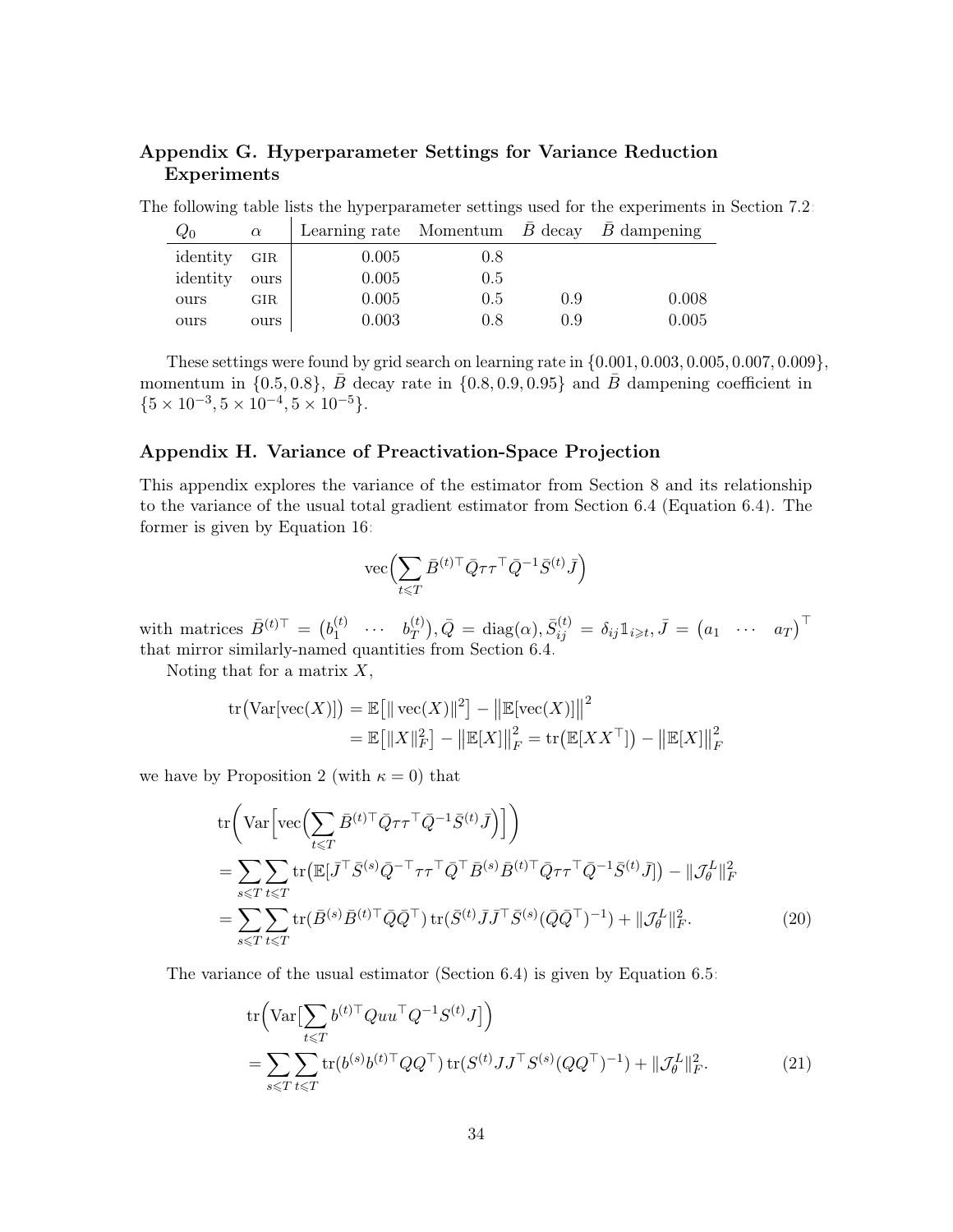## Appendix G. Hyperparameter Settings for Variance Reduction Experiments

The following table lists the hyperparameter settings used for the experiments in Section 7.2:

| $Q_0$ | $\alpha$ | Learning rate | Momentum | $\bar{B}$ decay | $\bar{B}$ dampening |
|---|---|---|---|---|---|
| identity | GIR | 0.005 | 0.8 | | |
| identity | ours | 0.005 | 0.5 | | |
| ours | GIR | 0.005 | 0.5 | 0.9 | 0.008 |
| ours | ours | 0.003 | 0.8 | 0.9 | 0.005 |

These settings were found by grid search on learning rate in $\{0.001, 0.003, 0.005, 0.007, 0.009\}$, momentum in $\{0.5, 0.8\}$, $\bar{B}$ decay rate in $\{0.8, 0.9, 0.95\}$ and $\bar{B}$ dampening coefficient in $\{5\times10^{-3}, 5\times10^{-4}, 5\times10^{-5}\}$.

## Appendix H. Variance of Preactivation-Space Projection

This appendix explores the variance of the estimator from Section 8 and its relationship to the variance of the usual total gradient estimator from Section 6.4 (Equation 6.4). The former is given by Equation 16:

$$\operatorname{vec}\Big(\sum_{t\leqslant T} \bar{B}^{(t)\top}\bar{Q}\tau\tau^\top\bar{Q}^{-1}\bar{S}^{(t)}\bar{J}\Big)$$

with matrices $\bar{B}^{(t)\top} = \begin{pmatrix} b_1^{(t)} & \cdots & b_T^{(t)} \end{pmatrix}, \bar{Q} = \operatorname{diag}(\alpha), \bar{S}_{ij}^{(t)} = \delta_{ij}\mathbb{1}_{i\geqslant t}, \bar{J} = \begin{pmatrix} a_1 & \cdots & a_T \end{pmatrix}^\top$ that mirror similarly-named quantities from Section 6.4.

Noting that for a matrix $X$,

$$\begin{aligned}
\operatorname{tr}\big(\operatorname{Var}[\operatorname{vec}(X)]\big) &= \mathbb{E}\big[\|\operatorname{vec}(X)\|^2\big] - \big\|\mathbb{E}[\operatorname{vec}(X)]\big\|^2 \\
&= \mathbb{E}\big[\|X\|_F^2\big] - \big\|\mathbb{E}[X]\big\|_F^2 = \operatorname{tr}\big(\mathbb{E}[XX^\top]\big) - \big\|\mathbb{E}[X]\big\|_F^2
\end{aligned}$$

we have by Proposition 2 (with $\kappa = 0$) that

$$\begin{aligned}
&\operatorname{tr}\bigg(\operatorname{Var}\Big[\operatorname{vec}\Big(\sum_{t\leqslant T}\bar{B}^{(t)\top}\bar{Q}\tau\tau^\top\bar{Q}^{-1}\bar{S}^{(t)}\bar{J}\Big)\Big]\bigg) \\
&= \sum_{s\leqslant T}\sum_{t\leqslant T}\operatorname{tr}\big(\mathbb{E}[\bar{J}^\top\bar{S}^{(s)}\bar{Q}^{-\top}\tau\tau^\top\bar{Q}^\top\bar{B}^{(s)}\bar{B}^{(t)\top}\bar{Q}\tau\tau^\top\bar{Q}^{-1}\bar{S}^{(t)}\bar{J}]\big) - \|\mathcal{J}_\theta^L\|_F^2 \\
&= \sum_{s\leqslant T}\sum_{t\leqslant T}\operatorname{tr}(\bar{B}^{(s)}\bar{B}^{(t)\top}\bar{Q}\bar{Q}^\top)\operatorname{tr}(\bar{S}^{(t)}\bar{J}\bar{J}^\top\bar{S}^{(s)}(\bar{Q}\bar{Q}^\top)^{-1}) + \|\mathcal{J}_\theta^L\|_F^2.
\end{aligned} \tag{20}$$

The variance of the usual estimator (Section 6.4) is given by Equation 6.5:

$$\begin{aligned}
&\operatorname{tr}\Big(\operatorname{Var}\big[\sum_{t\leqslant T} b^{(t)\top}Quu^\top Q^{-1}S^{(t)}J\big]\Big) \\
&= \sum_{s\leqslant T}\sum_{t\leqslant T}\operatorname{tr}(b^{(s)}b^{(t)\top}QQ^\top)\operatorname{tr}(S^{(t)}JJ^\top S^{(s)}(QQ^\top)^{-1}) + \|\mathcal{J}_\theta^L\|_F^2.
\end{aligned} \tag{21}$$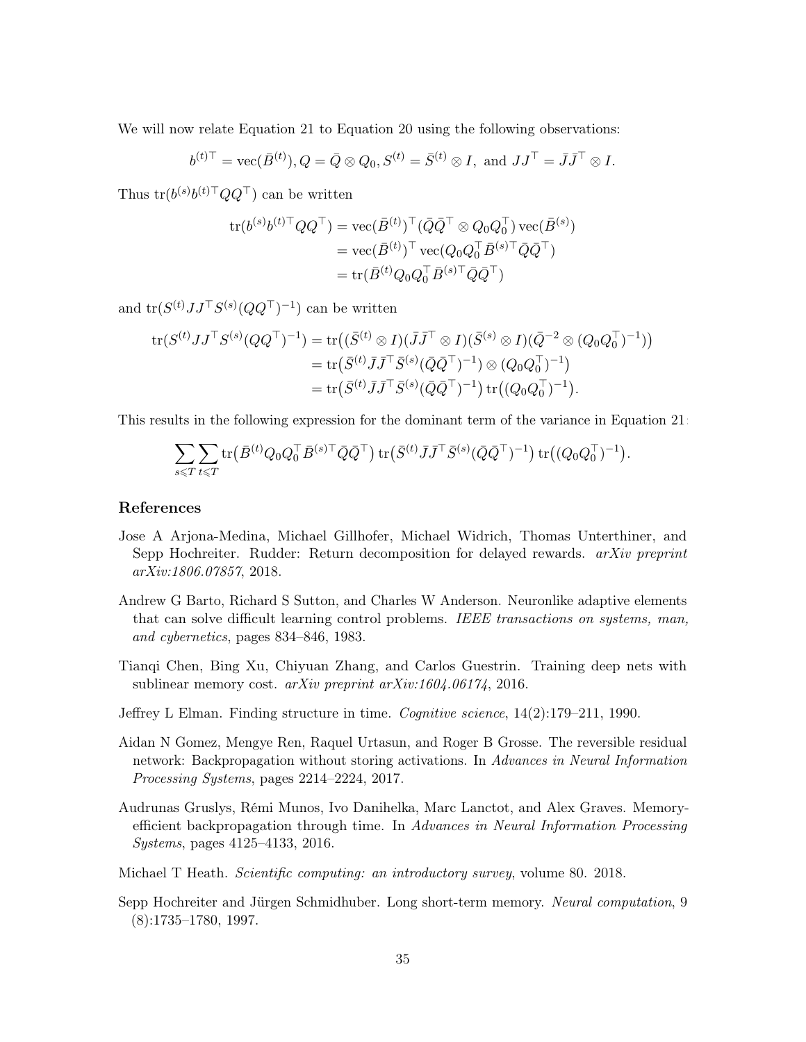We will now relate Equation 21 to Equation 20 using the following observations:

$$b^{(t)\top} = \operatorname{vec}(\bar{B}^{(t)}), Q = \bar{Q} \otimes Q_0, S^{(t)} = \bar{S}^{(t)} \otimes I, \text{ and } JJ^\top = \bar{J}\bar{J}^\top \otimes I.$$

Thus $\operatorname{tr}(b^{(s)} b^{(t)\top} QQ^\top)$ can be written

$$\begin{aligned}
\operatorname{tr}(b^{(s)} b^{(t)\top} QQ^\top) &= \operatorname{vec}(\bar{B}^{(t)})^\top (\bar{Q}\bar{Q}^\top \otimes Q_0 Q_0^\top) \operatorname{vec}(\bar{B}^{(s)}) \\
&= \operatorname{vec}(\bar{B}^{(t)})^\top \operatorname{vec}(Q_0 Q_0^\top \bar{B}^{(s)\top} \bar{Q}\bar{Q}^\top) \\
&= \operatorname{tr}(\bar{B}^{(t)} Q_0 Q_0^\top \bar{B}^{(s)\top} \bar{Q}\bar{Q}^\top)
\end{aligned}$$

and $\operatorname{tr}(S^{(t)} JJ^\top S^{(s)} (QQ^\top)^{-1})$ can be written

$$\begin{aligned}
\operatorname{tr}(S^{(t)} JJ^\top S^{(s)} (QQ^\top)^{-1}) &= \operatorname{tr}\big((\bar{S}^{(t)} \otimes I)(\bar{J}\bar{J}^\top \otimes I)(\bar{S}^{(s)} \otimes I)(\bar{Q}^{-2} \otimes (Q_0 Q_0^\top)^{-1})\big) \\
&= \operatorname{tr}\big(\bar{S}^{(t)} \bar{J}\bar{J}^\top \bar{S}^{(s)} (\bar{Q}\bar{Q}^\top)^{-1}) \otimes (Q_0 Q_0^\top)^{-1}\big) \\
&= \operatorname{tr}\big(\bar{S}^{(t)} \bar{J}\bar{J}^\top \bar{S}^{(s)} (\bar{Q}\bar{Q}^\top)^{-1}\big) \operatorname{tr}\big((Q_0 Q_0^\top)^{-1}\big).
\end{aligned}$$

This results in the following expression for the dominant term of the variance in Equation 21:

$$\sum_{s \leqslant T} \sum_{t \leqslant T} \operatorname{tr}\big(\bar{B}^{(t)} Q_0 Q_0^\top \bar{B}^{(s)\top} \bar{Q}\bar{Q}^\top\big) \operatorname{tr}\big(\bar{S}^{(t)} \bar{J}\bar{J}^\top \bar{S}^{(s)} (\bar{Q}\bar{Q}^\top)^{-1}\big) \operatorname{tr}\big((Q_0 Q_0^\top)^{-1}\big).$$

## References

Jose A Arjona-Medina, Michael Gillhofer, Michael Widrich, Thomas Unterthiner, and Sepp Hochreiter. Rudder: Return decomposition for delayed rewards. *arXiv preprint arXiv:1806.07857*, 2018.

Andrew G Barto, Richard S Sutton, and Charles W Anderson. Neuronlike adaptive elements that can solve difficult learning control problems. *IEEE transactions on systems, man, and cybernetics*, pages 834–846, 1983.

Tianqi Chen, Bing Xu, Chiyuan Zhang, and Carlos Guestrin. Training deep nets with sublinear memory cost. *arXiv preprint arXiv:1604.06174*, 2016.

Jeffrey L Elman. Finding structure in time. *Cognitive science*, 14(2):179–211, 1990.

Aidan N Gomez, Mengye Ren, Raquel Urtasun, and Roger B Grosse. The reversible residual network: Backpropagation without storing activations. In *Advances in Neural Information Processing Systems*, pages 2214–2224, 2017.

Audrunas Gruslys, Rémi Munos, Ivo Danihelka, Marc Lanctot, and Alex Graves. Memory-efficient backpropagation through time. In *Advances in Neural Information Processing Systems*, pages 4125–4133, 2016.

Michael T Heath. *Scientific computing: an introductory survey*, volume 80. 2018.

Sepp Hochreiter and Jürgen Schmidhuber. Long short-term memory. *Neural computation*, 9 (8):1735–1780, 1997.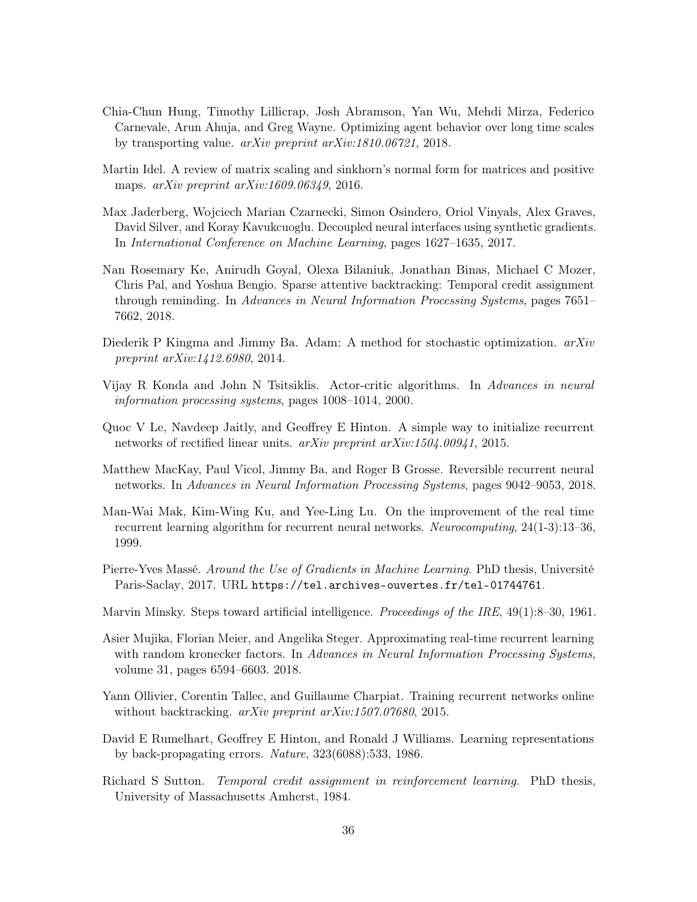Chia-Chun Hung, Timothy Lillicrap, Josh Abramson, Yan Wu, Mehdi Mirza, Federico Carnevale, Arun Ahuja, and Greg Wayne. Optimizing agent behavior over long time scales by transporting value. *arXiv preprint arXiv:1810.06721*, 2018.

Martin Idel. A review of matrix scaling and sinkhorn's normal form for matrices and positive maps. *arXiv preprint arXiv:1609.06349*, 2016.

Max Jaderberg, Wojciech Marian Czarnecki, Simon Osindero, Oriol Vinyals, Alex Graves, David Silver, and Koray Kavukcuoglu. Decoupled neural interfaces using synthetic gradients. In *International Conference on Machine Learning*, pages 1627–1635, 2017.

Nan Rosemary Ke, Anirudh Goyal, Olexa Bilaniuk, Jonathan Binas, Michael C Mozer, Chris Pal, and Yoshua Bengio. Sparse attentive backtracking: Temporal credit assignment through reminding. In *Advances in Neural Information Processing Systems*, pages 7651–7662, 2018.

Diederik P Kingma and Jimmy Ba. Adam: A method for stochastic optimization. *arXiv preprint arXiv:1412.6980*, 2014.

Vijay R Konda and John N Tsitsiklis. Actor-critic algorithms. In *Advances in neural information processing systems*, pages 1008–1014, 2000.

Quoc V Le, Navdeep Jaitly, and Geoffrey E Hinton. A simple way to initialize recurrent networks of rectified linear units. *arXiv preprint arXiv:1504.00941*, 2015.

Matthew MacKay, Paul Vicol, Jimmy Ba, and Roger B Grosse. Reversible recurrent neural networks. In *Advances in Neural Information Processing Systems*, pages 9042–9053, 2018.

Man-Wai Mak, Kim-Wing Ku, and Yee-Ling Lu. On the improvement of the real time recurrent learning algorithm for recurrent neural networks. *Neurocomputing*, 24(1-3):13–36, 1999.

Pierre-Yves Massé. *Around the Use of Gradients in Machine Learning*. PhD thesis, Université Paris-Saclay, 2017. URL `https://tel.archives-ouvertes.fr/tel-01744761`.

Marvin Minsky. Steps toward artificial intelligence. *Proceedings of the IRE*, 49(1):8–30, 1961.

Asier Mujika, Florian Meier, and Angelika Steger. Approximating real-time recurrent learning with random kronecker factors. In *Advances in Neural Information Processing Systems*, volume 31, pages 6594–6603. 2018.

Yann Ollivier, Corentin Tallec, and Guillaume Charpiat. Training recurrent networks online without backtracking. *arXiv preprint arXiv:1507.07680*, 2015.

David E Rumelhart, Geoffrey E Hinton, and Ronald J Williams. Learning representations by back-propagating errors. *Nature*, 323(6088):533, 1986.

Richard S Sutton. *Temporal credit assignment in reinforcement learning*. PhD thesis, University of Massachusetts Amherst, 1984.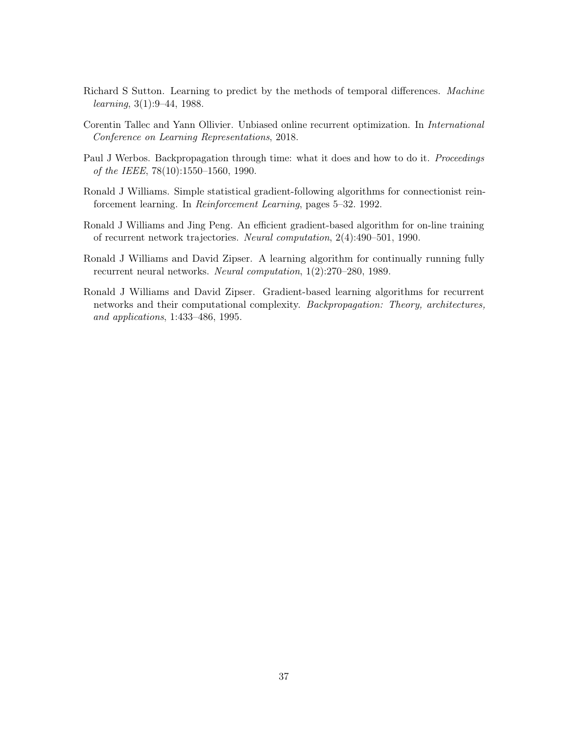Richard S Sutton. Learning to predict by the methods of temporal differences. *Machine learning*, 3(1):9–44, 1988.

Corentin Tallec and Yann Ollivier. Unbiased online recurrent optimization. In *International Conference on Learning Representations*, 2018.

Paul J Werbos. Backpropagation through time: what it does and how to do it. *Proceedings of the IEEE*, 78(10):1550–1560, 1990.

Ronald J Williams. Simple statistical gradient-following algorithms for connectionist reinforcement learning. In *Reinforcement Learning*, pages 5–32. 1992.

Ronald J Williams and Jing Peng. An efficient gradient-based algorithm for on-line training of recurrent network trajectories. *Neural computation*, 2(4):490–501, 1990.

Ronald J Williams and David Zipser. A learning algorithm for continually running fully recurrent neural networks. *Neural computation*, 1(2):270–280, 1989.

Ronald J Williams and David Zipser. Gradient-based learning algorithms for recurrent networks and their computational complexity. *Backpropagation: Theory, architectures, and applications*, 1:433–486, 1995.